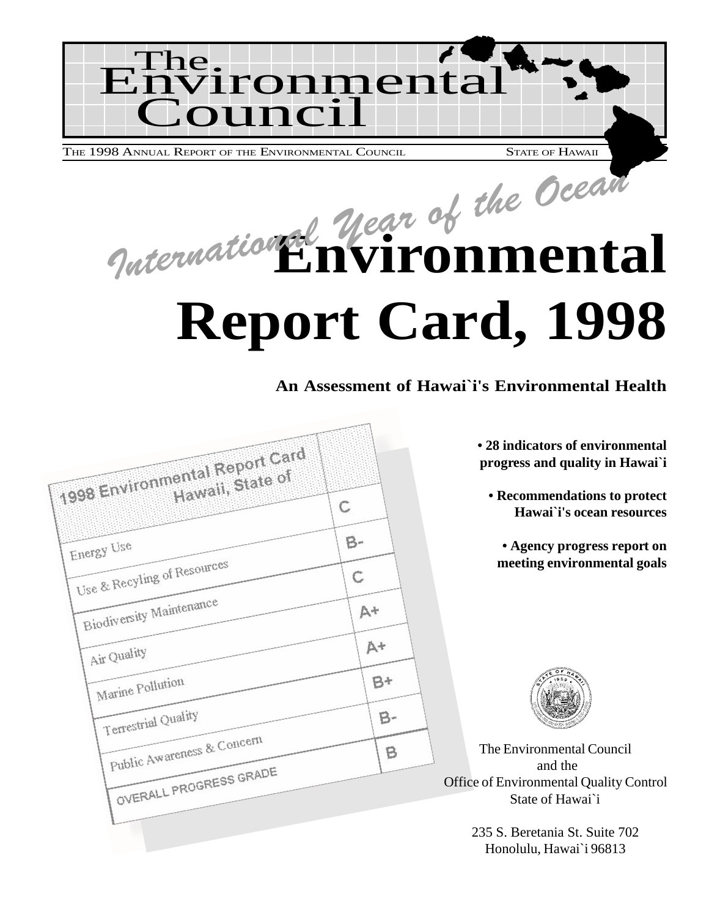# The Environmental Council

THE 1998 ANNUAL REPORT OF THE ENVIRONMENTAL COUNCIL — STATE OF HAWAII

*International Year of the Ocean*

# Environmental Report Card, 1998

## An Assessment of Hawai`i's Environmental Health

| 1998 Environmental Report Card Hawaii, State of | |
|---|---|
| Energy Use | C |
| Use & Recyling of Resources | B- |
| Biodiversity Maintenance | C |
| Air Quality | A+ |
| Marine Pollution | A+ |
| Terrestrial Quality | B+ |
| Public Awareness & Concern | B- |
| OVERALL PROGRESS GRADE | B |

- **28 indicators of environmental progress and quality in Hawai`i**
- **Recommendations to protect Hawai`i's ocean resources**
- **Agency progress report on meeting environmental goals**

The Environmental Council
and the
Office of Environmental Quality Control
State of Hawai`i

235 S. Beretania St. Suite 702
Honolulu, Hawai`i 96813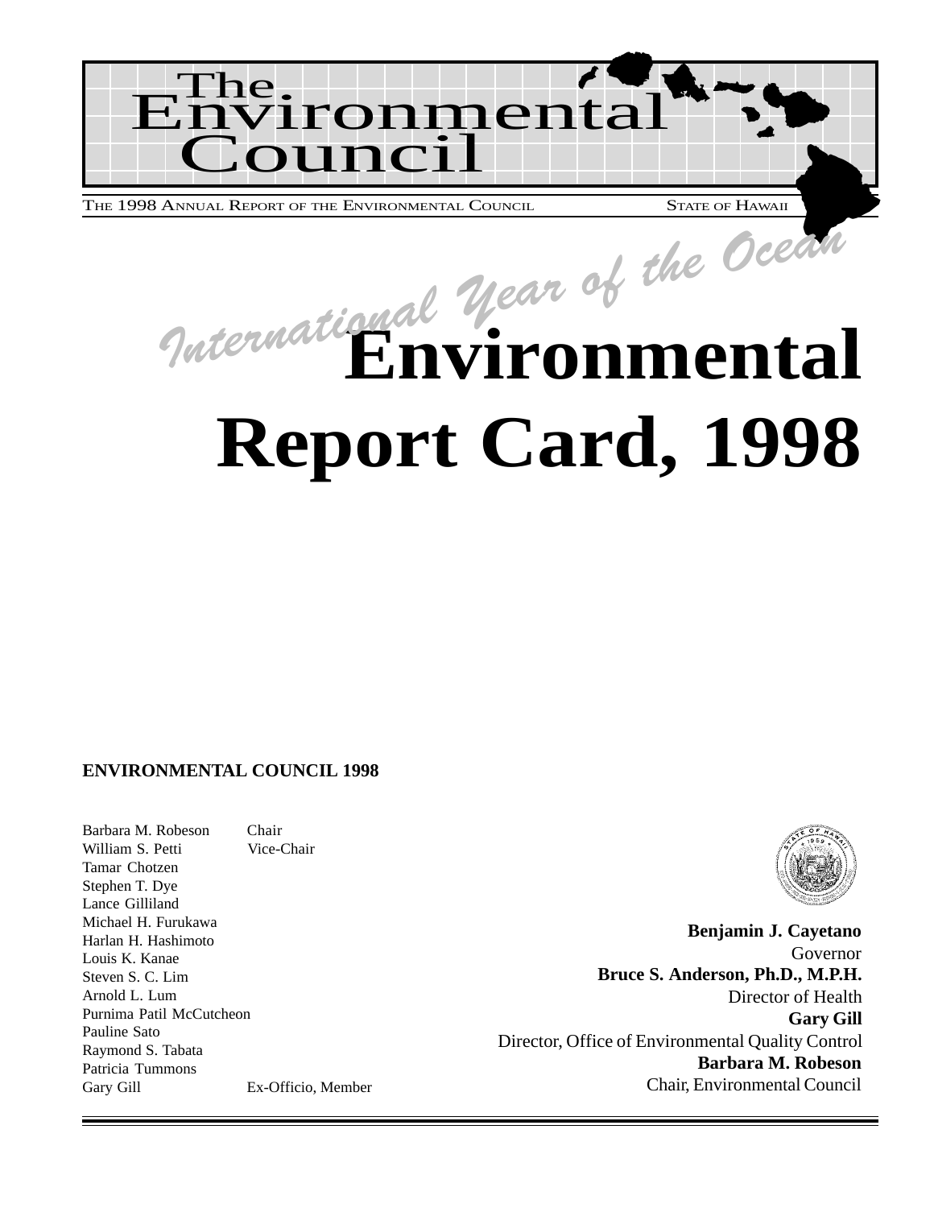# The Environmental Council

THE 1998 ANNUAL REPORT OF THE ENVIRONMENTAL COUNCIL STATE OF HAWAII

*International Year of the Ocean*

# Environmental Report Card, 1998

**ENVIRONMENTAL COUNCIL 1998**

| | |
|---|---|
| Barbara M. Robeson | Chair |
| William S. Petti | Vice-Chair |
| Tamar Chotzen | |
| Stephen T. Dye | |
| Lance Gilliland | |
| Michael H. Furukawa | |
| Harlan H. Hashimoto | |
| Louis K. Kanae | |
| Steven S. C. Lim | |
| Arnold L. Lum | |
| Purnima Patil McCutcheon | |
| Pauline Sato | |
| Raymond S. Tabata | |
| Patricia Tummons | |
| Gary Gill | Ex-Officio, Member |

**Benjamin J. Cayetano**
Governor
**Bruce S. Anderson, Ph.D., M.P.H.**
Director of Health
**Gary Gill**
Director, Office of Environmental Quality Control
**Barbara M. Robeson**
Chair, Environmental Council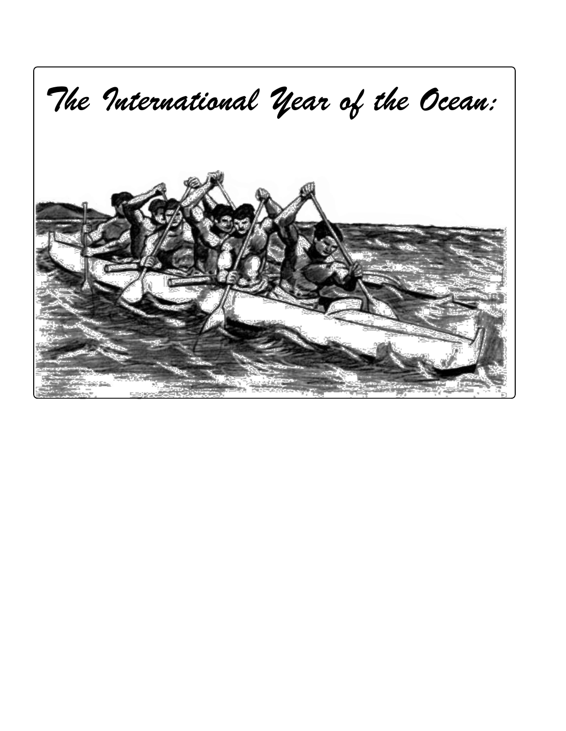# *The International Year of the Ocean:*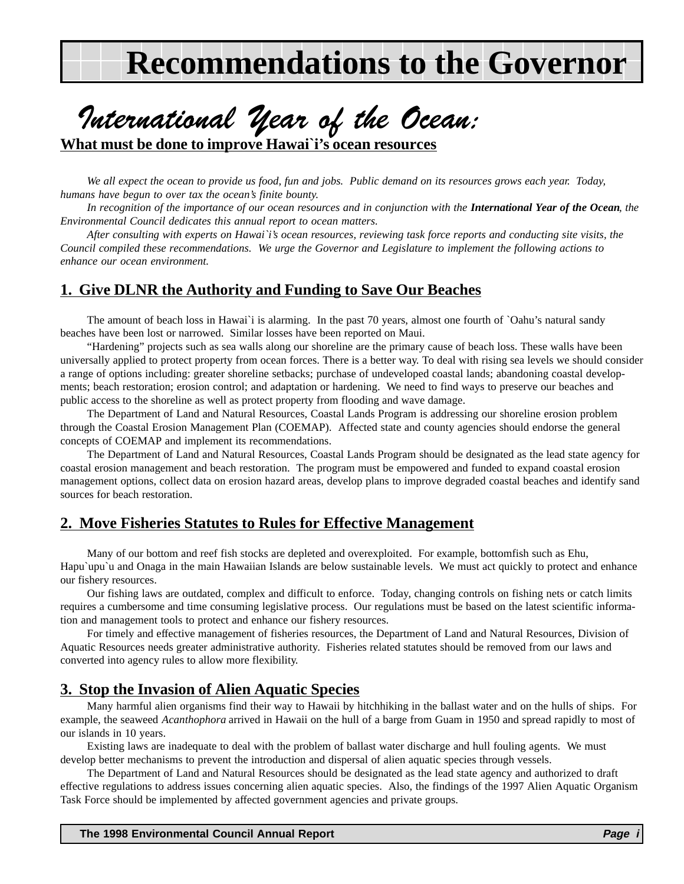# Recommendations to the Governor

## *International Year of the Ocean:*

**What must be done to improve Hawai`i's ocean resources**

*We all expect the ocean to provide us food, fun and jobs. Public demand on its resources grows each year. Today, humans have begun to over tax the ocean's finite bounty.*

*In recognition of the importance of our ocean resources and in conjunction with the* ***International Year of the Ocean****, the Environmental Council dedicates this annual report to ocean matters.*

*After consulting with experts on Hawai`i's ocean resources, reviewing task force reports and conducting site visits, the Council compiled these recommendations. We urge the Governor and Legislature to implement the following actions to enhance our ocean environment.*

### 1. Give DLNR the Authority and Funding to Save Our Beaches

The amount of beach loss in Hawai`i is alarming. In the past 70 years, almost one fourth of `Oahu's natural sandy beaches have been lost or narrowed. Similar losses have been reported on Maui.

"Hardening" projects such as sea walls along our shoreline are the primary cause of beach loss. These walls have been universally applied to protect property from ocean forces. There is a better way. To deal with rising sea levels we should consider a range of options including: greater shoreline setbacks; purchase of undeveloped coastal lands; abandoning coastal developments; beach restoration; erosion control; and adaptation or hardening. We need to find ways to preserve our beaches and public access to the shoreline as well as protect property from flooding and wave damage.

The Department of Land and Natural Resources, Coastal Lands Program is addressing our shoreline erosion problem through the Coastal Erosion Management Plan (COEMAP). Affected state and county agencies should endorse the general concepts of COEMAP and implement its recommendations.

The Department of Land and Natural Resources, Coastal Lands Program should be designated as the lead state agency for coastal erosion management and beach restoration. The program must be empowered and funded to expand coastal erosion management options, collect data on erosion hazard areas, develop plans to improve degraded coastal beaches and identify sand sources for beach restoration.

### 2. Move Fisheries Statutes to Rules for Effective Management

Many of our bottom and reef fish stocks are depleted and overexploited. For example, bottomfish such as Ehu, Hapu`upu`u and Onaga in the main Hawaiian Islands are below sustainable levels. We must act quickly to protect and enhance our fishery resources.

Our fishing laws are outdated, complex and difficult to enforce. Today, changing controls on fishing nets or catch limits requires a cumbersome and time consuming legislative process. Our regulations must be based on the latest scientific information and management tools to protect and enhance our fishery resources.

For timely and effective management of fisheries resources, the Department of Land and Natural Resources, Division of Aquatic Resources needs greater administrative authority. Fisheries related statutes should be removed from our laws and converted into agency rules to allow more flexibility.

### 3. Stop the Invasion of Alien Aquatic Species

Many harmful alien organisms find their way to Hawaii by hitchhiking in the ballast water and on the hulls of ships. For example, the seaweed *Acanthophora* arrived in Hawaii on the hull of a barge from Guam in 1950 and spread rapidly to most of our islands in 10 years.

Existing laws are inadequate to deal with the problem of ballast water discharge and hull fouling agents. We must develop better mechanisms to prevent the introduction and dispersal of alien aquatic species through vessels.

The Department of Land and Natural Resources should be designated as the lead state agency and authorized to draft effective regulations to address issues concerning alien aquatic species. Also, the findings of the 1997 Alien Aquatic Organism Task Force should be implemented by affected government agencies and private groups.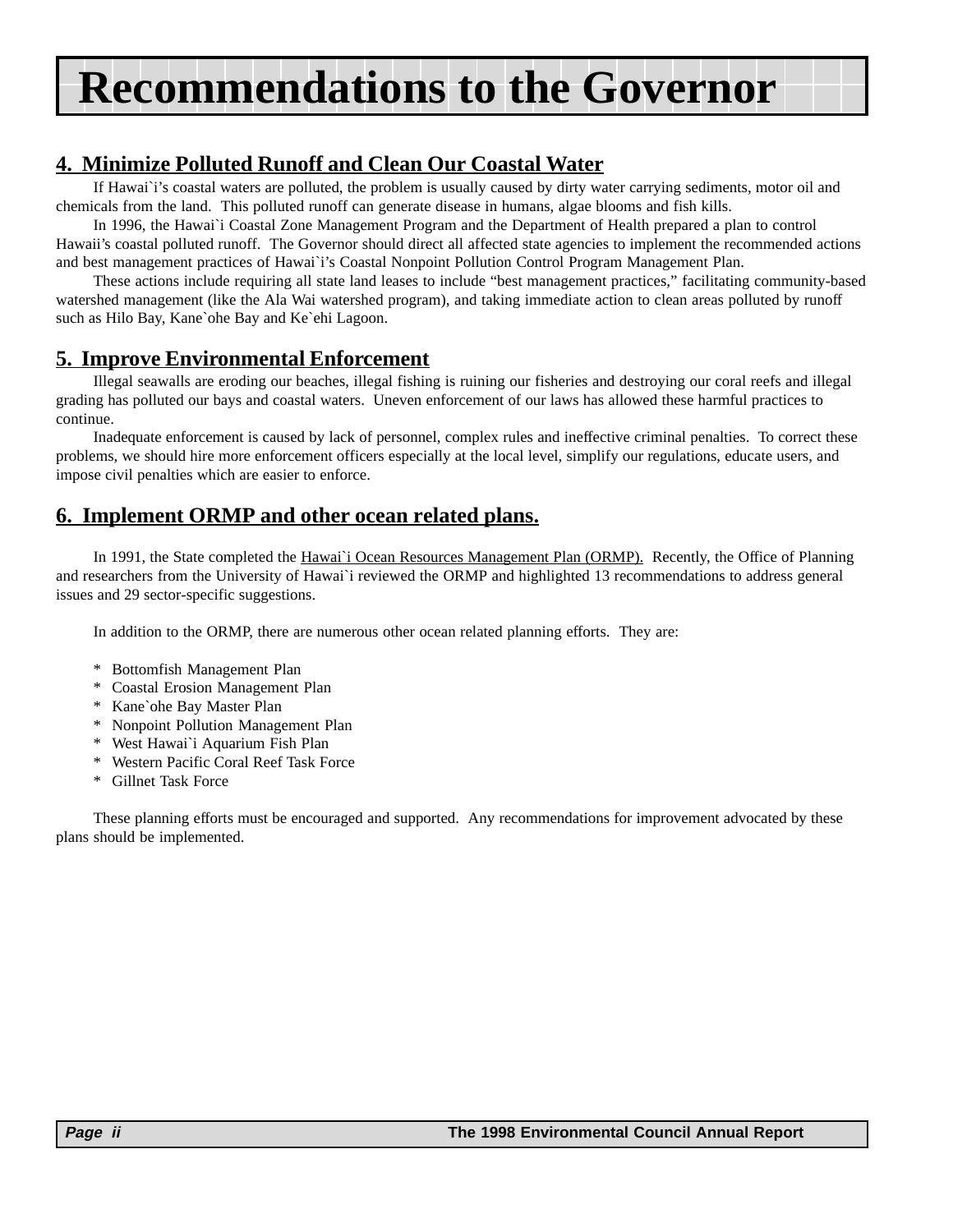# Recommendations to the Governor

## 4. Minimize Polluted Runoff and Clean Our Coastal Water

If Hawai`i's coastal waters are polluted, the problem is usually caused by dirty water carrying sediments, motor oil and chemicals from the land. This polluted runoff can generate disease in humans, algae blooms and fish kills.

In 1996, the Hawai`i Coastal Zone Management Program and the Department of Health prepared a plan to control Hawaii's coastal polluted runoff. The Governor should direct all affected state agencies to implement the recommended actions and best management practices of Hawai`i's Coastal Nonpoint Pollution Control Program Management Plan.

These actions include requiring all state land leases to include "best management practices," facilitating community-based watershed management (like the Ala Wai watershed program), and taking immediate action to clean areas polluted by runoff such as Hilo Bay, Kane`ohe Bay and Ke`ehi Lagoon.

## 5. Improve Environmental Enforcement

Illegal seawalls are eroding our beaches, illegal fishing is ruining our fisheries and destroying our coral reefs and illegal grading has polluted our bays and coastal waters. Uneven enforcement of our laws has allowed these harmful practices to continue.

Inadequate enforcement is caused by lack of personnel, complex rules and ineffective criminal penalties. To correct these problems, we should hire more enforcement officers especially at the local level, simplify our regulations, educate users, and impose civil penalties which are easier to enforce.

## 6. Implement ORMP and other ocean related plans.

In 1991, the State completed the Hawai`i Ocean Resources Management Plan (ORMP). Recently, the Office of Planning and researchers from the University of Hawai`i reviewed the ORMP and highlighted 13 recommendations to address general issues and 29 sector-specific suggestions.

In addition to the ORMP, there are numerous other ocean related planning efforts. They are:

* Bottomfish Management Plan
* Coastal Erosion Management Plan
* Kane`ohe Bay Master Plan
* Nonpoint Pollution Management Plan
* West Hawai`i Aquarium Fish Plan
* Western Pacific Coral Reef Task Force
* Gillnet Task Force

These planning efforts must be encouraged and supported. Any recommendations for improvement advocated by these plans should be implemented.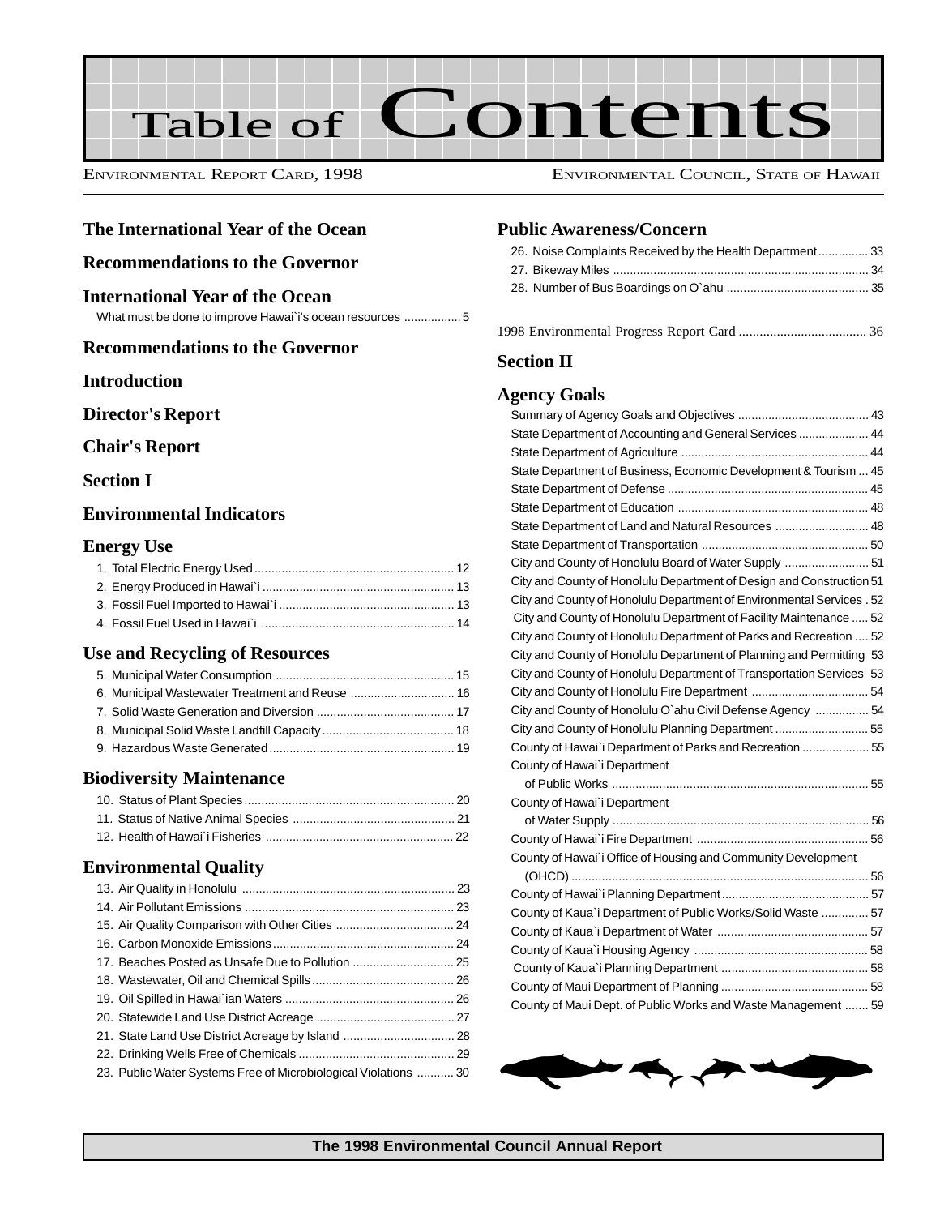# Table of Contents

ENVIRONMENTAL REPORT CARD, 1998 — ENVIRONMENTAL COUNCIL, STATE OF HAWAII

## The International Year of the Ocean

## Recommendations to the Governor

## International Year of the Ocean

What must be done to improve Hawai`i's ocean resources ................ 5

## Recommendations to the Governor

## Introduction

## Director's Report

## Chair's Report

## Section I

## Environmental Indicators

### Energy Use

1. Total Electric Energy Used ........................................................... 12
2. Energy Produced in Hawai`i ......................................................... 13
3. Fossil Fuel Imported to Hawai`i .................................................... 13
4. Fossil Fuel Used in Hawai`i ......................................................... 14

### Use and Recycling of Resources

5. Municipal Water Consumption ..................................................... 15
6. Municipal Wastewater Treatment and Reuse ............................... 16
7. Solid Waste Generation and Diversion ......................................... 17
8. Municipal Solid Waste Landfill Capacity ....................................... 18
9. Hazardous Waste Generated ....................................................... 19

### Biodiversity Maintenance

10. Status of Plant Species .............................................................. 20
11. Status of Native Animal Species ................................................ 21
12. Health of Hawai`i Fisheries ....................................................... 22

### Environmental Quality

13. Air Quality in Honolulu ............................................................... 23
14. Air Pollutant Emissions .............................................................. 23
15. Air Quality Comparison with Other Cities ................................... 24
16. Carbon Monoxide Emissions ...................................................... 24
17. Beaches Posted as Unsafe Due to Pollution .............................. 25
18. Wastewater, Oil and Chemical Spills .......................................... 26
19. Oil Spilled in Hawai`ian Waters .................................................. 26
20. Statewide Land Use District Acreage ......................................... 27
21. State Land Use District Acreage by Island ................................. 28
22. Drinking Wells Free of Chemicals .............................................. 29
23. Public Water Systems Free of Microbiological Violations ........... 30

### Public Awareness/Concern

26. Noise Complaints Received by the Health Department ............... 33
27. Bikeway Miles ............................................................................ 34
28. Number of Bus Boardings on O`ahu .......................................... 35

1998 Environmental Progress Report Card ..................................... 36

## Section II

## Agency Goals

- Summary of Agency Goals and Objectives ....................................... 43
- State Department of Accounting and General Services ..................... 44
- State Department of Agriculture ....................................................... 44
- State Department of Business, Economic Development & Tourism ... 45
- State Department of Defense ........................................................... 45
- State Department of Education ......................................................... 48
- State Department of Land and Natural Resources ............................ 48
- State Department of Transportation ................................................. 50
- City and County of Honolulu Board of Water Supply ......................... 51
- City and County of Honolulu Department of Design and Construction 51
- City and County of Honolulu Department of Environmental Services . 52
- City and County of Honolulu Department of Facility Maintenance ..... 52
- City and County of Honolulu Department of Parks and Recreation .... 52
- City and County of Honolulu Department of Planning and Permitting 53
- City and County of Honolulu Department of Transportation Services 53
- City and County of Honolulu Fire Department ................................... 54
- City and County of Honolulu O`ahu Civil Defense Agency ................ 54
- City and County of Honolulu Planning Department ............................ 55
- County of Hawai`i Department of Parks and Recreation .................... 55
- County of Hawai`i Department of Public Works ........................................................................... 55
- County of Hawai`i Department of Water Supply ........................................................................... 56
- County of Hawai`i Fire Department .................................................. 56
- County of Hawai`i Office of Housing and Community Development (OHCD) ........................................................................................ 56
- County of Hawai`i Planning Department ............................................ 57
- County of Kaua`i Department of Public Works/Solid Waste .............. 57
- County of Kaua`i Department of Water ............................................ 57
- County of Kaua`i Housing Agency ................................................... 58
- County of Kaua`i Planning Department ............................................ 58
- County of Maui Department of Planning ............................................ 58
- County of Maui Dept. of Public Works and Waste Management ....... 59

The 1998 Environmental Council Annual Report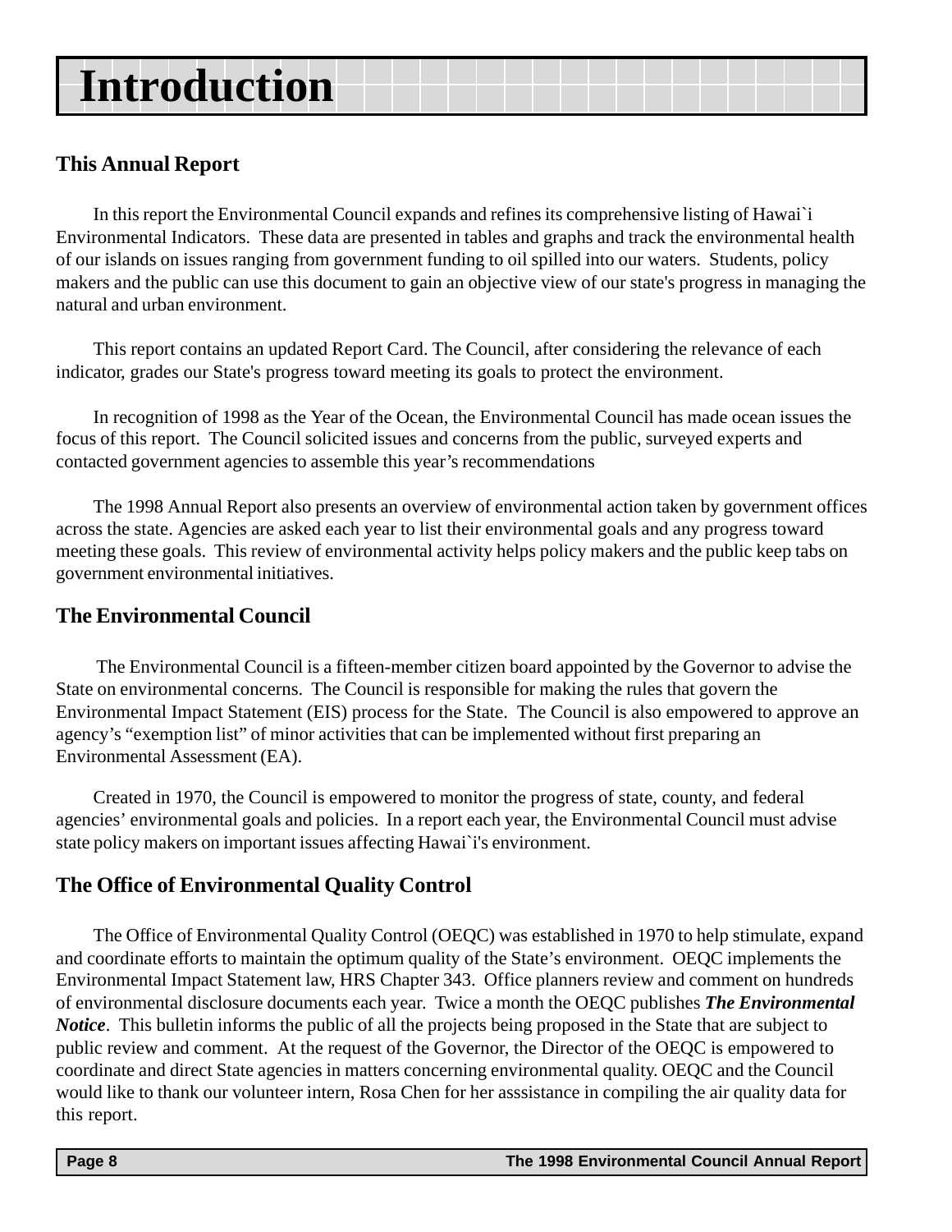# Introduction

## This Annual Report

In this report the Environmental Council expands and refines its comprehensive listing of Hawai`i Environmental Indicators. These data are presented in tables and graphs and track the environmental health of our islands on issues ranging from government funding to oil spilled into our waters. Students, policy makers and the public can use this document to gain an objective view of our state's progress in managing the natural and urban environment.

This report contains an updated Report Card. The Council, after considering the relevance of each indicator, grades our State's progress toward meeting its goals to protect the environment.

In recognition of 1998 as the Year of the Ocean, the Environmental Council has made ocean issues the focus of this report. The Council solicited issues and concerns from the public, surveyed experts and contacted government agencies to assemble this year's recommendations

The 1998 Annual Report also presents an overview of environmental action taken by government offices across the state. Agencies are asked each year to list their environmental goals and any progress toward meeting these goals. This review of environmental activity helps policy makers and the public keep tabs on government environmental initiatives.

## The Environmental Council

The Environmental Council is a fifteen-member citizen board appointed by the Governor to advise the State on environmental concerns. The Council is responsible for making the rules that govern the Environmental Impact Statement (EIS) process for the State. The Council is also empowered to approve an agency's "exemption list" of minor activities that can be implemented without first preparing an Environmental Assessment (EA).

Created in 1970, the Council is empowered to monitor the progress of state, county, and federal agencies' environmental goals and policies. In a report each year, the Environmental Council must advise state policy makers on important issues affecting Hawai`i's environment.

## The Office of Environmental Quality Control

The Office of Environmental Quality Control (OEQC) was established in 1970 to help stimulate, expand and coordinate efforts to maintain the optimum quality of the State's environment. OEQC implements the Environmental Impact Statement law, HRS Chapter 343. Office planners review and comment on hundreds of environmental disclosure documents each year. Twice a month the OEQC publishes ***The Environmental Notice***. This bulletin informs the public of all the projects being proposed in the State that are subject to public review and comment. At the request of the Governor, the Director of the OEQC is empowered to coordinate and direct State agencies in matters concerning environmental quality. OEQC and the Council would like to thank our volunteer intern, Rosa Chen for her asssistance in compiling the air quality data for this report.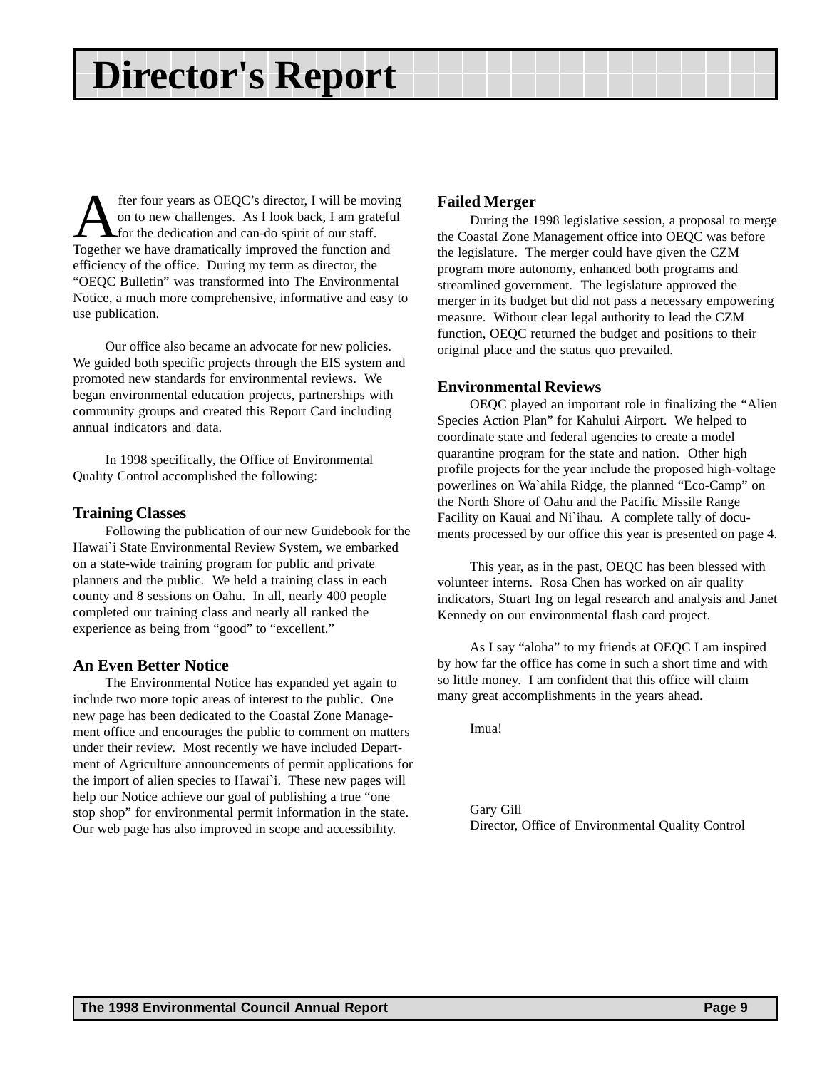# Director's Report

After four years as OEQC's director, I will be moving on to new challenges. As I look back, I am grateful for the dedication and can-do spirit of our staff. Together we have dramatically improved the function and efficiency of the office. During my term as director, the "OEQC Bulletin" was transformed into The Environmental Notice, a much more comprehensive, informative and easy to use publication.

Our office also became an advocate for new policies. We guided both specific projects through the EIS system and promoted new standards for environmental reviews. We began environmental education projects, partnerships with community groups and created this Report Card including annual indicators and data.

In 1998 specifically, the Office of Environmental Quality Control accomplished the following:

### Training Classes

Following the publication of our new Guidebook for the Hawai`i State Environmental Review System, we embarked on a state-wide training program for public and private planners and the public. We held a training class in each county and 8 sessions on Oahu. In all, nearly 400 people completed our training class and nearly all ranked the experience as being from "good" to "excellent."

### An Even Better Notice

The Environmental Notice has expanded yet again to include two more topic areas of interest to the public. One new page has been dedicated to the Coastal Zone Management office and encourages the public to comment on matters under their review. Most recently we have included Department of Agriculture announcements of permit applications for the import of alien species to Hawai`i. These new pages will help our Notice achieve our goal of publishing a true "one stop shop" for environmental permit information in the state. Our web page has also improved in scope and accessibility.

### Failed Merger

During the 1998 legislative session, a proposal to merge the Coastal Zone Management office into OEQC was before the legislature. The merger could have given the CZM program more autonomy, enhanced both programs and streamlined government. The legislature approved the merger in its budget but did not pass a necessary empowering measure. Without clear legal authority to lead the CZM function, OEQC returned the budget and positions to their original place and the status quo prevailed.

### Environmental Reviews

OEQC played an important role in finalizing the "Alien Species Action Plan" for Kahului Airport. We helped to coordinate state and federal agencies to create a model quarantine program for the state and nation. Other high profile projects for the year include the proposed high-voltage powerlines on Wa`ahila Ridge, the planned "Eco-Camp" on the North Shore of Oahu and the Pacific Missile Range Facility on Kauai and Ni`ihau. A complete tally of documents processed by our office this year is presented on page 4.

This year, as in the past, OEQC has been blessed with volunteer interns. Rosa Chen has worked on air quality indicators, Stuart Ing on legal research and analysis and Janet Kennedy on our environmental flash card project.

As I say "aloha" to my friends at OEQC I am inspired by how far the office has come in such a short time and with so little money. I am confident that this office will claim many great accomplishments in the years ahead.

Imua!

Gary Gill
Director, Office of Environmental Quality Control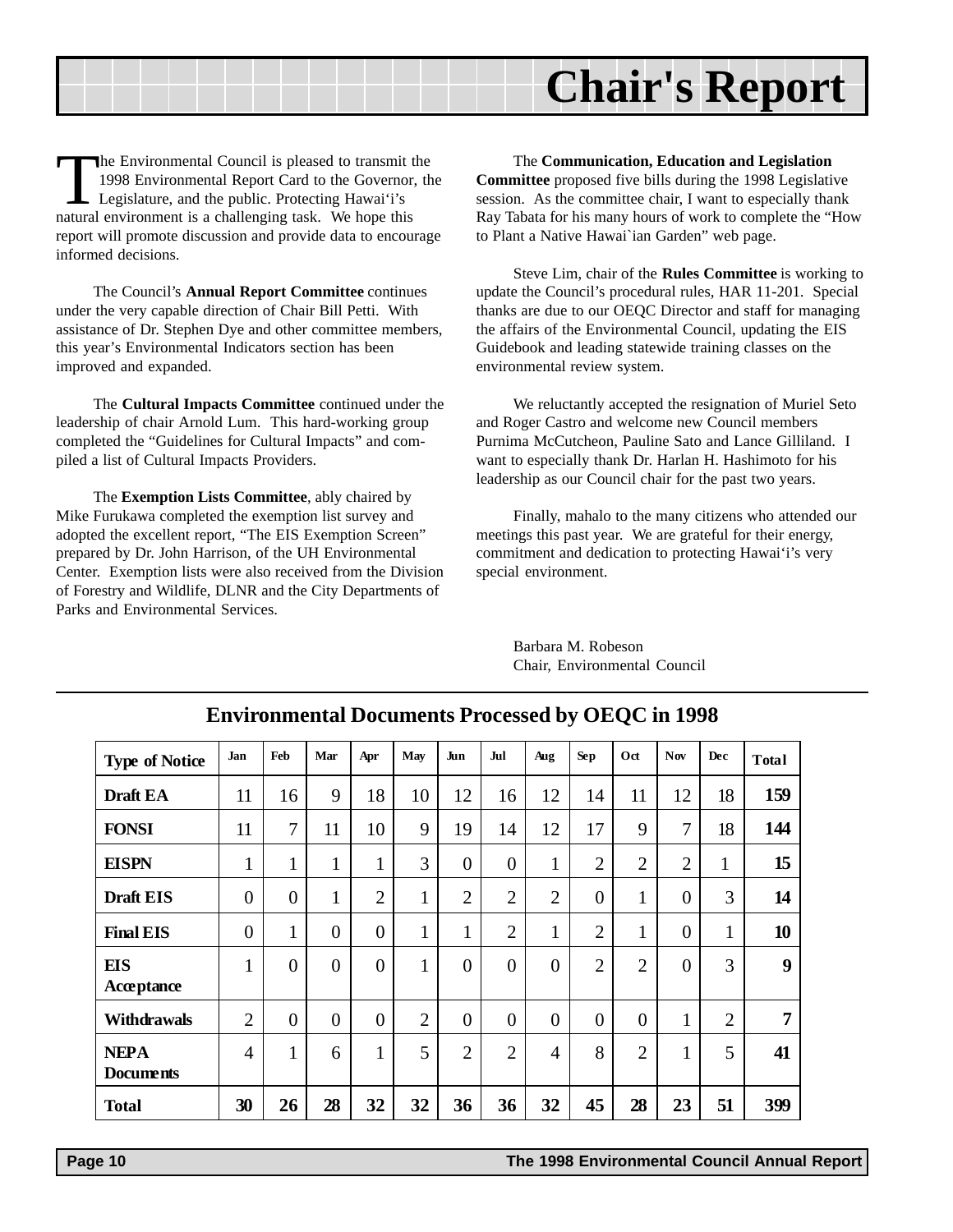# Chair's Report

The Environmental Council is pleased to transmit the 1998 Environmental Report Card to the Governor, the Legislature, and the public. Protecting Hawai'i's natural environment is a challenging task. We hope this report will promote discussion and provide data to encourage informed decisions.

The Council's **Annual Report Committee** continues under the very capable direction of Chair Bill Petti. With assistance of Dr. Stephen Dye and other committee members, this year's Environmental Indicators section has been improved and expanded.

The **Cultural Impacts Committee** continued under the leadership of chair Arnold Lum. This hard-working group completed the "Guidelines for Cultural Impacts" and compiled a list of Cultural Impacts Providers.

The **Exemption Lists Committee**, ably chaired by Mike Furukawa completed the exemption list survey and adopted the excellent report, "The EIS Exemption Screen" prepared by Dr. John Harrison, of the UH Environmental Center. Exemption lists were also received from the Division of Forestry and Wildlife, DLNR and the City Departments of Parks and Environmental Services.

The **Communication, Education and Legislation Committee** proposed five bills during the 1998 Legislative session. As the committee chair, I want to especially thank Ray Tabata for his many hours of work to complete the "How to Plant a Native Hawai`ian Garden" web page.

Steve Lim, chair of the **Rules Committee** is working to update the Council's procedural rules, HAR 11-201. Special thanks are due to our OEQC Director and staff for managing the affairs of the Environmental Council, updating the EIS Guidebook and leading statewide training classes on the environmental review system.

We reluctantly accepted the resignation of Muriel Seto and Roger Castro and welcome new Council members Purnima McCutcheon, Pauline Sato and Lance Gilliland. I want to especially thank Dr. Harlan H. Hashimoto for his leadership as our Council chair for the past two years.

Finally, mahalo to the many citizens who attended our meetings this past year. We are grateful for their energy, commitment and dedication to protecting Hawai'i's very special environment.

Barbara M. Robeson
Chair, Environmental Council

## Environmental Documents Processed by OEQC in 1998

| Type of Notice | Jan | Feb | Mar | Apr | May | Jun | Jul | Aug | Sep | Oct | Nov | Dec | Total |
|---|---|---|---|---|---|---|---|---|---|---|---|---|---|
| **Draft EA** | 11 | 16 | 9 | 18 | 10 | 12 | 16 | 12 | 14 | 11 | 12 | 18 | **159** |
| **FONSI** | 11 | 7 | 11 | 10 | 9 | 19 | 14 | 12 | 17 | 9 | 7 | 18 | **144** |
| **EISPN** | 1 | 1 | 1 | 1 | 3 | 0 | 0 | 1 | 2 | 2 | 2 | 1 | **15** |
| **Draft EIS** | 0 | 0 | 1 | 2 | 1 | 2 | 2 | 2 | 0 | 1 | 0 | 3 | **14** |
| **Final EIS** | 0 | 1 | 0 | 0 | 1 | 1 | 2 | 1 | 2 | 1 | 0 | 1 | **10** |
| **EIS Acceptance** | 1 | 0 | 0 | 0 | 1 | 0 | 0 | 0 | 2 | 2 | 0 | 3 | **9** |
| **Withdrawals** | 2 | 0 | 0 | 0 | 2 | 0 | 0 | 0 | 0 | 0 | 1 | 2 | **7** |
| **NEPA Documents** | 4 | 1 | 6 | 1 | 5 | 2 | 2 | 4 | 8 | 2 | 1 | 5 | **41** |
| **Total** | **30** | **26** | **28** | **32** | **32** | **36** | **36** | **32** | **45** | **28** | **23** | **51** | **399** |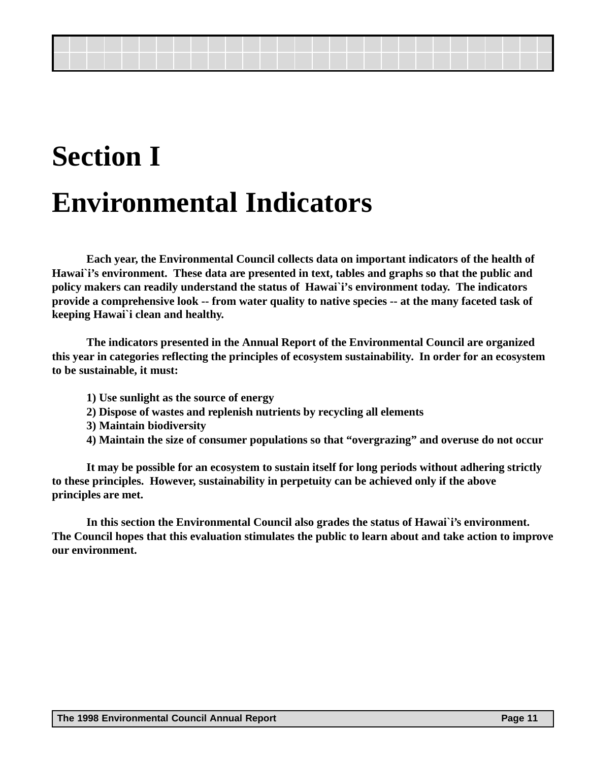# Section I

# Environmental Indicators

**Each year, the Environmental Council collects data on important indicators of the health of Hawai`i's environment. These data are presented in text, tables and graphs so that the public and policy makers can readily understand the status of Hawai`i's environment today. The indicators provide a comprehensive look -- from water quality to native species -- at the many faceted task of keeping Hawai`i clean and healthy.**

**The indicators presented in the Annual Report of the Environmental Council are organized this year in categories reflecting the principles of ecosystem sustainability. In order for an ecosystem to be sustainable, it must:**

**1) Use sunlight as the source of energy**
**2) Dispose of wastes and replenish nutrients by recycling all elements**
**3) Maintain biodiversity**
**4) Maintain the size of consumer populations so that "overgrazing" and overuse do not occur**

**It may be possible for an ecosystem to sustain itself for long periods without adhering strictly to these principles. However, sustainability in perpetuity can be achieved only if the above principles are met.**

**In this section the Environmental Council also grades the status of Hawai`i's environment. The Council hopes that this evaluation stimulates the public to learn about and take action to improve our environment.**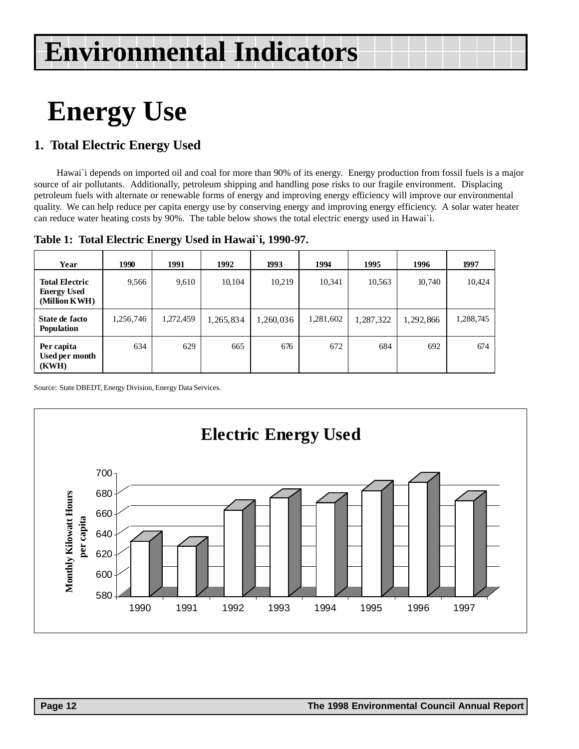# Environmental Indicators

# Energy Use

## 1. Total Electric Energy Used

Hawai`i depends on imported oil and coal for more than 90% of its energy. Energy production from fossil fuels is a major source of air pollutants. Additionally, petroleum shipping and handling pose risks to our fragile environment. Displacing petroleum fuels with alternate or renewable forms of energy and improving energy efficiency will improve our environmental quality. We can help reduce per capita energy use by conserving energy and improving energy efficiency. A solar water heater can reduce water heating costs by 90%. The table below shows the total electric energy used in Hawai`i.

**Table 1: Total Electric Energy Used in Hawai`i, 1990-97.**

| Year | 1990 | 1991 | 1992 | 1993 | 1994 | 1995 | 1996 | 1997 |
|---|---|---|---|---|---|---|---|---|
| **Total Electric Energy Used (Million KWH)** | 9,566 | 9,610 | 10,104 | 10,219 | 10,341 | 10,563 | 10,740 | 10,424 |
| **State de facto Population** | 1,256,746 | 1,272,459 | 1,265,834 | 1,260,036 | 1,281,602 | 1,287,322 | 1,292,866 | 1,288,745 |
| **Per capita Used per month (KWH)** | 634 | 629 | 665 | 676 | 672 | 684 | 692 | 674 |

Source: State DBEDT, Energy Division, Energy Data Services.

**Electric Energy Used**

| Year | Monthly Kilowatt Hours per capita |
|---|---|
| 1990 | 634 |
| 1991 | 629 |
| 1992 | 665 |
| 1993 | 676 |
| 1994 | 672 |
| 1995 | 684 |
| 1996 | 692 |
| 1997 | 674 |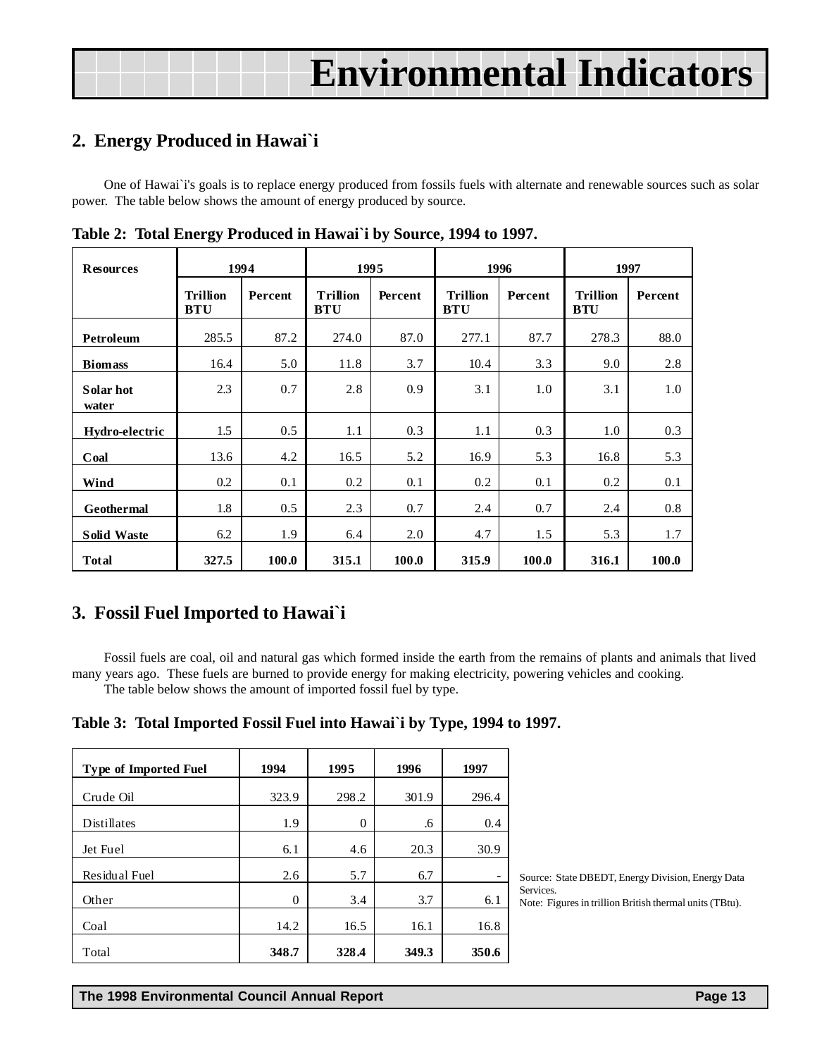# Environmental Indicators

## 2. Energy Produced in Hawai`i

One of Hawai`i's goals is to replace energy produced from fossils fuels with alternate and renewable sources such as solar power. The table below shows the amount of energy produced by source.

**Table 2: Total Energy Produced in Hawai`i by Source, 1994 to 1997.**

| Resources | 1994 | | 1995 | | 1996 | | 1997 | |
|---|---|---|---|---|---|---|---|---|
| | Trillion BTU | Percent | Trillion BTU | Percent | Trillion BTU | Percent | Trillion BTU | Percent |
| Petroleum | 285.5 | 87.2 | 274.0 | 87.0 | 277.1 | 87.7 | 278.3 | 88.0 |
| Biomass | 16.4 | 5.0 | 11.8 | 3.7 | 10.4 | 3.3 | 9.0 | 2.8 |
| Solar hot water | 2.3 | 0.7 | 2.8 | 0.9 | 3.1 | 1.0 | 3.1 | 1.0 |
| Hydro-electric | 1.5 | 0.5 | 1.1 | 0.3 | 1.1 | 0.3 | 1.0 | 0.3 |
| Coal | 13.6 | 4.2 | 16.5 | 5.2 | 16.9 | 5.3 | 16.8 | 5.3 |
| Wind | 0.2 | 0.1 | 0.2 | 0.1 | 0.2 | 0.1 | 0.2 | 0.1 |
| Geothermal | 1.8 | 0.5 | 2.3 | 0.7 | 2.4 | 0.7 | 2.4 | 0.8 |
| Solid Waste | 6.2 | 1.9 | 6.4 | 2.0 | 4.7 | 1.5 | 5.3 | 1.7 |
| **Total** | **327.5** | **100.0** | **315.1** | **100.0** | **315.9** | **100.0** | **316.1** | **100.0** |

## 3. Fossil Fuel Imported to Hawai`i

Fossil fuels are coal, oil and natural gas which formed inside the earth from the remains of plants and animals that lived many years ago. These fuels are burned to provide energy for making electricity, powering vehicles and cooking.

The table below shows the amount of imported fossil fuel by type.

**Table 3: Total Imported Fossil Fuel into Hawai`i by Type, 1994 to 1997.**

| Type of Imported Fuel | 1994 | 1995 | 1996 | 1997 |
|---|---|---|---|---|
| Crude Oil | 323.9 | 298.2 | 301.9 | 296.4 |
| Distillates | 1.9 | 0 | .6 | 0.4 |
| Jet Fuel | 6.1 | 4.6 | 20.3 | 30.9 |
| Residual Fuel | 2.6 | 5.7 | 6.7 | - |
| Other | 0 | 3.4 | 3.7 | 6.1 |
| Coal | 14.2 | 16.5 | 16.1 | 16.8 |
| Total | **348.7** | **328.4** | **349.3** | **350.6** |

Source: State DBEDT, Energy Division, Energy Data Services.
Note: Figures in trillion British thermal units (TBtu).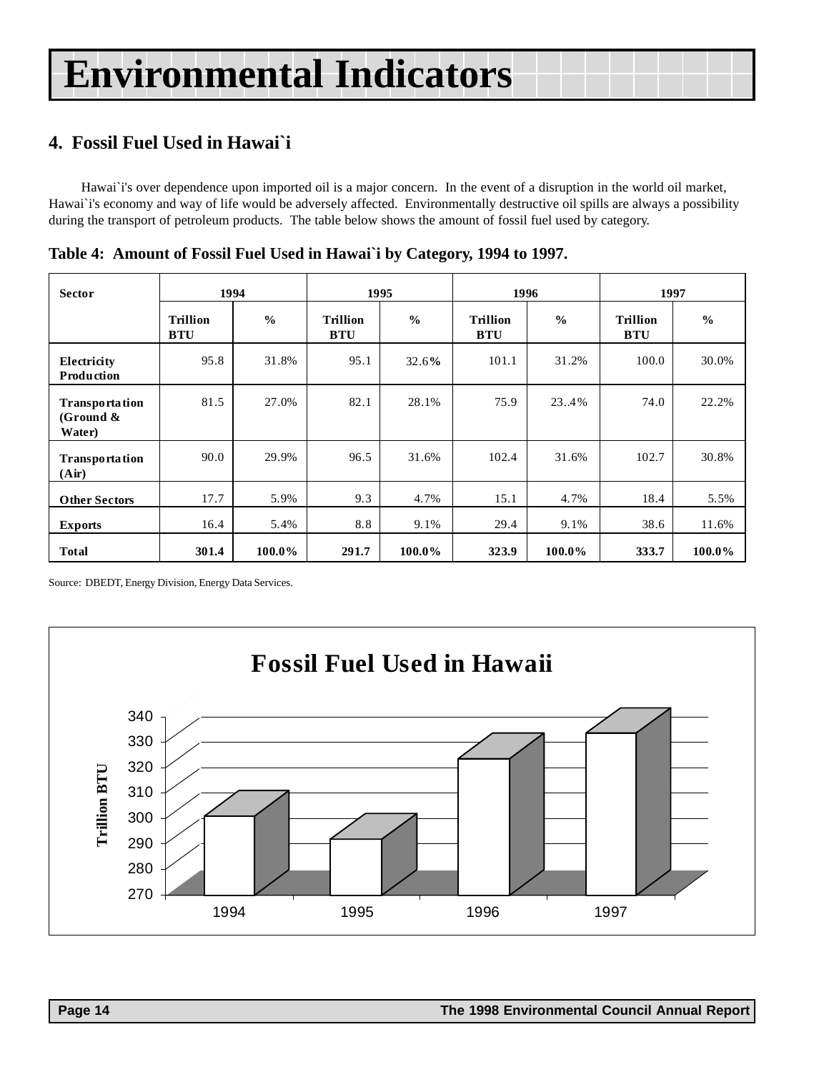# Environmental Indicators

## 4. Fossil Fuel Used in Hawai`i

Hawai`i's over dependence upon imported oil is a major concern. In the event of a disruption in the world oil market, Hawai`i's economy and way of life would be adversely affected. Environmentally destructive oil spills are always a possibility during the transport of petroleum products. The table below shows the amount of fossil fuel used by category.

**Table 4: Amount of Fossil Fuel Used in Hawai`i by Category, 1994 to 1997.**

| Sector | 1994 | | 1995 | | 1996 | | 1997 | |
|---|---|---|---|---|---|---|---|---|
| | Trillion BTU | % | Trillion BTU | % | Trillion BTU | % | Trillion BTU | % |
| Electricity Production | 95.8 | 31.8% | 95.1 | 32.6% | 101.1 | 31.2% | 100.0 | 30.0% |
| Transportation (Ground & Water) | 81.5 | 27.0% | 82.1 | 28.1% | 75.9 | 23..4% | 74.0 | 22.2% |
| Transportation (Air) | 90.0 | 29.9% | 96.5 | 31.6% | 102.4 | 31.6% | 102.7 | 30.8% |
| Other Sectors | 17.7 | 5.9% | 9.3 | 4.7% | 15.1 | 4.7% | 18.4 | 5.5% |
| Exports | 16.4 | 5.4% | 8.8 | 9.1% | 29.4 | 9.1% | 38.6 | 11.6% |
| **Total** | **301.4** | **100.0%** | **291.7** | **100.0%** | **323.9** | **100.0%** | **333.7** | **100.0%** |

Source: DBEDT, Energy Division, Energy Data Services.

**Fossil Fuel Used in Hawaii**

Trillion BTU

340
330
320
310
300
290
280
270

1994 1995 1996 1997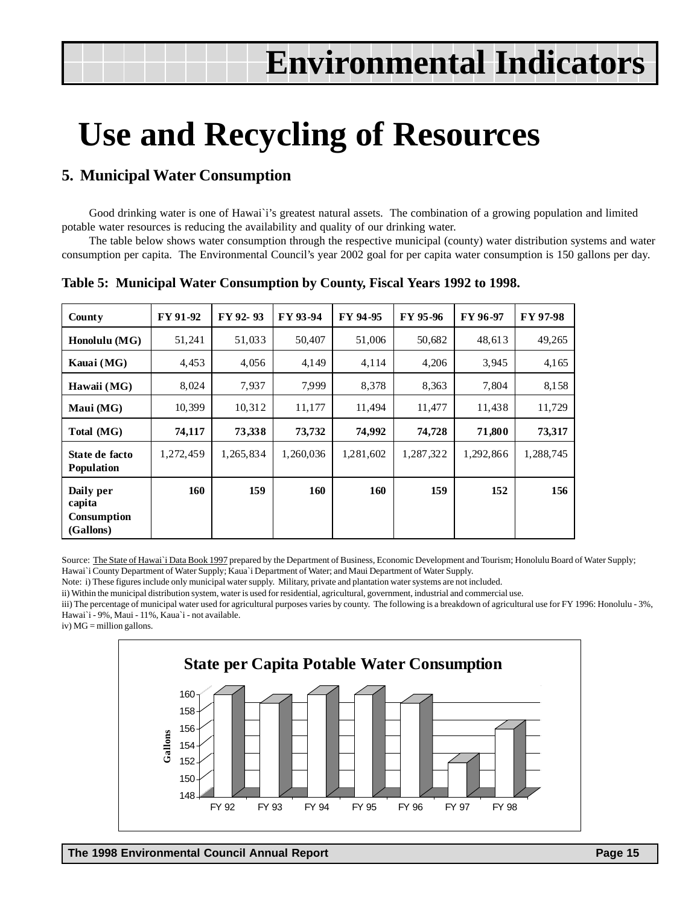# Use and Recycling of Resources

## 5. Municipal Water Consumption

Good drinking water is one of Hawai`i's greatest natural assets. The combination of a growing population and limited potable water resources is reducing the availability and quality of our drinking water.

The table below shows water consumption through the respective municipal (county) water distribution systems and water consumption per capita. The Environmental Council's year 2002 goal for per capita water consumption is 150 gallons per day.

**Table 5: Municipal Water Consumption by County, Fiscal Years 1992 to 1998.**

| County | FY 91-92 | FY 92- 93 | FY 93-94 | FY 94-95 | FY 95-96 | FY 96-97 | FY 97-98 |
|---|---|---|---|---|---|---|---|
| **Honolulu (MG)** | 51,241 | 51,033 | 50,407 | 51,006 | 50,682 | 48,613 | 49,265 |
| **Kauai (MG)** | 4,453 | 4,056 | 4,149 | 4,114 | 4,206 | 3,945 | 4,165 |
| **Hawaii (MG)** | 8,024 | 7,937 | 7,999 | 8,378 | 8,363 | 7,804 | 8,158 |
| **Maui (MG)** | 10,399 | 10,312 | 11,177 | 11,494 | 11,477 | 11,438 | 11,729 |
| **Total (MG)** | **74,117** | **73,338** | **73,732** | **74,992** | **74,728** | **71,800** | **73,317** |
| **State de facto Population** | 1,272,459 | 1,265,834 | 1,260,036 | 1,281,602 | 1,287,322 | 1,292,866 | 1,288,745 |
| **Daily per capita Consumption (Gallons)** | **160** | **159** | **160** | **160** | **159** | **152** | **156** |

Source: The State of Hawai`i Data Book 1997 prepared by the Department of Business, Economic Development and Tourism; Honolulu Board of Water Supply; Hawai`i County Department of Water Supply; Kaua`i Department of Water; and Maui Department of Water Supply.
Note: i) These figures include only municipal water supply. Military, private and plantation water systems are not included.
ii) Within the municipal distribution system, water is used for residential, agricultural, government, industrial and commercial use.
iii) The percentage of municipal water used for agricultural purposes varies by county. The following is a breakdown of agricultural use for FY 1996: Honolulu - 3%, Hawai`i - 9%, Maui - 11%, Kaua`i - not available.
iv) MG = million gallons.

**State per Capita Potable Water Consumption**

| | FY 92 | FY 93 | FY 94 | FY 95 | FY 96 | FY 97 | FY 98 |
|---|---|---|---|---|---|---|---|
| Gallons | 160 | 159 | 160 | 160 | 159 | 152 | 156 |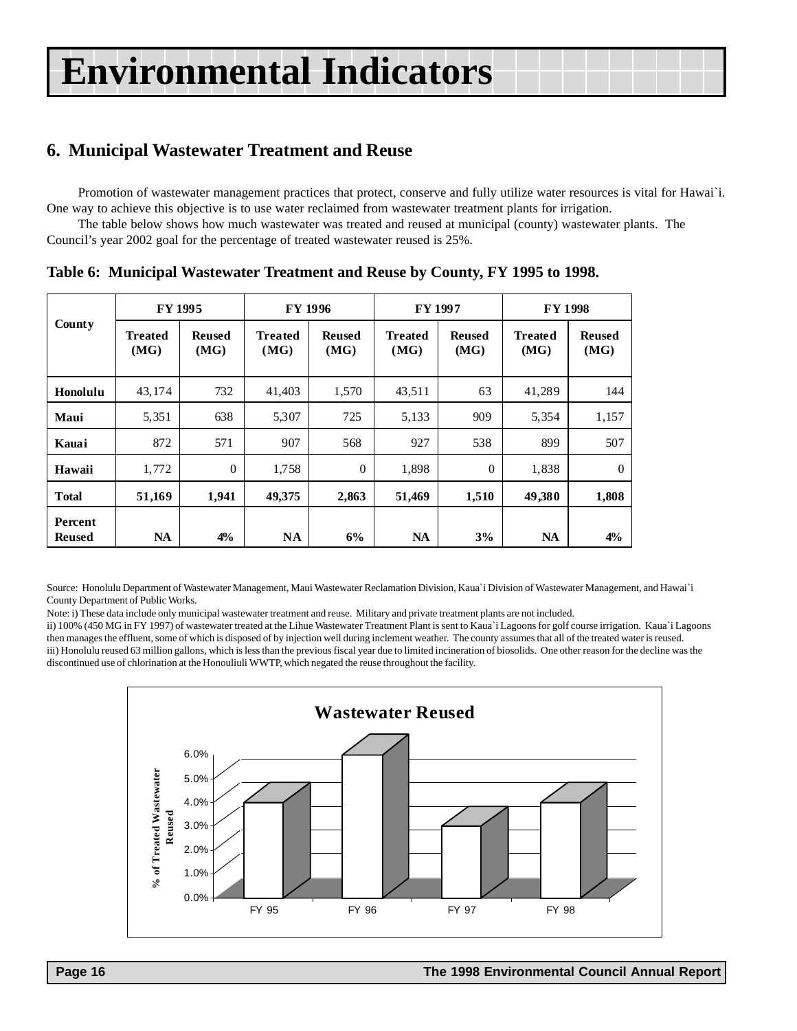# Environmental Indicators

## 6. Municipal Wastewater Treatment and Reuse

Promotion of wastewater management practices that protect, conserve and fully utilize water resources is vital for Hawai`i. One way to achieve this objective is to use water reclaimed from wastewater treatment plants for irrigation.

The table below shows how much wastewater was treated and reused at municipal (county) wastewater plants. The Council's year 2002 goal for the percentage of treated wastewater reused is 25%.

**Table 6: Municipal Wastewater Treatment and Reuse by County, FY 1995 to 1998.**

| County | FY 1995 | | FY 1996 | | FY 1997 | | FY 1998 | |
|---|---|---|---|---|---|---|---|---|
| | Treated (MG) | Reused (MG) | Treated (MG) | Reused (MG) | Treated (MG) | Reused (MG) | Treated (MG) | Reused (MG) |
| **Honolulu** | 43,174 | 732 | 41,403 | 1,570 | 43,511 | 63 | 41,289 | 144 |
| **Maui** | 5,351 | 638 | 5,307 | 725 | 5,133 | 909 | 5,354 | 1,157 |
| **Kauai** | 872 | 571 | 907 | 568 | 927 | 538 | 899 | 507 |
| **Hawaii** | 1,772 | 0 | 1,758 | 0 | 1,898 | 0 | 1,838 | 0 |
| **Total** | **51,169** | **1,941** | **49,375** | **2,863** | **51,469** | **1,510** | **49,380** | **1,808** |
| **Percent Reused** | **NA** | **4%** | **NA** | **6%** | **NA** | **3%** | **NA** | **4%** |

Source: Honolulu Department of Wastewater Management, Maui Wastewater Reclamation Division, Kaua`i Division of Wastewater Management, and Hawai`i County Department of Public Works.

Note: i) These data include only municipal wastewater treatment and reuse. Military and private treatment plants are not included.

ii) 100% (450 MG in FY 1997) of wastewater treated at the Lihue Wastewater Treatment Plant is sent to Kaua`i Lagoons for golf course irrigation. Kaua`i Lagoons then manages the effluent, some of which is disposed of by injection well during inclement weather. The county assumes that all of the treated water is reused.

iii) Honolulu reused 63 million gallons, which is less than the previous fiscal year due to limited incineration of biosolids. One other reason for the decline was the discontinued use of chlorination at the Honouliuli WWTP, which negated the reuse throughout the facility.

**Wastewater Reused**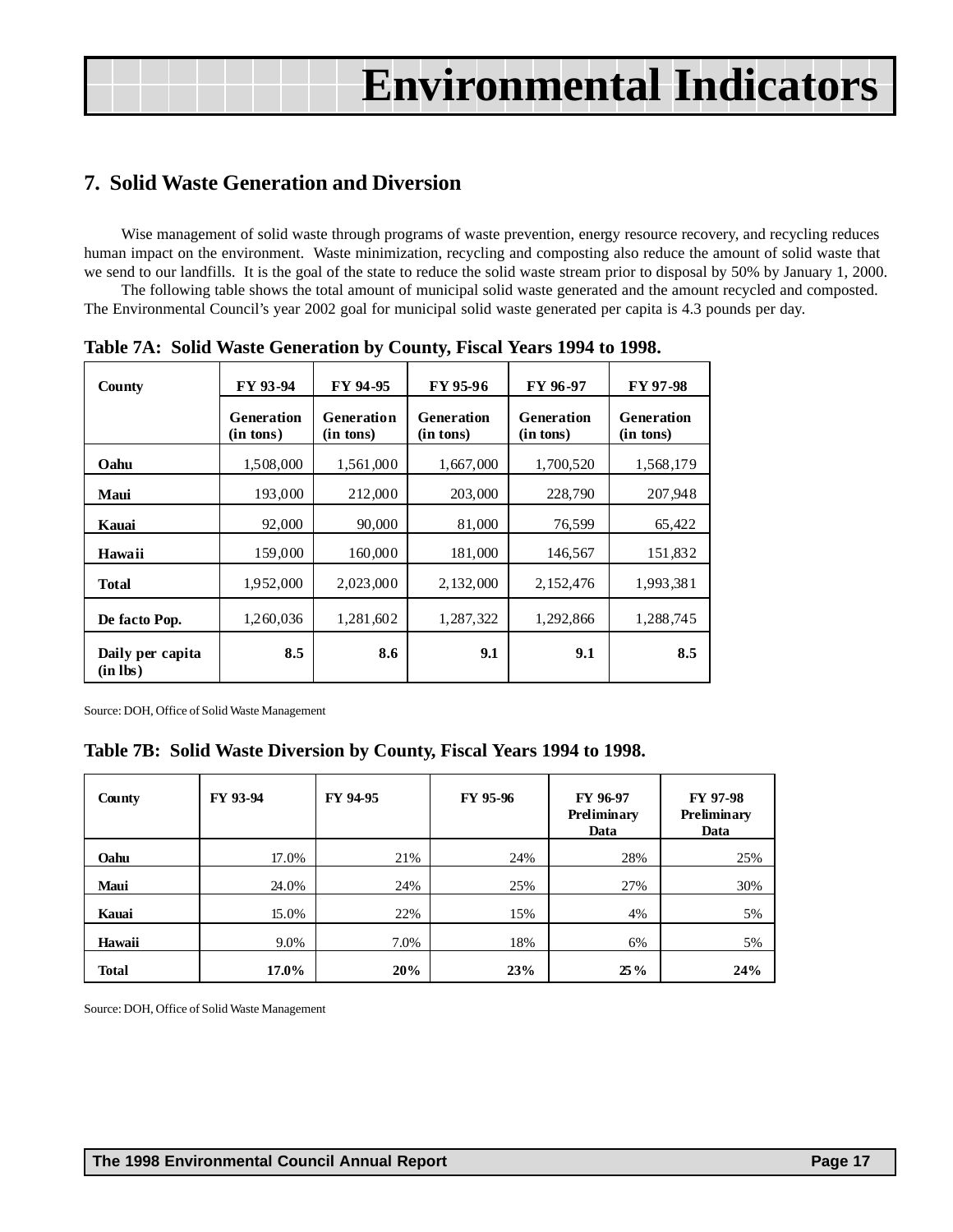# Environmental Indicators

## 7. Solid Waste Generation and Diversion

Wise management of solid waste through programs of waste prevention, energy resource recovery, and recycling reduces human impact on the environment. Waste minimization, recycling and composting also reduce the amount of solid waste that we send to our landfills. It is the goal of the state to reduce the solid waste stream prior to disposal by 50% by January 1, 2000.

The following table shows the total amount of municipal solid waste generated and the amount recycled and composted. The Environmental Council's year 2002 goal for municipal solid waste generated per capita is 4.3 pounds per day.

**Table 7A: Solid Waste Generation by County, Fiscal Years 1994 to 1998.**

| County | FY 93-94 | FY 94-95 | FY 95-96 | FY 96-97 | FY 97-98 |
|---|---|---|---|---|---|
| | Generation (in tons) | Generation (in tons) | Generation (in tons) | Generation (in tons) | Generation (in tons) |
| **Oahu** | 1,508,000 | 1,561,000 | 1,667,000 | 1,700,520 | 1,568,179 |
| **Maui** | 193,000 | 212,000 | 203,000 | 228,790 | 207,948 |
| **Kauai** | 92,000 | 90,000 | 81,000 | 76,599 | 65,422 |
| **Hawaii** | 159,000 | 160,000 | 181,000 | 146,567 | 151,832 |
| **Total** | 1,952,000 | 2,023,000 | 2,132,000 | 2,152,476 | 1,993,381 |
| **De facto Pop.** | 1,260,036 | 1,281,602 | 1,287,322 | 1,292,866 | 1,288,745 |
| **Daily per capita (in lbs)** | **8.5** | **8.6** | **9.1** | **9.1** | **8.5** |

Source: DOH, Office of Solid Waste Management

**Table 7B: Solid Waste Diversion by County, Fiscal Years 1994 to 1998.**

| County | FY 93-94 | FY 94-95 | FY 95-96 | FY 96-97 Preliminary Data | FY 97-98 Preliminary Data |
|---|---|---|---|---|---|
| **Oahu** | 17.0% | 21% | 24% | 28% | 25% |
| **Maui** | 24.0% | 24% | 25% | 27% | 30% |
| **Kauai** | 15.0% | 22% | 15% | 4% | 5% |
| **Hawaii** | 9.0% | 7.0% | 18% | 6% | 5% |
| **Total** | **17.0%** | **20%** | **23%** | **25%** | **24%** |

Source: DOH, Office of Solid Waste Management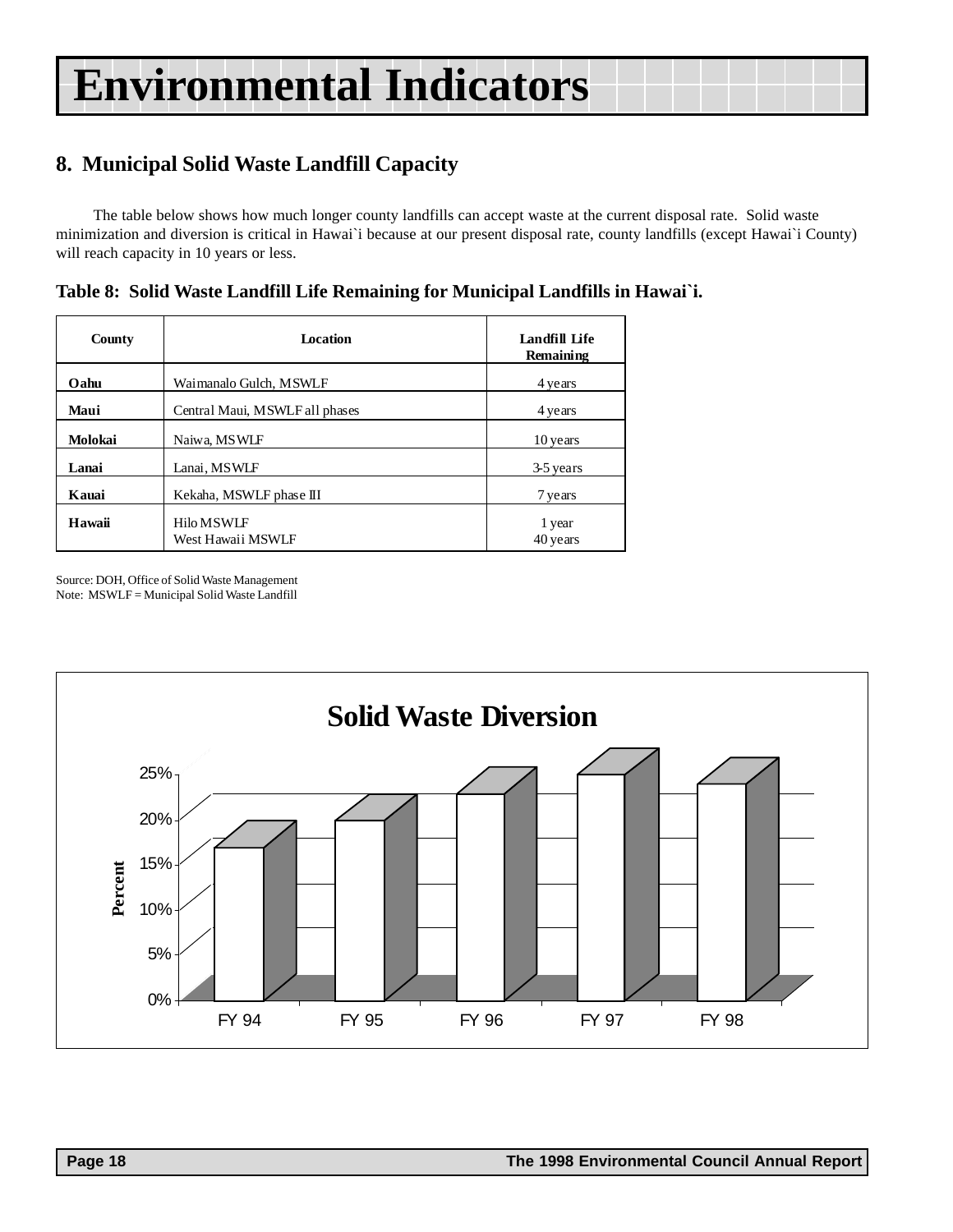# Environmental Indicators

## 8. Municipal Solid Waste Landfill Capacity

The table below shows how much longer county landfills can accept waste at the current disposal rate. Solid waste minimization and diversion is critical in Hawai`i because at our present disposal rate, county landfills (except Hawai`i County) will reach capacity in 10 years or less.

**Table 8: Solid Waste Landfill Life Remaining for Municipal Landfills in Hawai`i.**

| County | Location | Landfill Life Remaining |
|---|---|---|
| **Oahu** | Waimanalo Gulch, MSWLF | 4 years |
| **Maui** | Central Maui, MSWLF all phases | 4 years |
| **Molokai** | Naiwa, MSWLF | 10 years |
| **Lanai** | Lanai, MSWLF | 3-5 years |
| **Kauai** | Kekaha, MSWLF phase III | 7 years |
| **Hawaii** | Hilo MSWLF<br>West Hawaii MSWLF | 1 year<br>40 years |

Source: DOH, Office of Solid Waste Management
Note: MSWLF = Municipal Solid Waste Landfill

**Solid Waste Diversion**

Percent: 0%, 5%, 10%, 15%, 20%, 25%

FY 94, FY 95, FY 96, FY 97, FY 98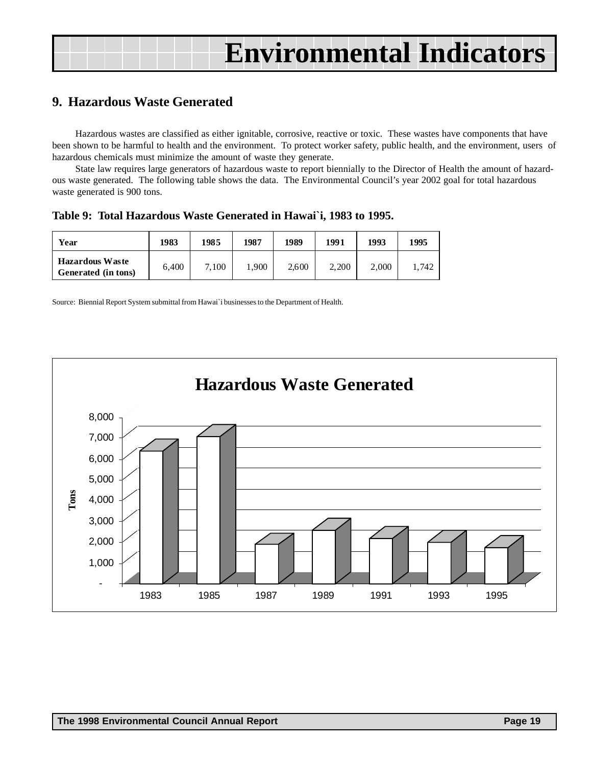# Environmental Indicators

## 9. Hazardous Waste Generated

Hazardous wastes are classified as either ignitable, corrosive, reactive or toxic. These wastes have components that have been shown to be harmful to health and the environment. To protect worker safety, public health, and the environment, users of hazardous chemicals must minimize the amount of waste they generate.

State law requires large generators of hazardous waste to report biennially to the Director of Health the amount of hazardous waste generated. The following table shows the data. The Environmental Council's year 2002 goal for total hazardous waste generated is 900 tons.

**Table 9: Total Hazardous Waste Generated in Hawai`i, 1983 to 1995.**

| Year | 1983 | 1985 | 1987 | 1989 | 1991 | 1993 | 1995 |
|---|---|---|---|---|---|---|---|
| Hazardous Waste Generated (in tons) | 6,400 | 7,100 | 1,900 | 2,600 | 2,200 | 2,000 | 1,742 |

Source: Biennial Report System submittal from Hawai`i businesses to the Department of Health.

**Hazardous Waste Generated**

| Year | Tons |
|---|---|
| 1983 | 6,400 |
| 1985 | 7,100 |
| 1987 | 1,900 |
| 1989 | 2,600 |
| 1991 | 2,200 |
| 1993 | 2,000 |
| 1995 | 1,742 |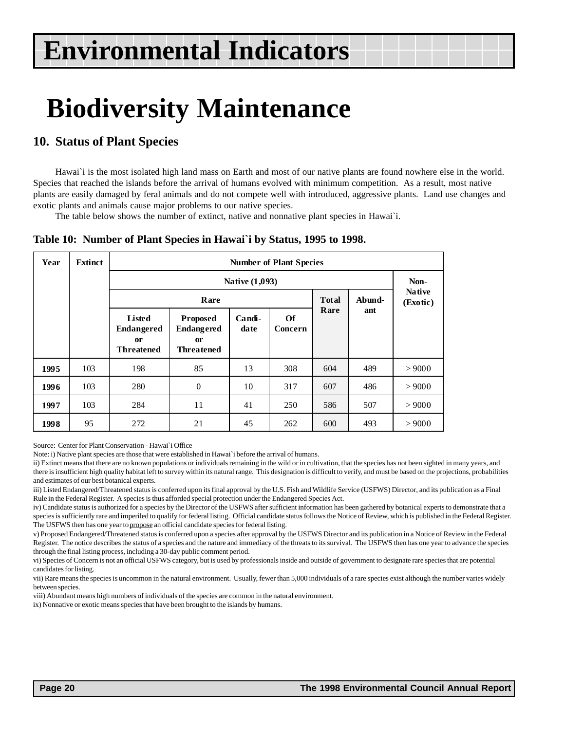# Environmental Indicators

# Biodiversity Maintenance

## 10. Status of Plant Species

Hawai`i is the most isolated high land mass on Earth and most of our native plants are found nowhere else in the world. Species that reached the islands before the arrival of humans evolved with minimum competition. As a result, most native plants are easily damaged by feral animals and do not compete well with introduced, aggressive plants. Land use changes and exotic plants and animals cause major problems to our native species.

The table below shows the number of extinct, native and nonnative plant species in Hawai`i.

**Table 10: Number of Plant Species in Hawai`i by Status, 1995 to 1998.**

| Year | Extinct | Number of Plant Species | | | | | | |
|---|---|---|---|---|---|---|---|---|
| | | Native (1,093) | | | | | | Non-Native (Exotic) |
| | | Rare | | | | Total Rare | Abundant | |
| | | Listed Endangered or Threatened | Proposed Endangered or Threatened | Candidate | Of Concern | | | |
| **1995** | 103 | 198 | 85 | 13 | 308 | 604 | 489 | > 9000 |
| **1996** | 103 | 280 | 0 | 10 | 317 | 607 | 486 | > 9000 |
| **1997** | 103 | 284 | 11 | 41 | 250 | 586 | 507 | > 9000 |
| **1998** | 95 | 272 | 21 | 45 | 262 | 600 | 493 | > 9000 |

Source: Center for Plant Conservation - Hawai`i Office

Note: i) Native plant species are those that were established in Hawai`i before the arrival of humans.

ii) Extinct means that there are no known populations or individuals remaining in the wild or in cultivation, that the species has not been sighted in many years, and there is insufficient high quality habitat left to survey within its natural range. This designation is difficult to verify, and must be based on the projections, probabilities and estimates of our best botanical experts.

iii) Listed Endangered/Threatened status is conferred upon its final approval by the U.S. Fish and Wildlife Service (USFWS) Director, and its publication as a Final Rule in the Federal Register. A species is thus afforded special protection under the Endangered Species Act.

iv) Candidate status is authorized for a species by the Director of the USFWS after sufficient information has been gathered by botanical experts to demonstrate that a species is sufficiently rare and imperiled to qualify for federal listing. Official candidate status follows the Notice of Review, which is published in the Federal Register. The USFWS then has one year to propose an official candidate species for federal listing.

v) Proposed Endangered/Threatened status is conferred upon a species after approval by the USFWS Director and its publication in a Notice of Review in the Federal Register. The notice describes the status of a species and the nature and immediacy of the threats to its survival. The USFWS then has one year to advance the species through the final listing process, including a 30-day public comment period.

vi) Species of Concern is not an official USFWS category, but is used by professionals inside and outside of government to designate rare species that are potential candidates for listing.

vii) Rare means the species is uncommon in the natural environment. Usually, fewer than 5,000 individuals of a rare species exist although the number varies widely between species.

viii) Abundant means high numbers of individuals of the species are common in the natural environment.

ix) Nonnative or exotic means species that have been brought to the islands by humans.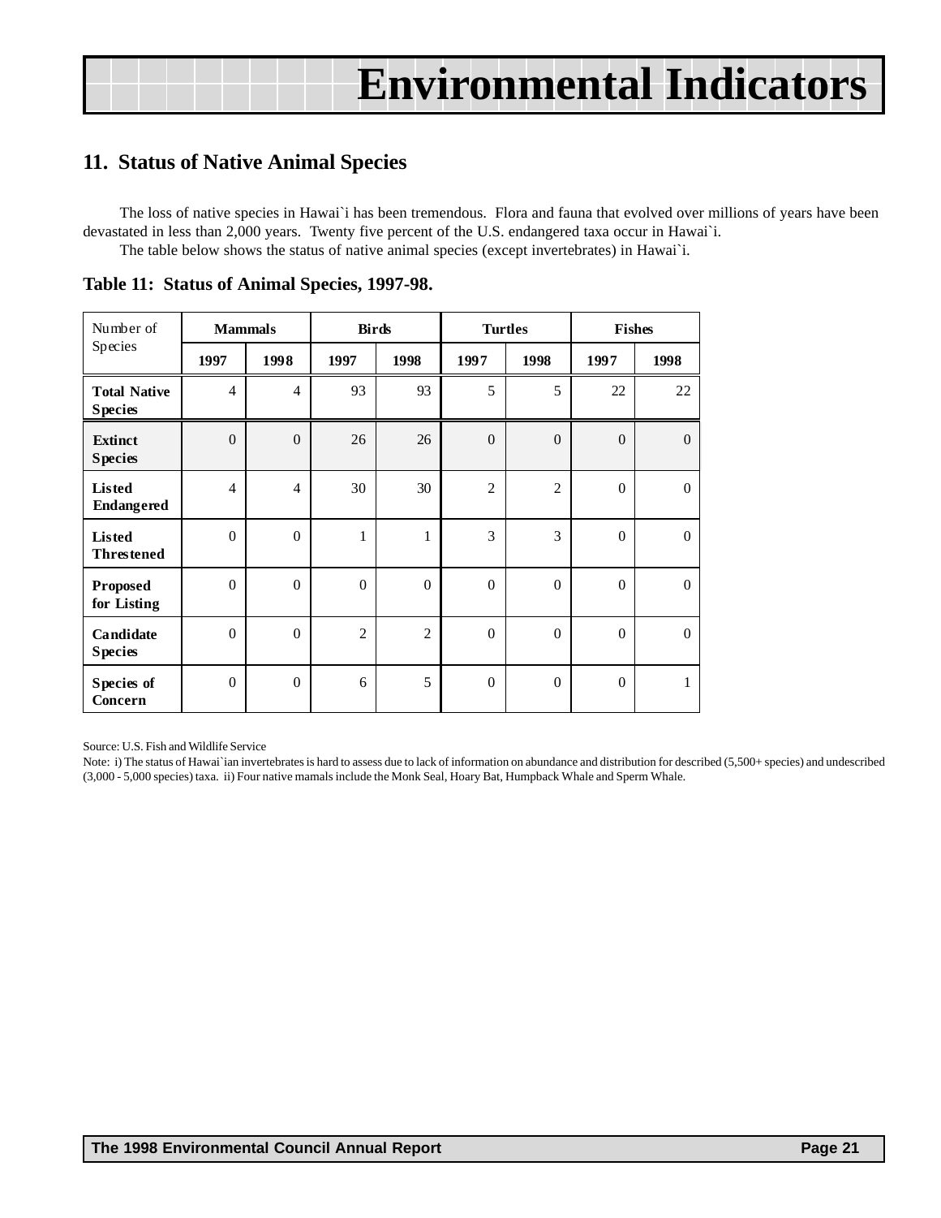# Environmental Indicators

## 11. Status of Native Animal Species

The loss of native species in Hawai`i has been tremendous. Flora and fauna that evolved over millions of years have been devastated in less than 2,000 years. Twenty five percent of the U.S. endangered taxa occur in Hawai`i.

The table below shows the status of native animal species (except invertebrates) in Hawai`i.

**Table 11: Status of Animal Species, 1997-98.**

| Number of Species | Mammals | | Birds | | Turtles | | Fishes | |
|---|---|---|---|---|---|---|---|---|
| | 1997 | 1998 | 1997 | 1998 | 1997 | 1998 | 1997 | 1998 |
| **Total Native Species** | 4 | 4 | 93 | 93 | 5 | 5 | 22 | 22 |
| **Extinct Species** | 0 | 0 | 26 | 26 | 0 | 0 | 0 | 0 |
| **Listed Endangered** | 4 | 4 | 30 | 30 | 2 | 2 | 0 | 0 |
| **Listed Threstened** | 0 | 0 | 1 | 1 | 3 | 3 | 0 | 0 |
| **Proposed for Listing** | 0 | 0 | 0 | 0 | 0 | 0 | 0 | 0 |
| **Candidate Species** | 0 | 0 | 2 | 2 | 0 | 0 | 0 | 0 |
| **Species of Concern** | 0 | 0 | 6 | 5 | 0 | 0 | 0 | 1 |

Source: U.S. Fish and Wildlife Service

Note: i) The status of Hawai`ian invertebrates is hard to assess due to lack of information on abundance and distribution for described (5,500+ species) and undescribed (3,000 - 5,000 species) taxa. ii) Four native mamals include the Monk Seal, Hoary Bat, Humpback Whale and Sperm Whale.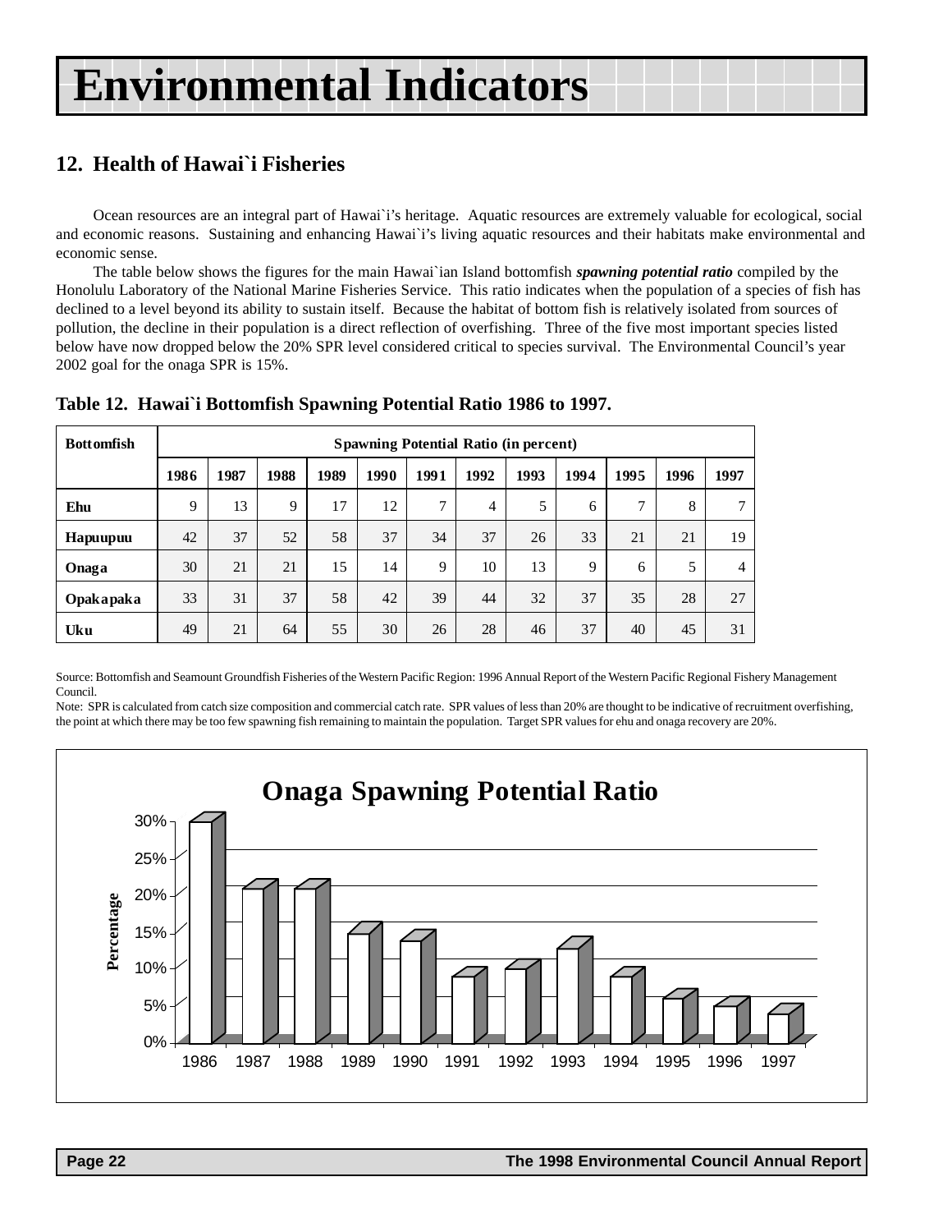# Environmental Indicators

## 12. Health of Hawai`i Fisheries

Ocean resources are an integral part of Hawai`i's heritage. Aquatic resources are extremely valuable for ecological, social and economic reasons. Sustaining and enhancing Hawai`i's living aquatic resources and their habitats make environmental and economic sense.

The table below shows the figures for the main Hawai`ian Island bottomfish ***spawning potential ratio*** compiled by the Honolulu Laboratory of the National Marine Fisheries Service. This ratio indicates when the population of a species of fish has declined to a level beyond its ability to sustain itself. Because the habitat of bottom fish is relatively isolated from sources of pollution, the decline in their population is a direct reflection of overfishing. Three of the five most important species listed below have now dropped below the 20% SPR level considered critical to species survival. The Environmental Council's year 2002 goal for the onaga SPR is 15%.

**Table 12. Hawai`i Bottomfish Spawning Potential Ratio 1986 to 1997.**

| Bottomfish | Spawning Potential Ratio (in percent) | | | | | | | | | | | |
|---|---|---|---|---|---|---|---|---|---|---|---|---|
| | 1986 | 1987 | 1988 | 1989 | 1990 | 1991 | 1992 | 1993 | 1994 | 1995 | 1996 | 1997 |
| Ehu | 9 | 13 | 9 | 17 | 12 | 7 | 4 | 5 | 6 | 7 | 8 | 7 |
| Hapuupuu | 42 | 37 | 52 | 58 | 37 | 34 | 37 | 26 | 33 | 21 | 21 | 19 |
| Onaga | 30 | 21 | 21 | 15 | 14 | 9 | 10 | 13 | 9 | 6 | 5 | 4 |
| Opakapaka | 33 | 31 | 37 | 58 | 42 | 39 | 44 | 32 | 37 | 35 | 28 | 27 |
| Uku | 49 | 21 | 64 | 55 | 30 | 26 | 28 | 46 | 37 | 40 | 45 | 31 |

Source: Bottomfish and Seamount Groundfish Fisheries of the Western Pacific Region: 1996 Annual Report of the Western Pacific Regional Fishery Management Council.

Note: SPR is calculated from catch size composition and commercial catch rate. SPR values of less than 20% are thought to be indicative of recruitment overfishing, the point at which there may be too few spawning fish remaining to maintain the population. Target SPR values for ehu and onaga recovery are 20%.

**Onaga Spawning Potential Ratio**

| Year | Percentage |
|---|---|
| 1986 | 30% |
| 1987 | 21% |
| 1988 | 21% |
| 1989 | 15% |
| 1990 | 14% |
| 1991 | 9% |
| 1992 | 10% |
| 1993 | 13% |
| 1994 | 9% |
| 1995 | 6% |
| 1996 | 5% |
| 1997 | 4% |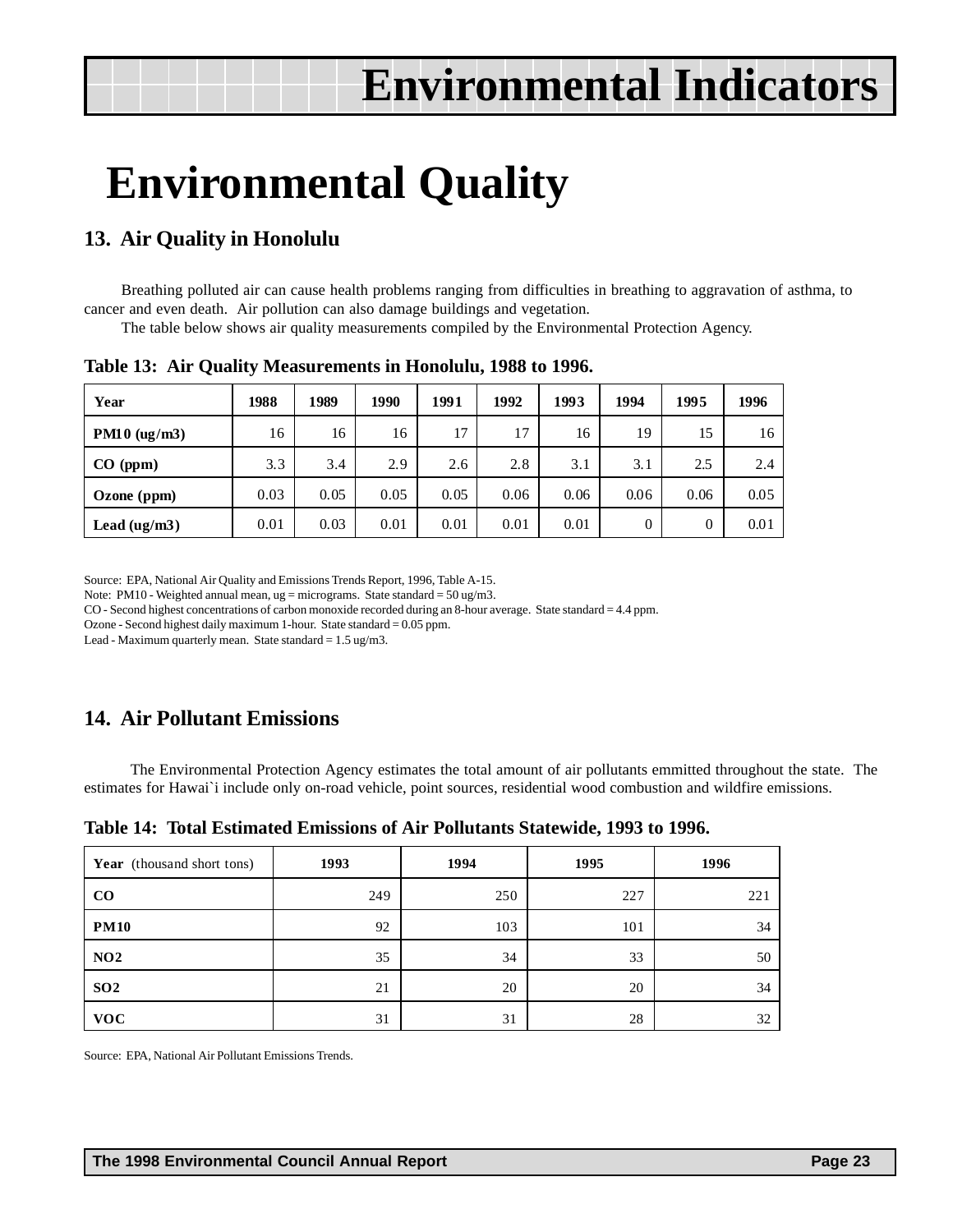# Environmental Indicators

# Environmental Quality

## 13. Air Quality in Honolulu

Breathing polluted air can cause health problems ranging from difficulties in breathing to aggravation of asthma, to cancer and even death. Air pollution can also damage buildings and vegetation.

The table below shows air quality measurements compiled by the Environmental Protection Agency.

**Table 13: Air Quality Measurements in Honolulu, 1988 to 1996.**

| Year | 1988 | 1989 | 1990 | 1991 | 1992 | 1993 | 1994 | 1995 | 1996 |
|---|---|---|---|---|---|---|---|---|---|
| PM10 (ug/m3) | 16 | 16 | 16 | 17 | 17 | 16 | 19 | 15 | 16 |
| CO (ppm) | 3.3 | 3.4 | 2.9 | 2.6 | 2.8 | 3.1 | 3.1 | 2.5 | 2.4 |
| Ozone (ppm) | 0.03 | 0.05 | 0.05 | 0.05 | 0.06 | 0.06 | 0.06 | 0.06 | 0.05 |
| Lead (ug/m3) | 0.01 | 0.03 | 0.01 | 0.01 | 0.01 | 0.01 | 0 | 0 | 0.01 |

Source: EPA, National Air Quality and Emissions Trends Report, 1996, Table A-15.
Note: PM10 - Weighted annual mean, ug = micrograms. State standard = 50 ug/m3.
CO - Second highest concentrations of carbon monoxide recorded during an 8-hour average. State standard = 4.4 ppm.
Ozone - Second highest daily maximum 1-hour. State standard = 0.05 ppm.
Lead - Maximum quarterly mean. State standard = 1.5 ug/m3.

## 14. Air Pollutant Emissions

The Environmental Protection Agency estimates the total amount of air pollutants emmitted throughout the state. The estimates for Hawai`i include only on-road vehicle, point sources, residential wood combustion and wildfire emissions.

**Table 14: Total Estimated Emissions of Air Pollutants Statewide, 1993 to 1996.**

| Year (thousand short tons) | 1993 | 1994 | 1995 | 1996 |
|---|---|---|---|---|
| CO | 249 | 250 | 227 | 221 |
| PM10 | 92 | 103 | 101 | 34 |
| NO2 | 35 | 34 | 33 | 50 |
| SO2 | 21 | 20 | 20 | 34 |
| VOC | 31 | 31 | 28 | 32 |

Source: EPA, National Air Pollutant Emissions Trends.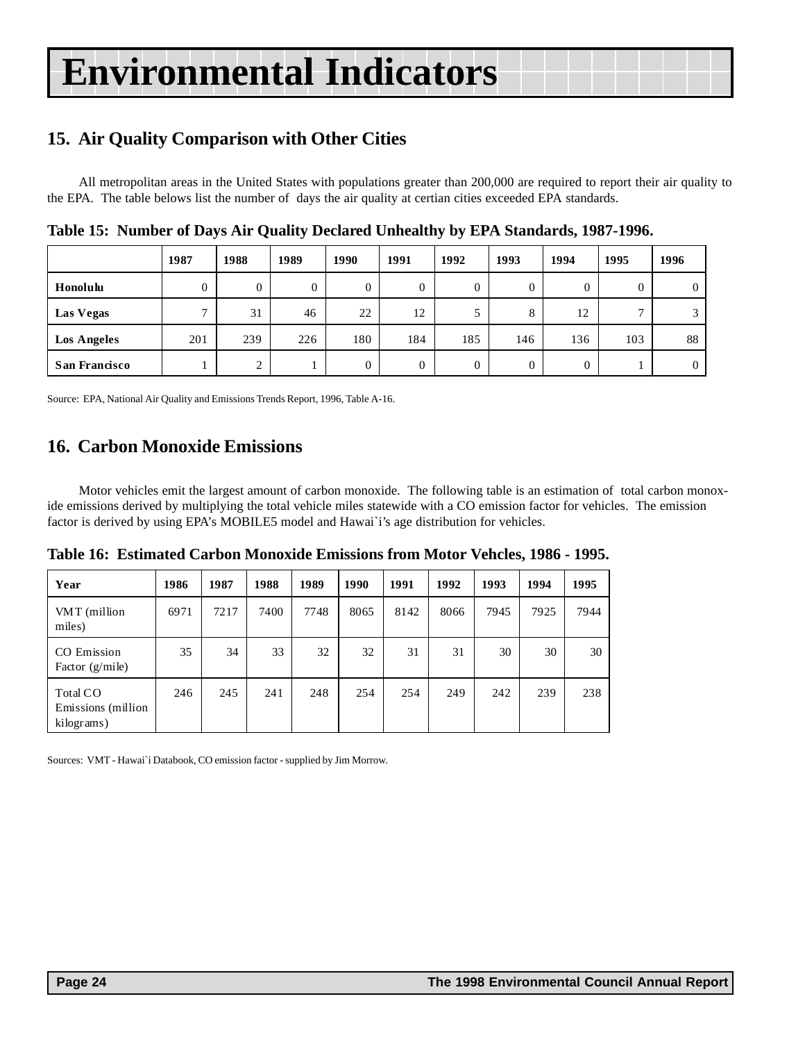# Environmental Indicators

## 15. Air Quality Comparison with Other Cities

All metropolitan areas in the United States with populations greater than 200,000 are required to report their air quality to the EPA. The table belows list the number of days the air quality at certian cities exceeded EPA standards.

**Table 15: Number of Days Air Quality Declared Unhealthy by EPA Standards, 1987-1996.**

| | 1987 | 1988 | 1989 | 1990 | 1991 | 1992 | 1993 | 1994 | 1995 | 1996 |
|---|---|---|---|---|---|---|---|---|---|---|
| **Honolulu** | 0 | 0 | 0 | 0 | 0 | 0 | 0 | 0 | 0 | 0 |
| **Las Vegas** | 7 | 31 | 46 | 22 | 12 | 5 | 8 | 12 | 7 | 3 |
| **Los Angeles** | 201 | 239 | 226 | 180 | 184 | 185 | 146 | 136 | 103 | 88 |
| **San Francisco** | 1 | 2 | 1 | 0 | 0 | 0 | 0 | 0 | 1 | 0 |

Source: EPA, National Air Quality and Emissions Trends Report, 1996, Table A-16.

## 16. Carbon Monoxide Emissions

Motor vehicles emit the largest amount of carbon monoxide. The following table is an estimation of total carbon monoxide emissions derived by multiplying the total vehicle miles statewide with a CO emission factor for vehicles. The emission factor is derived by using EPA's MOBILE5 model and Hawai`i's age distribution for vehicles.

**Table 16: Estimated Carbon Monoxide Emissions from Motor Vehcles, 1986 - 1995.**

| Year | 1986 | 1987 | 1988 | 1989 | 1990 | 1991 | 1992 | 1993 | 1994 | 1995 |
|---|---|---|---|---|---|---|---|---|---|---|
| VMT (million miles) | 6971 | 7217 | 7400 | 7748 | 8065 | 8142 | 8066 | 7945 | 7925 | 7944 |
| CO Emission Factor (g/mile) | 35 | 34 | 33 | 32 | 32 | 31 | 31 | 30 | 30 | 30 |
| Total CO Emissions (million kilograms) | 246 | 245 | 241 | 248 | 254 | 254 | 249 | 242 | 239 | 238 |

Sources: VMT - Hawai`i Databook, CO emission factor - supplied by Jim Morrow.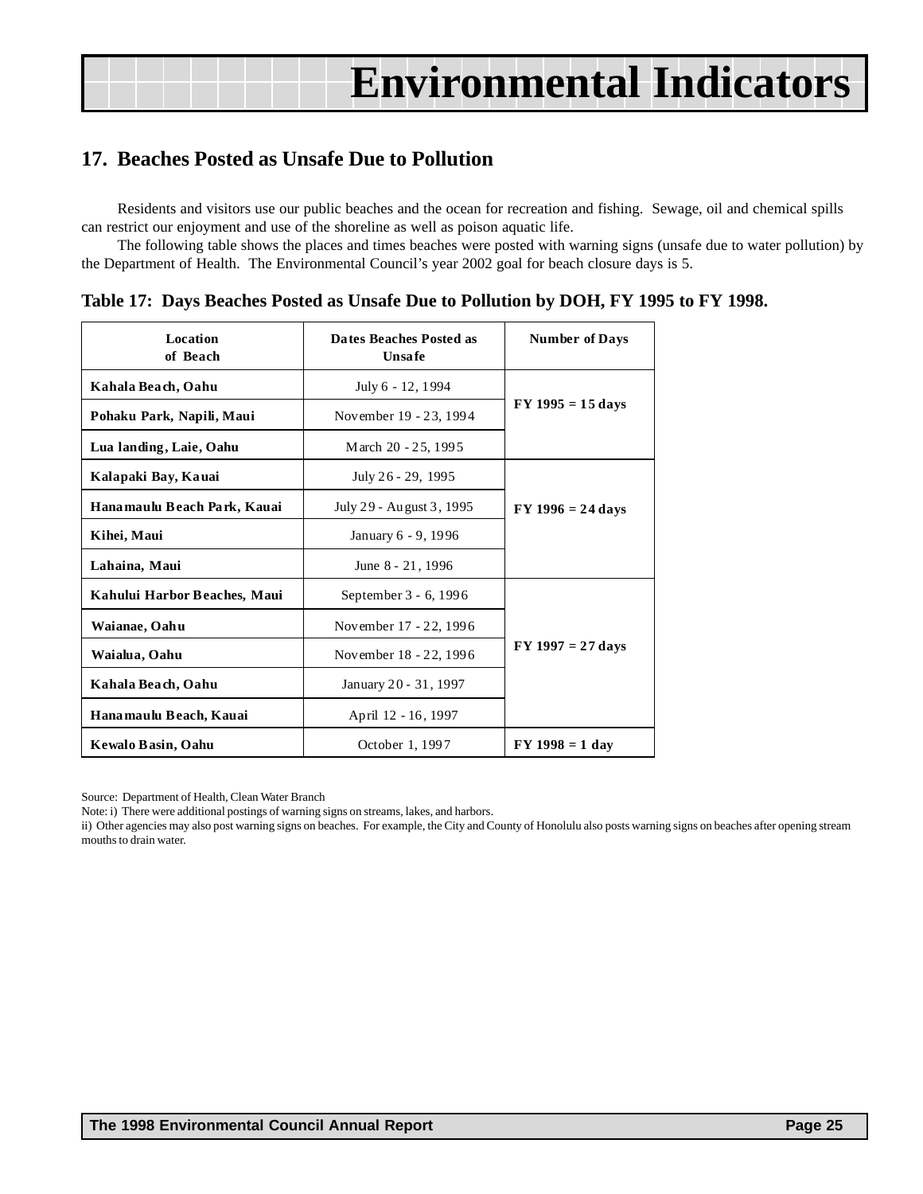# Environmental Indicators

## 17. Beaches Posted as Unsafe Due to Pollution

Residents and visitors use our public beaches and the ocean for recreation and fishing. Sewage, oil and chemical spills can restrict our enjoyment and use of the shoreline as well as poison aquatic life.

The following table shows the places and times beaches were posted with warning signs (unsafe due to water pollution) by the Department of Health. The Environmental Council's year 2002 goal for beach closure days is 5.

**Table 17: Days Beaches Posted as Unsafe Due to Pollution by DOH, FY 1995 to FY 1998.**

| Location of Beach | Dates Beaches Posted as Unsafe | Number of Days |
|---|---|---|
| **Kahala Beach, Oahu** | July 6 - 12, 1994 | **FY 1995 = 15 days** |
| **Pohaku Park, Napili, Maui** | November 19 - 23, 1994 | |
| **Lua landing, Laie, Oahu** | March 20 - 25, 1995 | |
| **Kalapaki Bay, Kauai** | July 26 - 29, 1995 | **FY 1996 = 24 days** |
| **Hanamaulu Beach Park, Kauai** | July 29 - August 3, 1995 | |
| **Kihei, Maui** | January 6 - 9, 1996 | |
| **Lahaina, Maui** | June 8 - 21, 1996 | |
| **Kahului Harbor Beaches, Maui** | September 3 - 6, 1996 | **FY 1997 = 27 days** |
| **Waianae, Oahu** | November 17 - 22, 1996 | |
| **Waialua, Oahu** | November 18 - 22, 1996 | |
| **Kahala Beach, Oahu** | January 20 - 31, 1997 | |
| **Hanamaulu Beach, Kauai** | April 12 - 16, 1997 | |
| **Kewalo Basin, Oahu** | October 1, 1997 | **FY 1998 = 1 day** |

Source: Department of Health, Clean Water Branch

Note: i) There were additional postings of warning signs on streams, lakes, and harbors.

ii) Other agencies may also post warning signs on beaches. For example, the City and County of Honolulu also posts warning signs on beaches after opening stream mouths to drain water.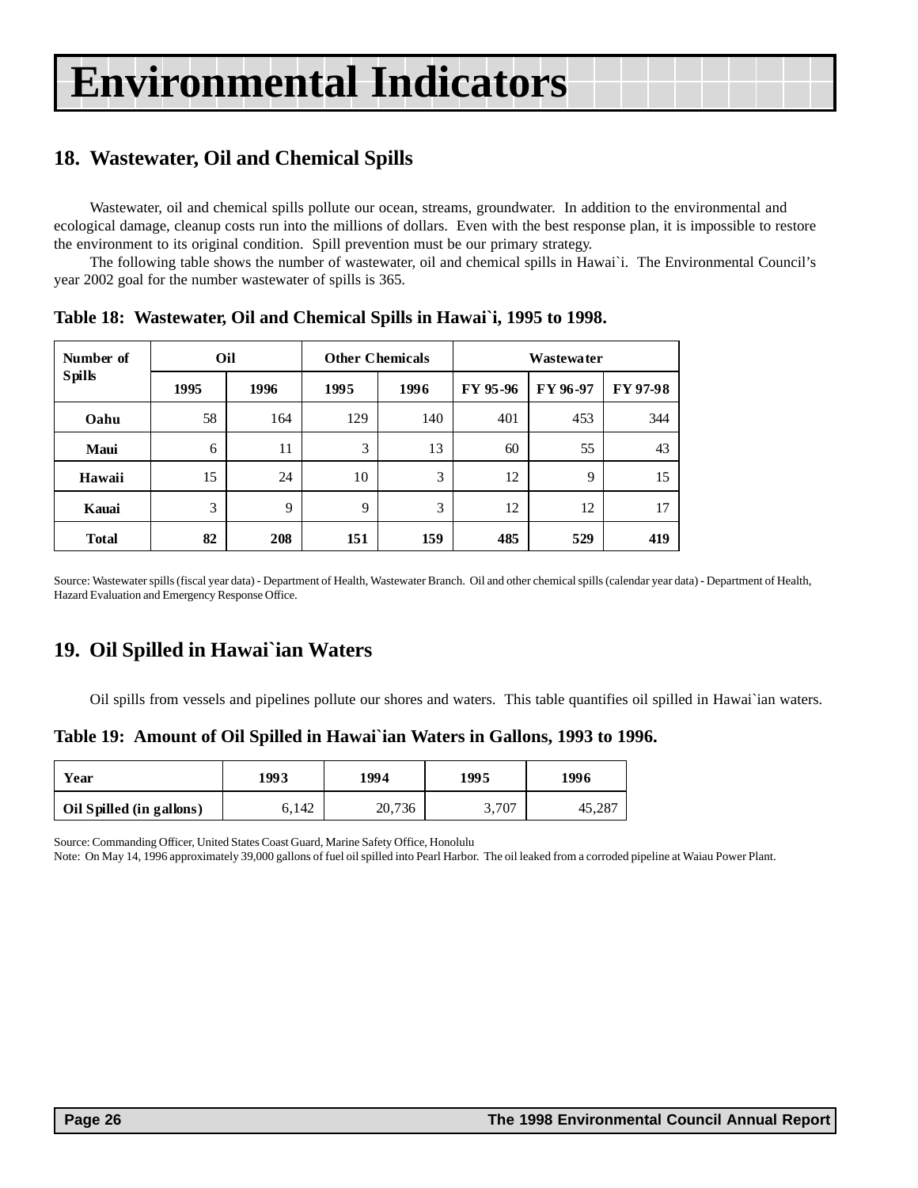# Environmental Indicators

## 18. Wastewater, Oil and Chemical Spills

Wastewater, oil and chemical spills pollute our ocean, streams, groundwater. In addition to the environmental and ecological damage, cleanup costs run into the millions of dollars. Even with the best response plan, it is impossible to restore the environment to its original condition. Spill prevention must be our primary strategy.

The following table shows the number of wastewater, oil and chemical spills in Hawai`i. The Environmental Council's year 2002 goal for the number wastewater of spills is 365.

**Table 18: Wastewater, Oil and Chemical Spills in Hawai`i, 1995 to 1998.**

| Number of Spills | Oil | | Other Chemicals | | Wastewater | | |
|---|---|---|---|---|---|---|---|
| | 1995 | 1996 | 1995 | 1996 | FY 95-96 | FY 96-97 | FY 97-98 |
| **Oahu** | 58 | 164 | 129 | 140 | 401 | 453 | 344 |
| **Maui** | 6 | 11 | 3 | 13 | 60 | 55 | 43 |
| **Hawaii** | 15 | 24 | 10 | 3 | 12 | 9 | 15 |
| **Kauai** | 3 | 9 | 9 | 3 | 12 | 12 | 17 |
| **Total** | **82** | **208** | **151** | **159** | **485** | **529** | **419** |

Source: Wastewater spills (fiscal year data) - Department of Health, Wastewater Branch. Oil and other chemical spills (calendar year data) - Department of Health, Hazard Evaluation and Emergency Response Office.

## 19. Oil Spilled in Hawai`ian Waters

Oil spills from vessels and pipelines pollute our shores and waters. This table quantifies oil spilled in Hawai`ian waters.

**Table 19: Amount of Oil Spilled in Hawai`ian Waters in Gallons, 1993 to 1996.**

| Year | 1993 | 1994 | 1995 | 1996 |
|---|---|---|---|---|
| Oil Spilled (in gallons) | 6,142 | 20,736 | 3,707 | 45,287 |

Source: Commanding Officer, United States Coast Guard, Marine Safety Office, Honolulu

Note: On May 14, 1996 approximately 39,000 gallons of fuel oil spilled into Pearl Harbor. The oil leaked from a corroded pipeline at Waiau Power Plant.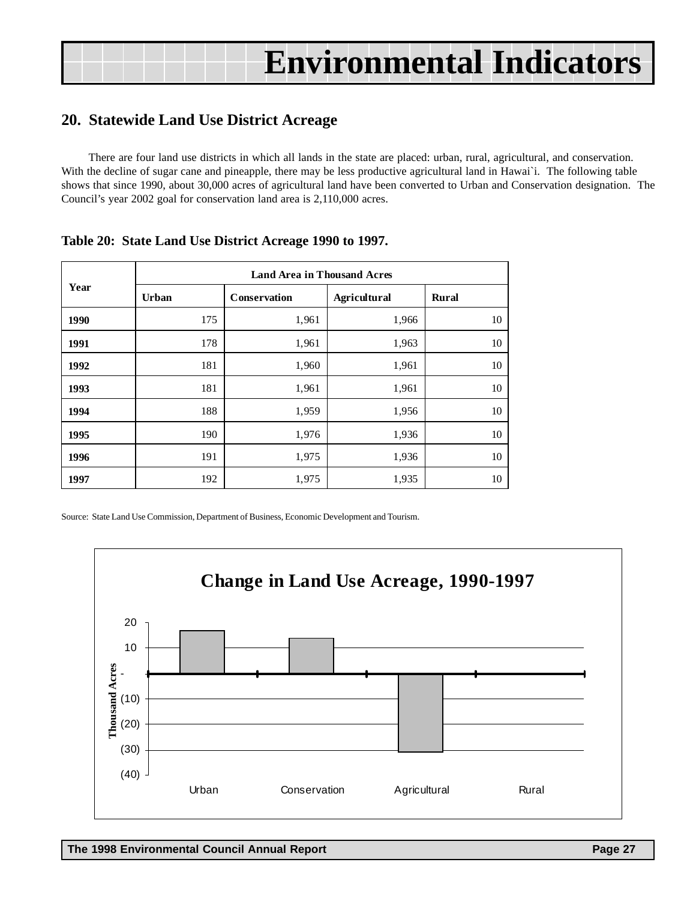# Environmental Indicators

## 20. Statewide Land Use District Acreage

There are four land use districts in which all lands in the state are placed: urban, rural, agricultural, and conservation. With the decline of sugar cane and pineapple, there may be less productive agricultural land in Hawai`i. The following table shows that since 1990, about 30,000 acres of agricultural land have been converted to Urban and Conservation designation. The Council's year 2002 goal for conservation land area is 2,110,000 acres.

**Table 20: State Land Use District Acreage 1990 to 1997.**

| Year | Land Area in Thousand Acres | | | |
|---|---|---|---|---|
| | Urban | Conservation | Agricultural | Rural |
| 1990 | 175 | 1,961 | 1,966 | 10 |
| 1991 | 178 | 1,961 | 1,963 | 10 |
| 1992 | 181 | 1,960 | 1,961 | 10 |
| 1993 | 181 | 1,961 | 1,961 | 10 |
| 1994 | 188 | 1,959 | 1,956 | 10 |
| 1995 | 190 | 1,976 | 1,936 | 10 |
| 1996 | 191 | 1,975 | 1,936 | 10 |
| 1997 | 192 | 1,975 | 1,935 | 10 |

Source: State Land Use Commission, Department of Business, Economic Development and Tourism.

**Change in Land Use Acreage, 1990-1997**

Thousand Acres: 20, 10, -, (10), (20), (30), (40)

Urban, Conservation, Agricultural, Rural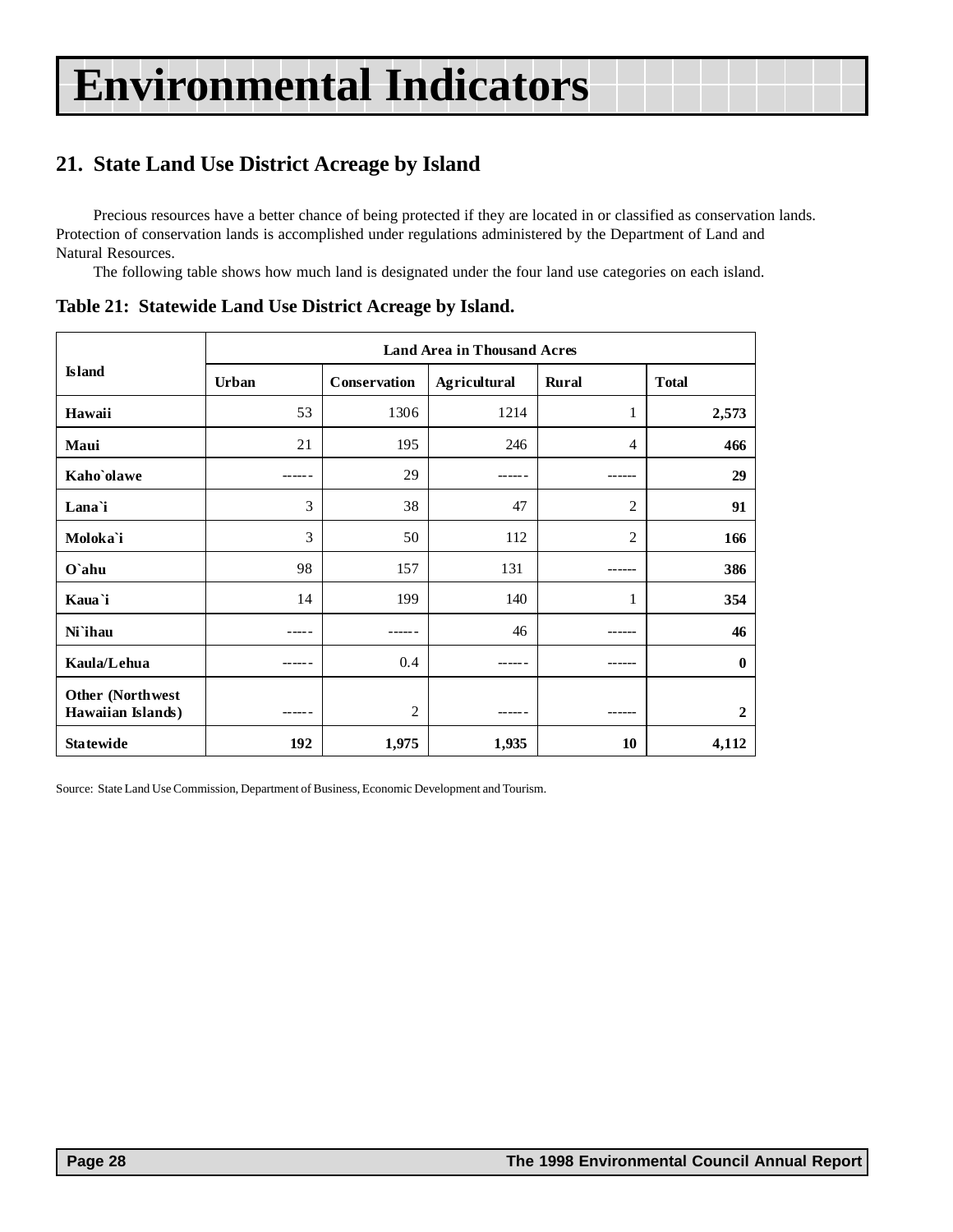# Environmental Indicators

## 21. State Land Use District Acreage by Island

Precious resources have a better chance of being protected if they are located in or classified as conservation lands. Protection of conservation lands is accomplished under regulations administered by the Department of Land and Natural Resources.

The following table shows how much land is designated under the four land use categories on each island.

**Table 21: Statewide Land Use District Acreage by Island.**

| Island | Land Area in Thousand Acres | | | | |
|---|---|---|---|---|---|
| | Urban | Conservation | Agricultural | Rural | Total |
| **Hawaii** | 53 | 1306 | 1214 | 1 | **2,573** |
| **Maui** | 21 | 195 | 246 | 4 | **466** |
| **Kaho`olawe** | ------ | 29 | ------ | ------ | **29** |
| **Lana`i** | 3 | 38 | 47 | 2 | **91** |
| **Moloka`i** | 3 | 50 | 112 | 2 | **166** |
| **O`ahu** | 98 | 157 | 131 | ------ | **386** |
| **Kaua`i** | 14 | 199 | 140 | 1 | **354** |
| **Ni`ihau** | ----- | ------ | 46 | ------ | **46** |
| **Kaula/Lehua** | ------ | 0.4 | ------ | ------ | **0** |
| **Other (Northwest Hawaiian Islands)** | ------ | 2 | ------ | ------ | **2** |
| **Statewide** | **192** | **1,975** | **1,935** | **10** | **4,112** |

Source: State Land Use Commission, Department of Business, Economic Development and Tourism.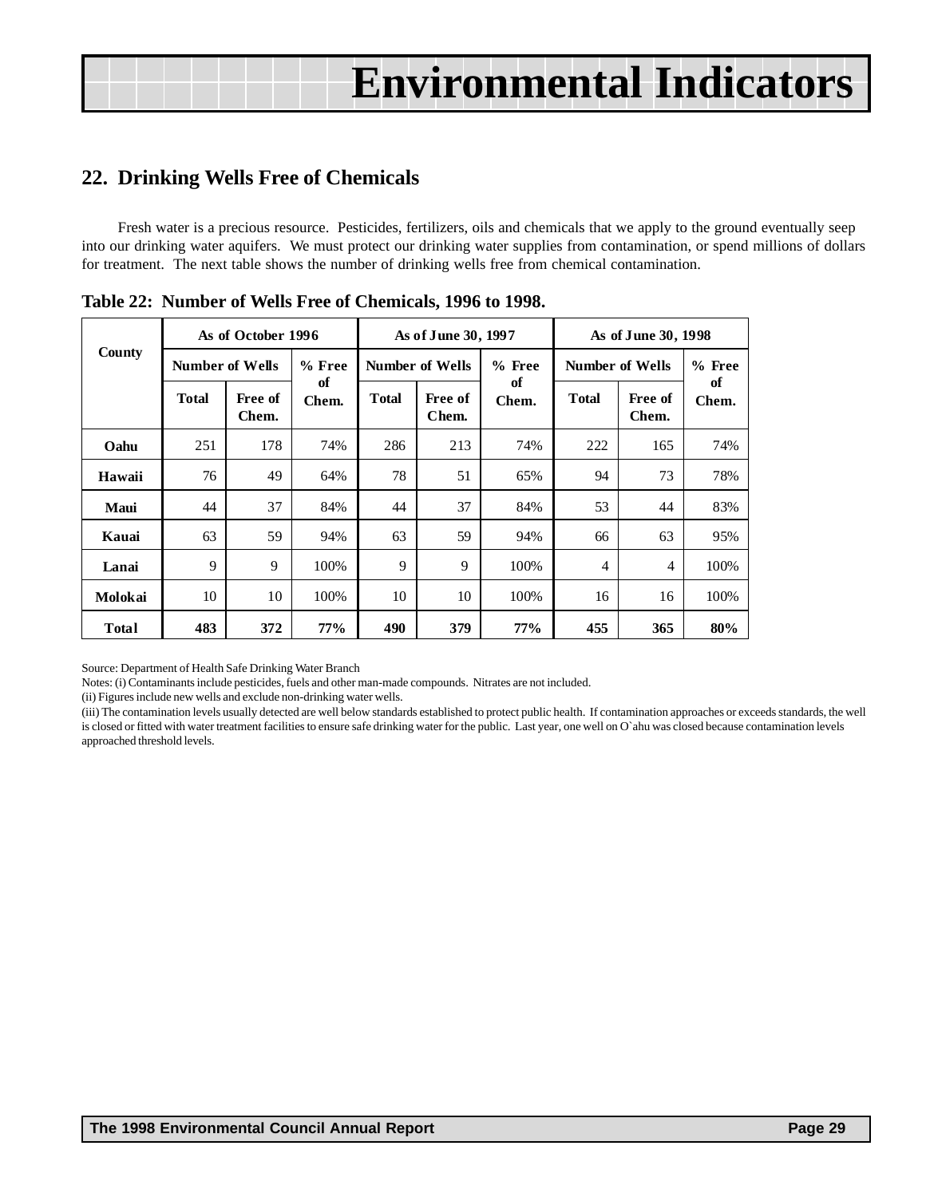# Environmental Indicators

## 22. Drinking Wells Free of Chemicals

Fresh water is a precious resource. Pesticides, fertilizers, oils and chemicals that we apply to the ground eventually seep into our drinking water aquifers. We must protect our drinking water supplies from contamination, or spend millions of dollars for treatment. The next table shows the number of drinking wells free from chemical contamination.

**Table 22: Number of Wells Free of Chemicals, 1996 to 1998.**

| County | As of October 1996 | | | As of June 30, 1997 | | | As of June 30, 1998 | | |
|---|---|---|---|---|---|---|---|---|---|
| | Number of Wells | | % Free of Chem. | Number of Wells | | % Free of Chem. | Number of Wells | | % Free of Chem. |
| | Total | Free of Chem. | | Total | Free of Chem. | | Total | Free of Chem. | |
| **Oahu** | 251 | 178 | 74% | 286 | 213 | 74% | 222 | 165 | 74% |
| **Hawaii** | 76 | 49 | 64% | 78 | 51 | 65% | 94 | 73 | 78% |
| **Maui** | 44 | 37 | 84% | 44 | 37 | 84% | 53 | 44 | 83% |
| **Kauai** | 63 | 59 | 94% | 63 | 59 | 94% | 66 | 63 | 95% |
| **Lanai** | 9 | 9 | 100% | 9 | 9 | 100% | 4 | 4 | 100% |
| **Molokai** | 10 | 10 | 100% | 10 | 10 | 100% | 16 | 16 | 100% |
| **Total** | **483** | **372** | **77%** | **490** | **379** | **77%** | **455** | **365** | **80%** |

Source: Department of Health Safe Drinking Water Branch

Notes: (i) Contaminants include pesticides, fuels and other man-made compounds. Nitrates are not included.

(ii) Figures include new wells and exclude non-drinking water wells.

(iii) The contamination levels usually detected are well below standards established to protect public health. If contamination approaches or exceeds standards, the well is closed or fitted with water treatment facilities to ensure safe drinking water for the public. Last year, one well on O`ahu was closed because contamination levels approached threshold levels.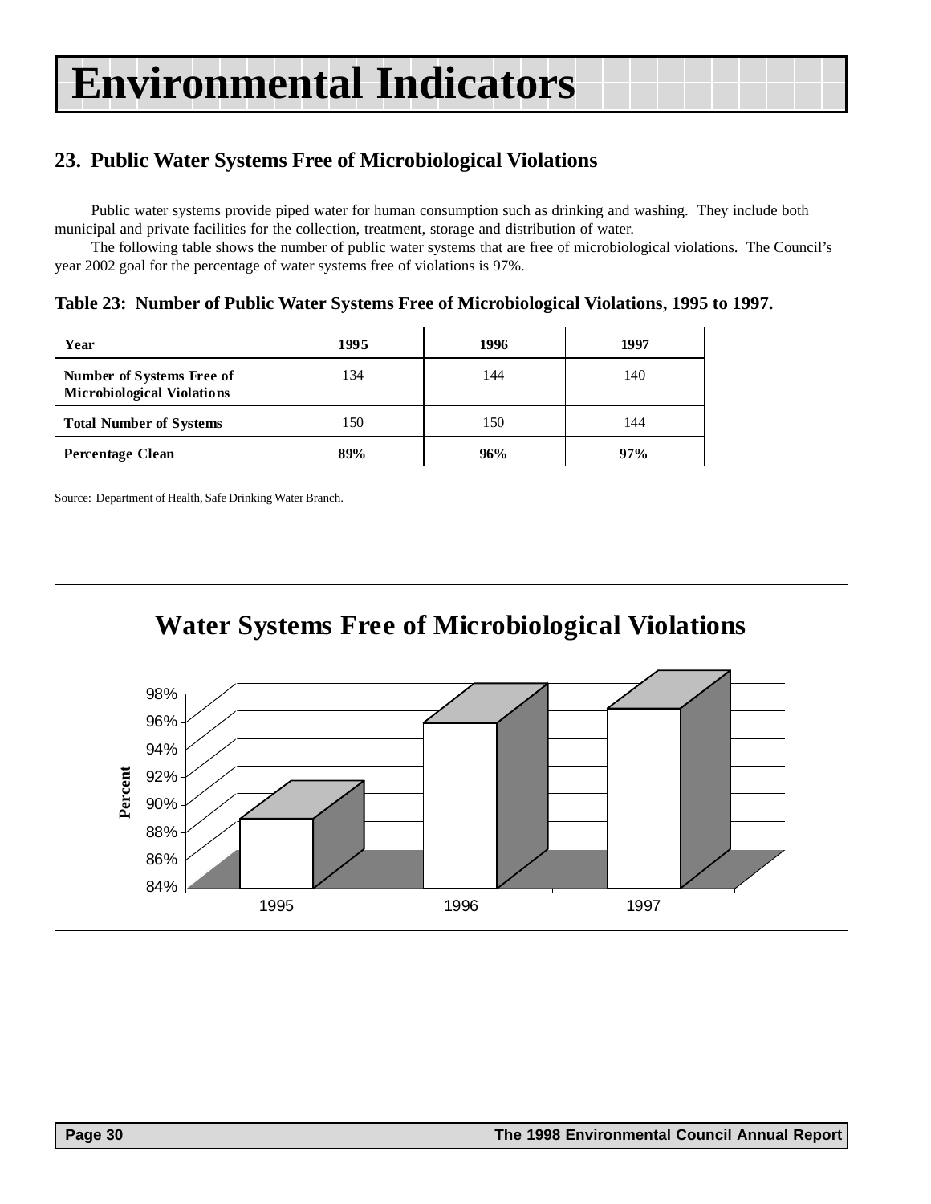# Environmental Indicators

## 23. Public Water Systems Free of Microbiological Violations

Public water systems provide piped water for human consumption such as drinking and washing. They include both municipal and private facilities for the collection, treatment, storage and distribution of water.

The following table shows the number of public water systems that are free of microbiological violations. The Council's year 2002 goal for the percentage of water systems free of violations is 97%.

**Table 23: Number of Public Water Systems Free of Microbiological Violations, 1995 to 1997.**

| Year | 1995 | 1996 | 1997 |
|---|---|---|---|
| **Number of Systems Free of Microbiological Violations** | 134 | 144 | 140 |
| **Total Number of Systems** | 150 | 150 | 144 |
| **Percentage Clean** | **89%** | **96%** | **97%** |

Source: Department of Health, Safe Drinking Water Branch.

**Water Systems Free of Microbiological Violations**

| Year | Percent |
|---|---|
| 1995 | 89% |
| 1996 | 96% |
| 1997 | 97% |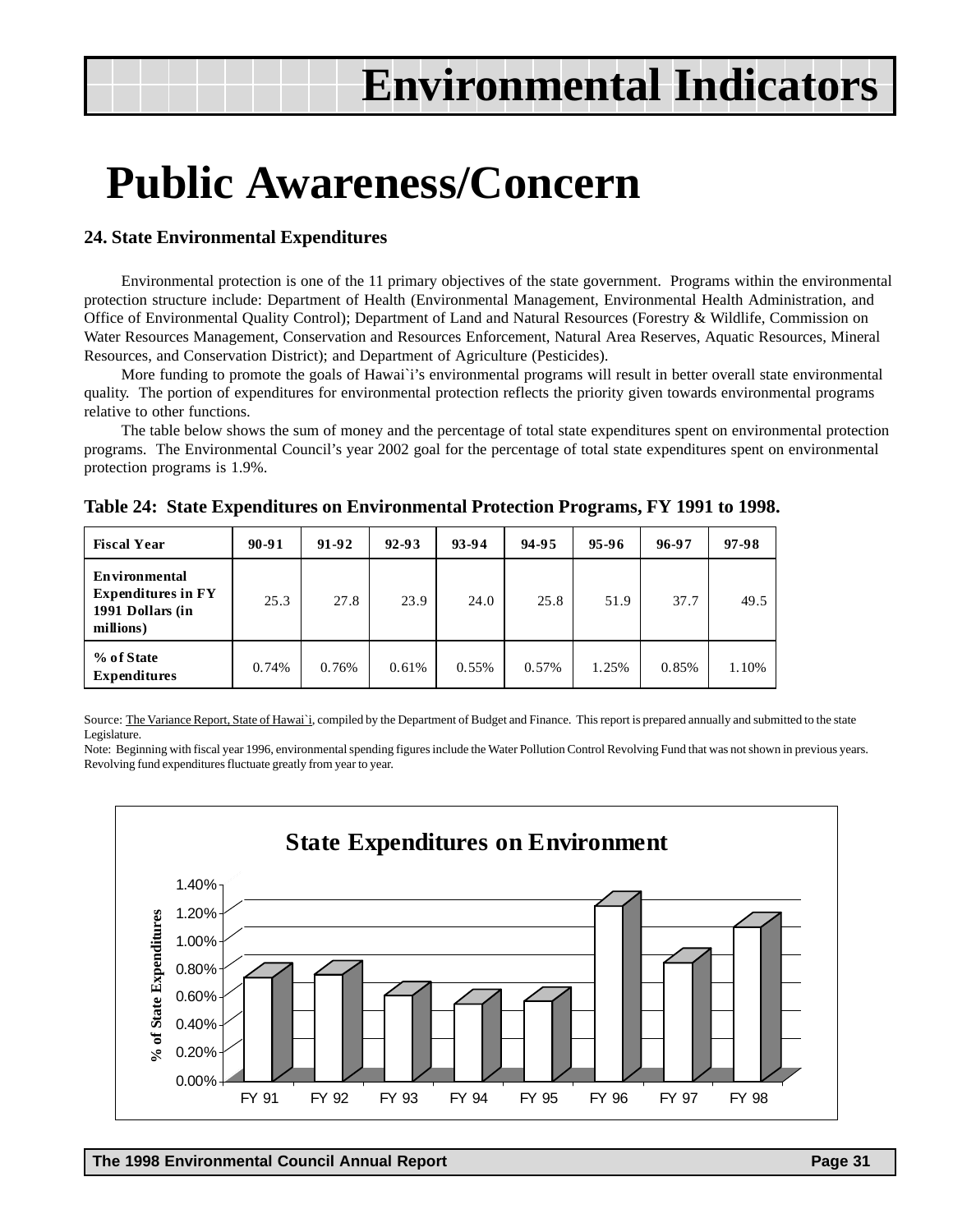# Environmental Indicators

# Public Awareness/Concern

### 24. State Environmental Expenditures

Environmental protection is one of the 11 primary objectives of the state government. Programs within the environmental protection structure include: Department of Health (Environmental Management, Environmental Health Administration, and Office of Environmental Quality Control); Department of Land and Natural Resources (Forestry & Wildlife, Commission on Water Resources Management, Conservation and Resources Enforcement, Natural Area Reserves, Aquatic Resources, Mineral Resources, and Conservation District); and Department of Agriculture (Pesticides).

More funding to promote the goals of Hawai`i's environmental programs will result in better overall state environmental quality. The portion of expenditures for environmental protection reflects the priority given towards environmental programs relative to other functions.

The table below shows the sum of money and the percentage of total state expenditures spent on environmental protection programs. The Environmental Council's year 2002 goal for the percentage of total state expenditures spent on environmental protection programs is 1.9%.

**Table 24: State Expenditures on Environmental Protection Programs, FY 1991 to 1998.**

| Fiscal Year | 90-91 | 91-92 | 92-93 | 93-94 | 94-95 | 95-96 | 96-97 | 97-98 |
|---|---|---|---|---|---|---|---|---|
| Environmental Expenditures in FY 1991 Dollars (in millions) | 25.3 | 27.8 | 23.9 | 24.0 | 25.8 | 51.9 | 37.7 | 49.5 |
| % of State Expenditures | 0.74% | 0.76% | 0.61% | 0.55% | 0.57% | 1.25% | 0.85% | 1.10% |

Source: The Variance Report, State of Hawai`i, compiled by the Department of Budget and Finance. This report is prepared annually and submitted to the state Legislature.
Note: Beginning with fiscal year 1996, environmental spending figures include the Water Pollution Control Revolving Fund that was not shown in previous years. Revolving fund expenditures fluctuate greatly from year to year.

**State Expenditures on Environment**

| | FY 91 | FY 92 | FY 93 | FY 94 | FY 95 | FY 96 | FY 97 | FY 98 |
|---|---|---|---|---|---|---|---|---|
| % of State Expenditures | 0.74% | 0.76% | 0.61% | 0.55% | 0.57% | 1.25% | 0.85% | 1.10% |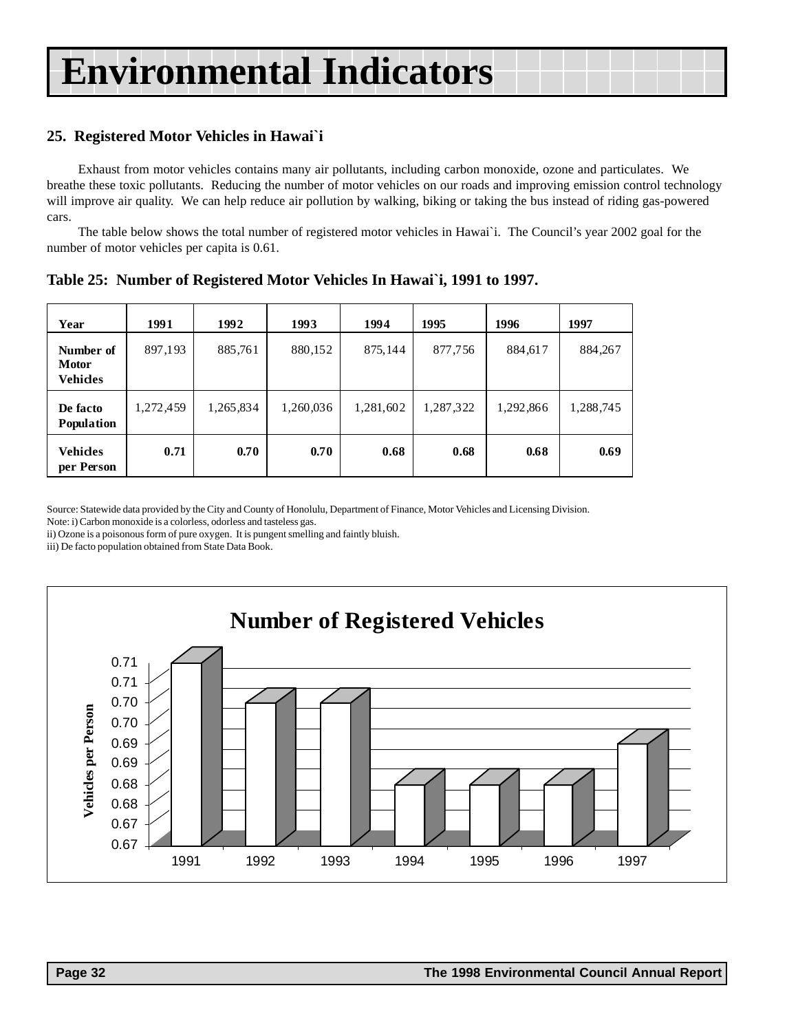# Environmental Indicators

## 25. Registered Motor Vehicles in Hawai`i

Exhaust from motor vehicles contains many air pollutants, including carbon monoxide, ozone and particulates. We breathe these toxic pollutants. Reducing the number of motor vehicles on our roads and improving emission control technology will improve air quality. We can help reduce air pollution by walking, biking or taking the bus instead of riding gas-powered cars.

The table below shows the total number of registered motor vehicles in Hawai`i. The Council's year 2002 goal for the number of motor vehicles per capita is 0.61.

**Table 25: Number of Registered Motor Vehicles In Hawai`i, 1991 to 1997.**

| Year | 1991 | 1992 | 1993 | 1994 | 1995 | 1996 | 1997 |
|---|---|---|---|---|---|---|---|
| Number of Motor Vehicles | 897,193 | 885,761 | 880,152 | 875,144 | 877,756 | 884,617 | 884,267 |
| De facto Population | 1,272,459 | 1,265,834 | 1,260,036 | 1,281,602 | 1,287,322 | 1,292,866 | 1,288,745 |
| Vehicles per Person | **0.71** | **0.70** | **0.70** | **0.68** | **0.68** | **0.68** | **0.69** |

Source: Statewide data provided by the City and County of Honolulu, Department of Finance, Motor Vehicles and Licensing Division.
Note: i) Carbon monoxide is a colorless, odorless and tasteless gas.
ii) Ozone is a poisonous form of pure oxygen. It is pungent smelling and faintly bluish.
iii) De facto population obtained from State Data Book.

**Number of Registered Vehicles**

| Year | Vehicles per Person |
|---|---|
| 1991 | 0.71 |
| 1992 | 0.70 |
| 1993 | 0.70 |
| 1994 | 0.68 |
| 1995 | 0.68 |
| 1996 | 0.68 |
| 1997 | 0.69 |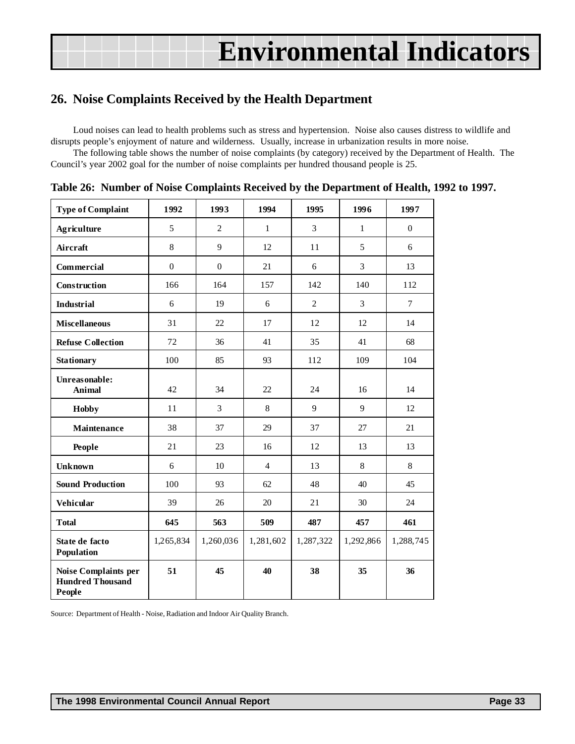# Environmental Indicators

## 26. Noise Complaints Received by the Health Department

Loud noises can lead to health problems such as stress and hypertension. Noise also causes distress to wildlife and disrupts people's enjoyment of nature and wilderness. Usually, increase in urbanization results in more noise.

The following table shows the number of noise complaints (by category) received by the Department of Health. The Council's year 2002 goal for the number of noise complaints per hundred thousand people is 25.

**Table 26: Number of Noise Complaints Received by the Department of Health, 1992 to 1997.**

| Type of Complaint | 1992 | 1993 | 1994 | 1995 | 1996 | 1997 |
|---|---|---|---|---|---|---|
| Agriculture | 5 | 2 | 1 | 3 | 1 | 0 |
| Aircraft | 8 | 9 | 12 | 11 | 5 | 6 |
| Commercial | 0 | 0 | 21 | 6 | 3 | 13 |
| Construction | 166 | 164 | 157 | 142 | 140 | 112 |
| Industrial | 6 | 19 | 6 | 2 | 3 | 7 |
| Miscellaneous | 31 | 22 | 17 | 12 | 12 | 14 |
| Refuse Collection | 72 | 36 | 41 | 35 | 41 | 68 |
| Stationary | 100 | 85 | 93 | 112 | 109 | 104 |
| Unreasonable: Animal | 42 | 34 | 22 | 24 | 16 | 14 |
| Hobby | 11 | 3 | 8 | 9 | 9 | 12 |
| Maintenance | 38 | 37 | 29 | 37 | 27 | 21 |
| People | 21 | 23 | 16 | 12 | 13 | 13 |
| Unknown | 6 | 10 | 4 | 13 | 8 | 8 |
| Sound Production | 100 | 93 | 62 | 48 | 40 | 45 |
| Vehicular | 39 | 26 | 20 | 21 | 30 | 24 |
| **Total** | **645** | **563** | **509** | **487** | **457** | **461** |
| State de facto Population | 1,265,834 | 1,260,036 | 1,281,602 | 1,287,322 | 1,292,866 | 1,288,745 |
| **Noise Complaints per Hundred Thousand People** | **51** | **45** | **40** | **38** | **35** | **36** |

Source: Department of Health - Noise, Radiation and Indoor Air Quality Branch.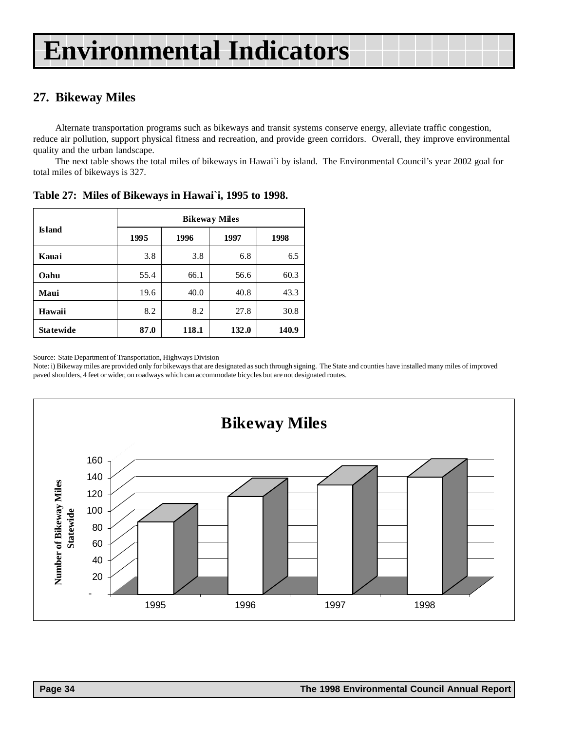# Environmental Indicators

## 27. Bikeway Miles

Alternate transportation programs such as bikeways and transit systems conserve energy, alleviate traffic congestion, reduce air pollution, support physical fitness and recreation, and provide green corridors. Overall, they improve environmental quality and the urban landscape.

The next table shows the total miles of bikeways in Hawai`i by island. The Environmental Council's year 2002 goal for total miles of bikeways is 327.

**Table 27: Miles of Bikeways in Hawai`i, 1995 to 1998.**

| Island | Bikeway Miles | | | |
|---|---|---|---|---|
| | 1995 | 1996 | 1997 | 1998 |
| **Kauai** | 3.8 | 3.8 | 6.8 | 6.5 |
| **Oahu** | 55.4 | 66.1 | 56.6 | 60.3 |
| **Maui** | 19.6 | 40.0 | 40.8 | 43.3 |
| **Hawaii** | 8.2 | 8.2 | 27.8 | 30.8 |
| **Statewide** | **87.0** | **118.1** | **132.0** | **140.9** |

Source: State Department of Transportation, Highways Division

Note: i) Bikeway miles are provided only for bikeways that are designated as such through signing. The State and counties have installed many miles of improved paved shoulders, 4 feet or wider, on roadways which can accommodate bicycles but are not designated routes.

**Bikeway Miles**

Number of Bikeway Miles Statewide

| Year | Miles |
|---|---|
| 1995 | 87.0 |
| 1996 | 118.1 |
| 1997 | 132.0 |
| 1998 | 140.9 |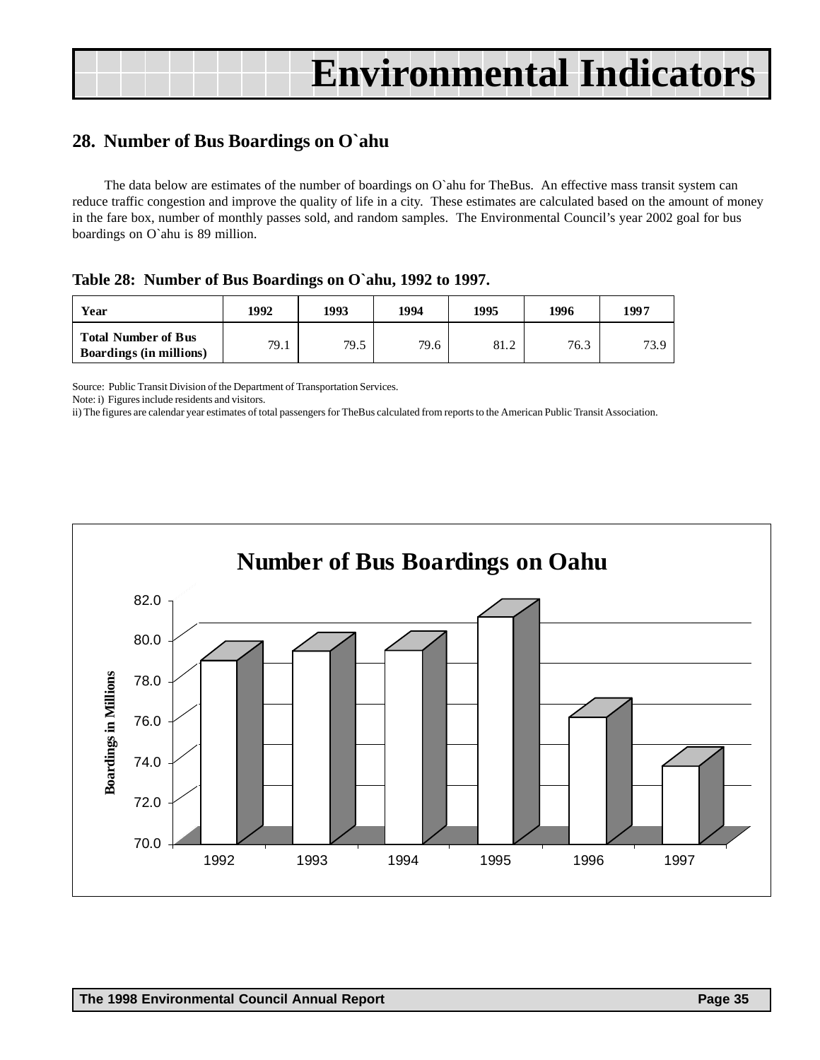# Environmental Indicators

## 28. Number of Bus Boardings on O`ahu

The data below are estimates of the number of boardings on O`ahu for TheBus. An effective mass transit system can reduce traffic congestion and improve the quality of life in a city. These estimates are calculated based on the amount of money in the fare box, number of monthly passes sold, and random samples. The Environmental Council's year 2002 goal for bus boardings on O`ahu is 89 million.

**Table 28: Number of Bus Boardings on O`ahu, 1992 to 1997.**

| Year | 1992 | 1993 | 1994 | 1995 | 1996 | 1997 |
|---|---|---|---|---|---|---|
| Total Number of Bus Boardings (in millions) | 79.1 | 79.5 | 79.6 | 81.2 | 76.3 | 73.9 |

Source: Public Transit Division of the Department of Transportation Services.
Note: i) Figures include residents and visitors.
ii) The figures are calendar year estimates of total passengers for TheBus calculated from reports to the American Public Transit Association.

**Number of Bus Boardings on Oahu**

Boardings in Millions

82.0
80.0
78.0
76.0
74.0
72.0
70.0

1992 1993 1994 1995 1996 1997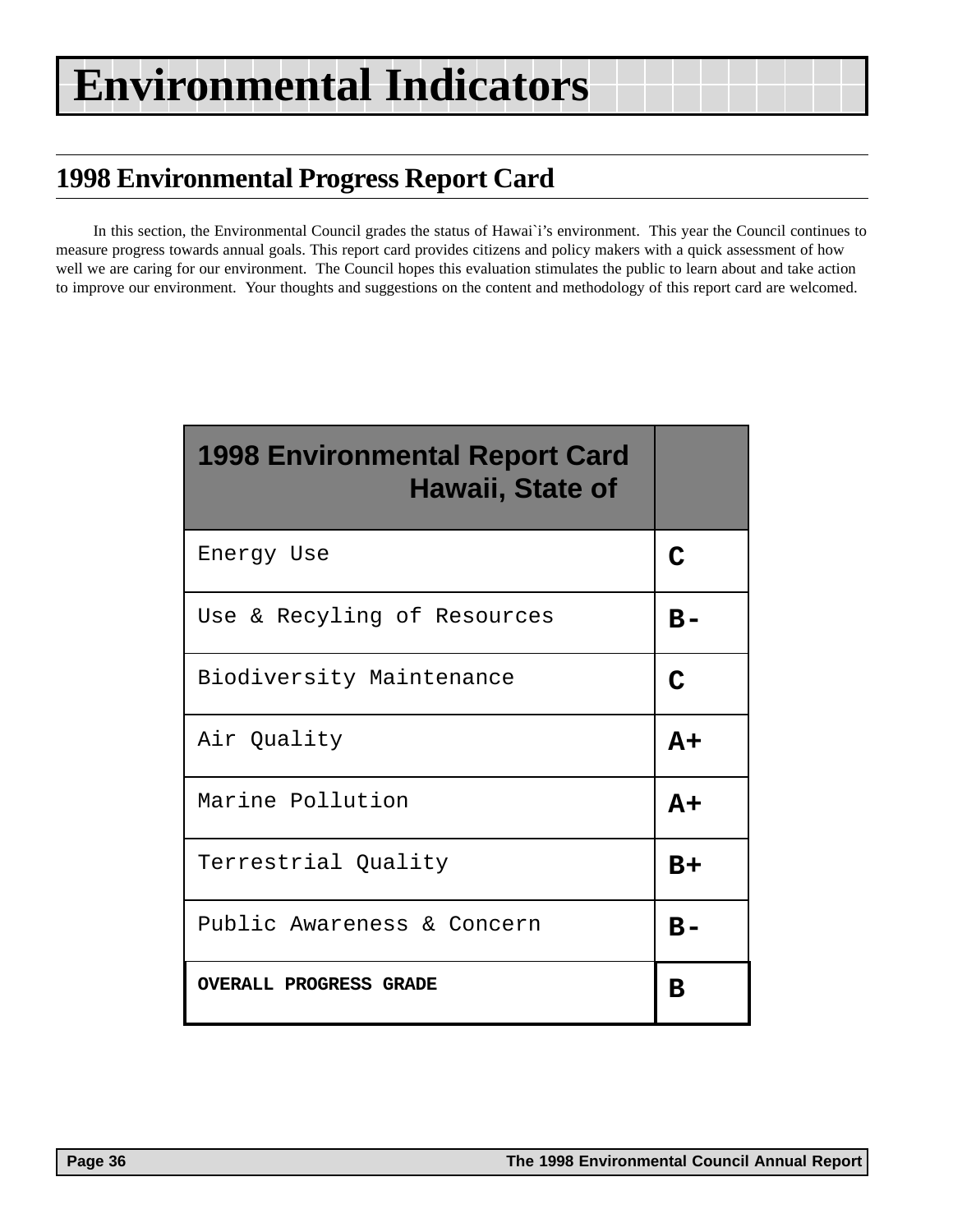# Environmental Indicators

## 1998 Environmental Progress Report Card

In this section, the Environmental Council grades the status of Hawai`i's environment. This year the Council continues to measure progress towards annual goals. This report card provides citizens and policy makers with a quick assessment of how well we are caring for our environment. The Council hopes this evaluation stimulates the public to learn about and take action to improve our environment. Your thoughts and suggestions on the content and methodology of this report card are welcomed.

| 1998 Environmental Report Card Hawaii, State of | |
|---|---|
| Energy Use | C |
| Use & Recyling of Resources | B- |
| Biodiversity Maintenance | C |
| Air Quality | A+ |
| Marine Pollution | A+ |
| Terrestrial Quality | B+ |
| Public Awareness & Concern | B- |
| **OVERALL PROGRESS GRADE** | **B** |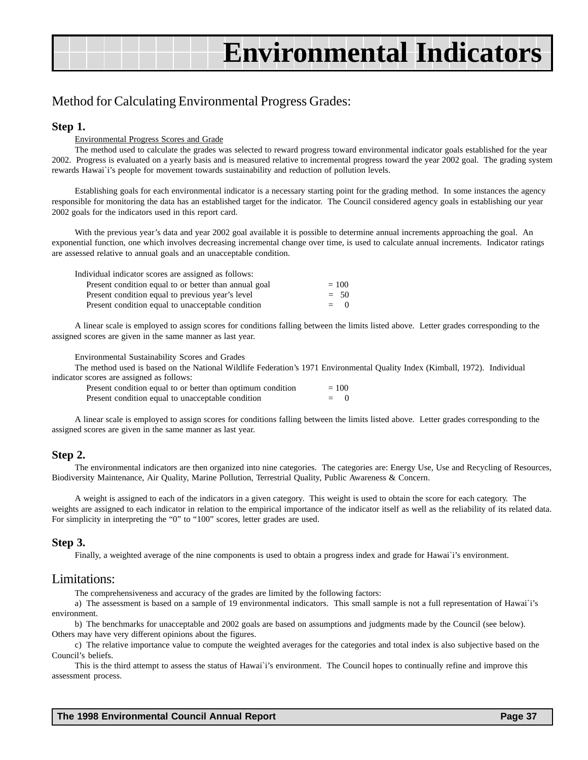# Environmental Indicators

## Method for Calculating Environmental Progress Grades:

### Step 1.

Environmental Progress Scores and Grade

The method used to calculate the grades was selected to reward progress toward environmental indicator goals established for the year 2002. Progress is evaluated on a yearly basis and is measured relative to incremental progress toward the year 2002 goal. The grading system rewards Hawai`i's people for movement towards sustainability and reduction of pollution levels.

Establishing goals for each environmental indicator is a necessary starting point for the grading method. In some instances the agency responsible for monitoring the data has an established target for the indicator. The Council considered agency goals in establishing our year 2002 goals for the indicators used in this report card.

With the previous year's data and year 2002 goal available it is possible to determine annual increments approaching the goal. An exponential function, one which involves decreasing incremental change over time, is used to calculate annual increments. Indicator ratings are assessed relative to annual goals and an unacceptable condition.

Individual indicator scores are assigned as follows:

| | |
|---|---|
| Present condition equal to or better than annual goal | = 100 |
| Present condition equal to previous year's level | = 50 |
| Present condition equal to unacceptable condition | = 0 |

A linear scale is employed to assign scores for conditions falling between the limits listed above. Letter grades corresponding to the assigned scores are given in the same manner as last year.

Environmental Sustainability Scores and Grades

The method used is based on the National Wildlife Federation's 1971 Environmental Quality Index (Kimball, 1972). Individual indicator scores are assigned as follows:

| | |
|---|---|
| Present condition equal to or better than optimum condition | = 100 |
| Present condition equal to unacceptable condition | = 0 |

A linear scale is employed to assign scores for conditions falling between the limits listed above. Letter grades corresponding to the assigned scores are given in the same manner as last year.

### Step 2.

The environmental indicators are then organized into nine categories. The categories are: Energy Use, Use and Recycling of Resources, Biodiversity Maintenance, Air Quality, Marine Pollution, Terrestrial Quality, Public Awareness & Concern.

A weight is assigned to each of the indicators in a given category. This weight is used to obtain the score for each category. The weights are assigned to each indicator in relation to the empirical importance of the indicator itself as well as the reliability of its related data. For simplicity in interpreting the "0" to "100" scores, letter grades are used.

### Step 3.

Finally, a weighted average of the nine components is used to obtain a progress index and grade for Hawai`i's environment.

## Limitations:

The comprehensiveness and accuracy of the grades are limited by the following factors:

a) The assessment is based on a sample of 19 environmental indicators. This small sample is not a full representation of Hawai`i's environment.

b) The benchmarks for unacceptable and 2002 goals are based on assumptions and judgments made by the Council (see below). Others may have very different opinions about the figures.

c) The relative importance value to compute the weighted averages for the categories and total index is also subjective based on the Council's beliefs.

This is the third attempt to assess the status of Hawai`i's environment. The Council hopes to continually refine and improve this assessment process.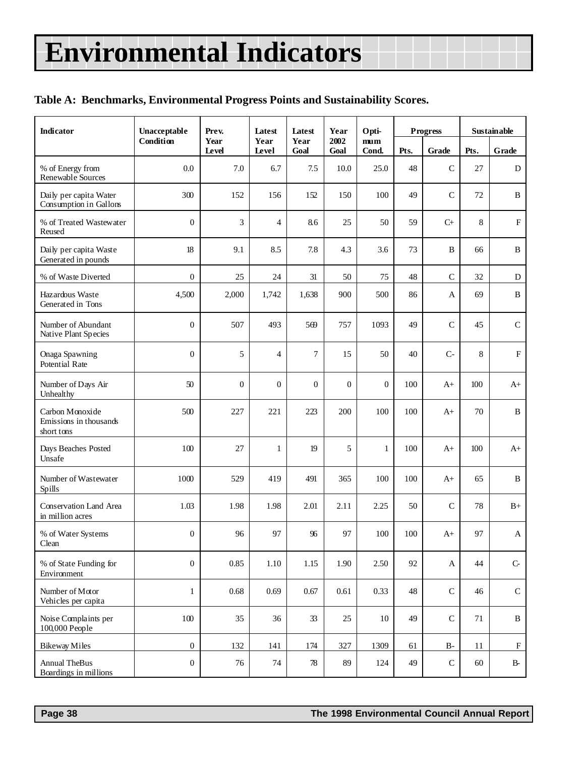# Environmental Indicators

**Table A: Benchmarks, Environmental Progress Points and Sustainability Scores.**

| Indicator | Unacceptable Condition | Prev. Year Level | Latest Year Level | Latest Year Goal | Year 2002 Goal | Optimum Cond. | Progress | | Sustainable | |
|---|---|---|---|---|---|---|---|---|---|---|
| | | | | | | | Pts. | Grade | Pts. | Grade |
| % of Energy from Renewable Sources | 0.0 | 7.0 | 6.7 | 7.5 | 10.0 | 25.0 | 48 | C | 27 | D |
| Daily per capita Water Consumption in Gallons | 300 | 152 | 156 | 152 | 150 | 100 | 49 | C | 72 | B |
| % of Treated Wastewater Reused | 0 | 3 | 4 | 8.6 | 25 | 50 | 59 | C+ | 8 | F |
| Daily per capita Waste Generated in pounds | 18 | 9.1 | 8.5 | 7.8 | 4.3 | 3.6 | 73 | B | 66 | B |
| % of Waste Diverted | 0 | 25 | 24 | 31 | 50 | 75 | 48 | C | 32 | D |
| Hazardous Waste Generated in Tons | 4,500 | 2,000 | 1,742 | 1,638 | 900 | 500 | 86 | A | 69 | B |
| Number of Abundant Native Plant Species | 0 | 507 | 493 | 569 | 757 | 1093 | 49 | C | 45 | C |
| Onaga Spawning Potential Rate | 0 | 5 | 4 | 7 | 15 | 50 | 40 | C- | 8 | F |
| Number of Days Air Unhealthy | 50 | 0 | 0 | 0 | 0 | 0 | 100 | A+ | 100 | A+ |
| Carbon Monoxide Emissions in thousands short tons | 500 | 227 | 221 | 223 | 200 | 100 | 100 | A+ | 70 | B |
| Days Beaches Posted Unsafe | 100 | 27 | 1 | 19 | 5 | 1 | 100 | A+ | 100 | A+ |
| Number of Wastewater Spills | 1000 | 529 | 419 | 491 | 365 | 100 | 100 | A+ | 65 | B |
| Conservation Land Area in million acres | 1.03 | 1.98 | 1.98 | 2.01 | 2.11 | 2.25 | 50 | C | 78 | B+ |
| % of Water Systems Clean | 0 | 96 | 97 | 96 | 97 | 100 | 100 | A+ | 97 | A |
| % of State Funding for Environment | 0 | 0.85 | 1.10 | 1.15 | 1.90 | 2.50 | 92 | A | 44 | C- |
| Number of Motor Vehicles per capita | 1 | 0.68 | 0.69 | 0.67 | 0.61 | 0.33 | 48 | C | 46 | C |
| Noise Complaints per 100,000 People | 100 | 35 | 36 | 33 | 25 | 10 | 49 | C | 71 | B |
| Bikeway Miles | 0 | 132 | 141 | 174 | 327 | 1309 | 61 | B- | 11 | F |
| Annual TheBus Boardings in millions | 0 | 76 | 74 | 78 | 89 | 124 | 49 | C | 60 | B- |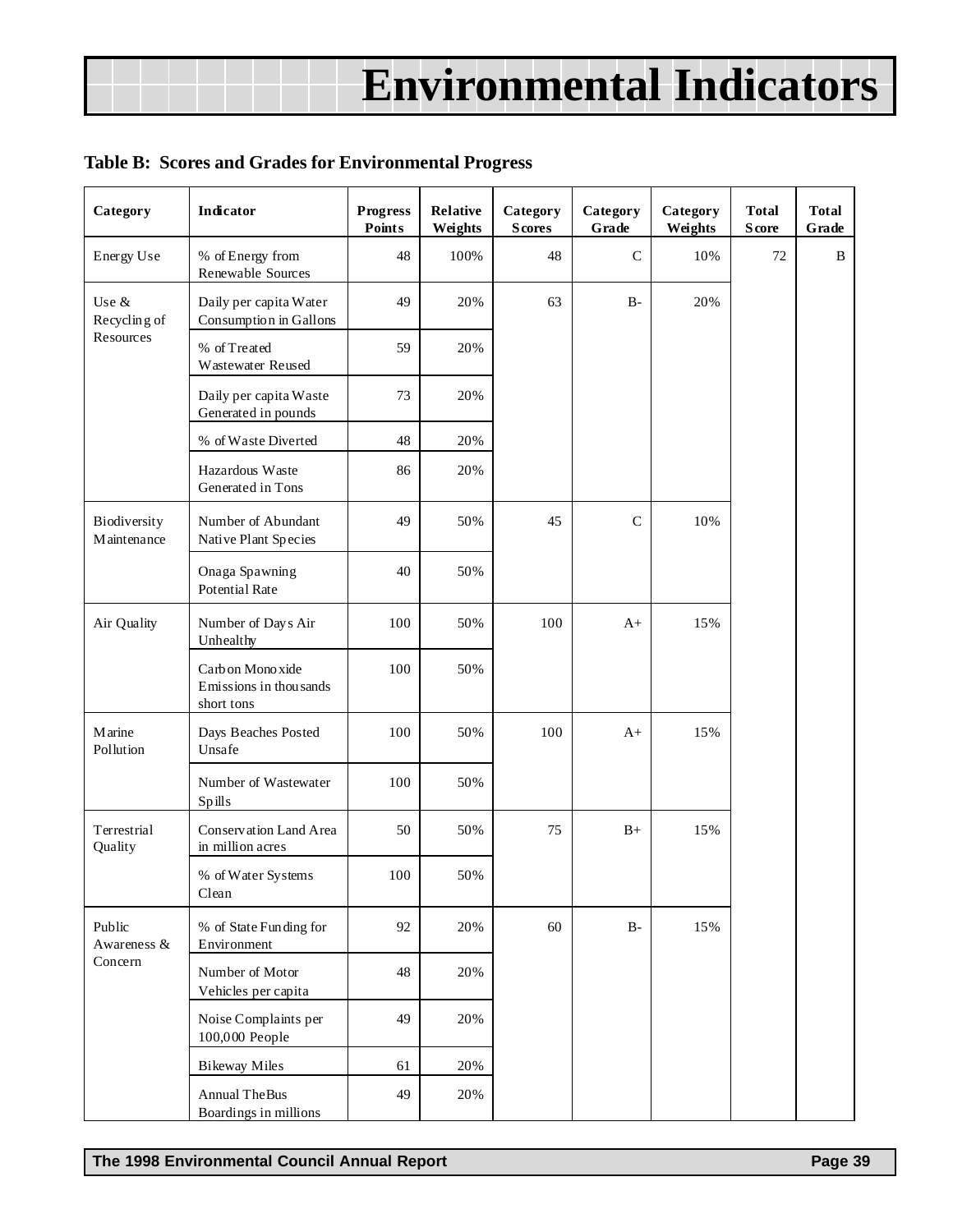# Environmental Indicators

**Table B: Scores and Grades for Environmental Progress**

| Category | Indicator | Progress Points | Relative Weights | Category Scores | Category Grade | Category Weights | Total Score | Total Grade |
|---|---|---|---|---|---|---|---|---|
| Energy Use | % of Energy from Renewable Sources | 48 | 100% | 48 | C | 10% | 72 | B |
| Use & Recycling of Resources | Daily per capita Water Consumption in Gallons | 49 | 20% | 63 | B- | 20% | | |
| | % of Treated Wastewater Reused | 59 | 20% | | | | | |
| | Daily per capita Waste Generated in pounds | 73 | 20% | | | | | |
| | % of Waste Diverted | 48 | 20% | | | | | |
| | Hazardous Waste Generated in Tons | 86 | 20% | | | | | |
| Biodiversity Maintenance | Number of Abundant Native Plant Species | 49 | 50% | 45 | C | 10% | | |
| | Onaga Spawning Potential Rate | 40 | 50% | | | | | |
| Air Quality | Number of Days Air Unhealthy | 100 | 50% | 100 | A+ | 15% | | |
| | Carbon Monoxide Emissions in thousands short tons | 100 | 50% | | | | | |
| Marine Pollution | Days Beaches Posted Unsafe | 100 | 50% | 100 | A+ | 15% | | |
| | Number of Wastewater Spills | 100 | 50% | | | | | |
| Terrestrial Quality | Conservation Land Area in million acres | 50 | 50% | 75 | B+ | 15% | | |
| | % of Water Systems Clean | 100 | 50% | | | | | |
| Public Awareness & Concern | % of State Funding for Environment | 92 | 20% | 60 | B- | 15% | | |
| | Number of Motor Vehicles per capita | 48 | 20% | | | | | |
| | Noise Complaints per 100,000 People | 49 | 20% | | | | | |
| | Bikeway Miles | 61 | 20% | | | | | |
| | Annual TheBus Boardings in millions | 49 | 20% | | | | | |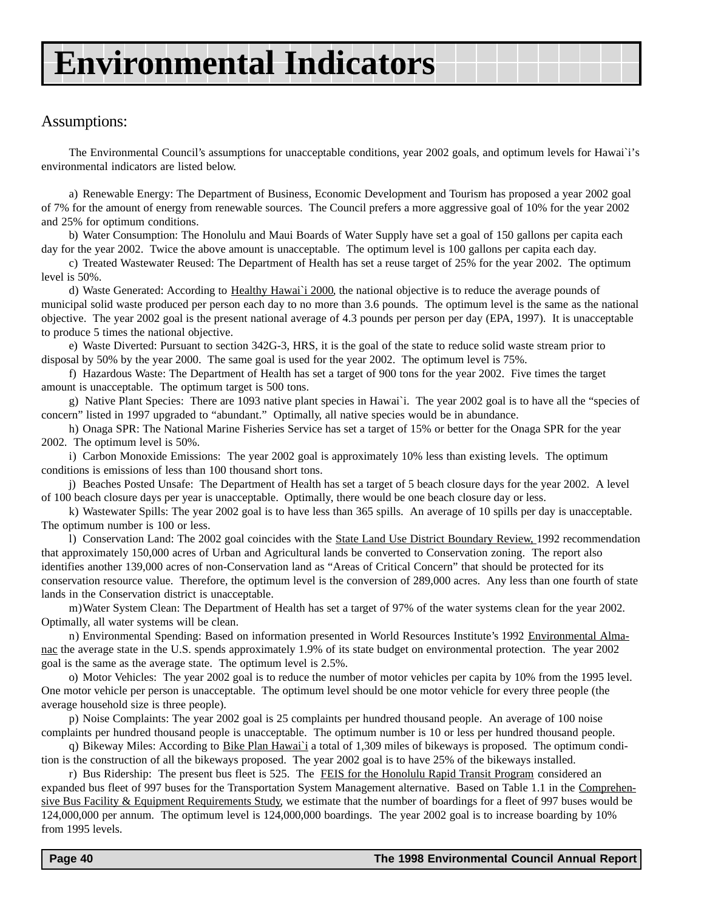# Environmental Indicators

## Assumptions:

The Environmental Council's assumptions for unacceptable conditions, year 2002 goals, and optimum levels for Hawai`i's environmental indicators are listed below.

a) Renewable Energy: The Department of Business, Economic Development and Tourism has proposed a year 2002 goal of 7% for the amount of energy from renewable sources. The Council prefers a more aggressive goal of 10% for the year 2002 and 25% for optimum conditions.

b) Water Consumption: The Honolulu and Maui Boards of Water Supply have set a goal of 150 gallons per capita each day for the year 2002. Twice the above amount is unacceptable. The optimum level is 100 gallons per capita each day.

c) Treated Wastewater Reused: The Department of Health has set a reuse target of 25% for the year 2002. The optimum level is 50%.

d) Waste Generated: According to Healthy Hawai`i 2000, the national objective is to reduce the average pounds of municipal solid waste produced per person each day to no more than 3.6 pounds. The optimum level is the same as the national objective. The year 2002 goal is the present national average of 4.3 pounds per person per day (EPA, 1997). It is unacceptable to produce 5 times the national objective.

e) Waste Diverted: Pursuant to section 342G-3, HRS, it is the goal of the state to reduce solid waste stream prior to disposal by 50% by the year 2000. The same goal is used for the year 2002. The optimum level is 75%.

f) Hazardous Waste: The Department of Health has set a target of 900 tons for the year 2002. Five times the target amount is unacceptable. The optimum target is 500 tons.

g) Native Plant Species: There are 1093 native plant species in Hawai`i. The year 2002 goal is to have all the "species of concern" listed in 1997 upgraded to "abundant." Optimally, all native species would be in abundance.

h) Onaga SPR: The National Marine Fisheries Service has set a target of 15% or better for the Onaga SPR for the year 2002. The optimum level is 50%.

i) Carbon Monoxide Emissions: The year 2002 goal is approximately 10% less than existing levels. The optimum conditions is emissions of less than 100 thousand short tons.

j) Beaches Posted Unsafe: The Department of Health has set a target of 5 beach closure days for the year 2002. A level of 100 beach closure days per year is unacceptable. Optimally, there would be one beach closure day or less.

k) Wastewater Spills: The year 2002 goal is to have less than 365 spills. An average of 10 spills per day is unacceptable. The optimum number is 100 or less.

l) Conservation Land: The 2002 goal coincides with the State Land Use District Boundary Review, 1992 recommendation that approximately 150,000 acres of Urban and Agricultural lands be converted to Conservation zoning. The report also identifies another 139,000 acres of non-Conservation land as "Areas of Critical Concern" that should be protected for its conservation resource value. Therefore, the optimum level is the conversion of 289,000 acres. Any less than one fourth of state lands in the Conservation district is unacceptable.

m) Water System Clean: The Department of Health has set a target of 97% of the water systems clean for the year 2002. Optimally, all water systems will be clean.

n) Environmental Spending: Based on information presented in World Resources Institute's 1992 Environmental Almanac the average state in the U.S. spends approximately 1.9% of its state budget on environmental protection. The year 2002 goal is the same as the average state. The optimum level is 2.5%.

o) Motor Vehicles: The year 2002 goal is to reduce the number of motor vehicles per capita by 10% from the 1995 level. One motor vehicle per person is unacceptable. The optimum level should be one motor vehicle for every three people (the average household size is three people).

p) Noise Complaints: The year 2002 goal is 25 complaints per hundred thousand people. An average of 100 noise complaints per hundred thousand people is unacceptable. The optimum number is 10 or less per hundred thousand people.

q) Bikeway Miles: According to Bike Plan Hawai`i a total of 1,309 miles of bikeways is proposed. The optimum condition is the construction of all the bikeways proposed. The year 2002 goal is to have 25% of the bikeways installed.

r) Bus Ridership: The present bus fleet is 525. The FEIS for the Honolulu Rapid Transit Program considered an expanded bus fleet of 997 buses for the Transportation System Management alternative. Based on Table 1.1 in the Comprehensive Bus Facility & Equipment Requirements Study, we estimate that the number of boardings for a fleet of 997 buses would be 124,000,000 per annum. The optimum level is 124,000,000 boardings. The year 2002 goal is to increase boarding by 10% from 1995 levels.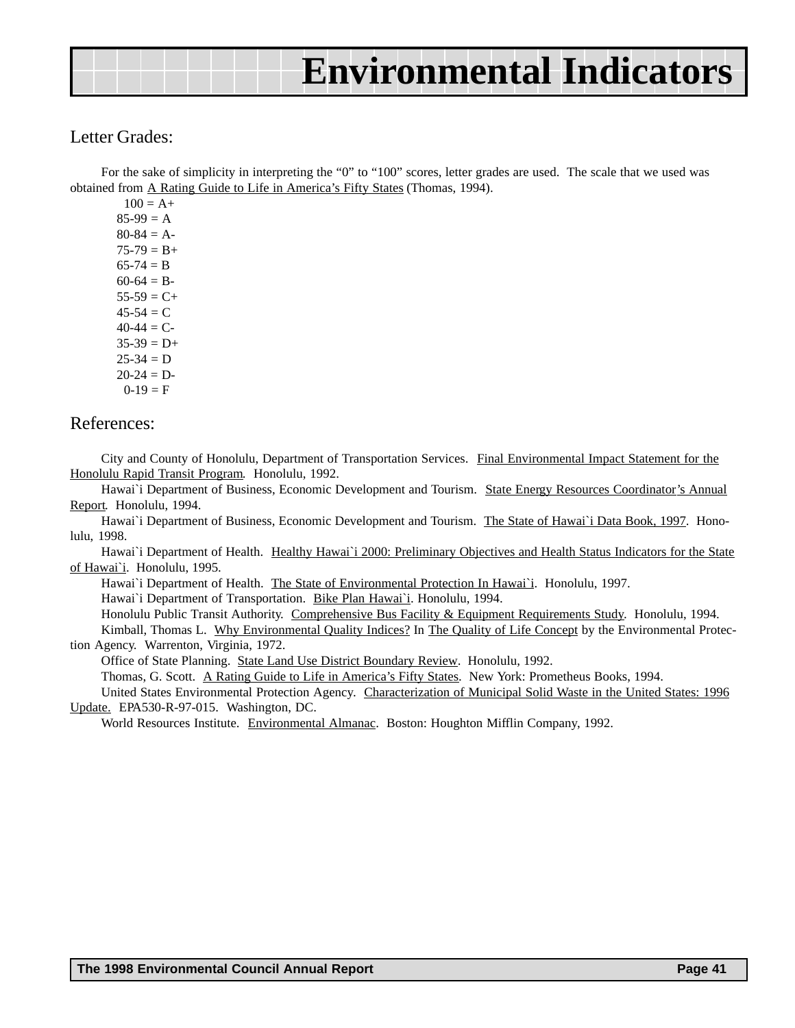# Environmental Indicators

## Letter Grades:

For the sake of simplicity in interpreting the “0” to “100” scores, letter grades are used. The scale that we used was obtained from A Rating Guide to Life in America’s Fifty States (Thomas, 1994).

100 = A+
85-99 = A
80-84 = A-
75-79 = B+
65-74 = B
60-64 = B-
55-59 = C+
45-54 = C
40-44 = C-
35-39 = D+
25-34 = D
20-24 = D-
0-19 = F

## References:

City and County of Honolulu, Department of Transportation Services. Final Environmental Impact Statement for the Honolulu Rapid Transit Program. Honolulu, 1992.

Hawai`i Department of Business, Economic Development and Tourism. State Energy Resources Coordinator’s Annual Report. Honolulu, 1994.

Hawai`i Department of Business, Economic Development and Tourism. The State of Hawai`i Data Book, 1997. Honolulu, 1998.

Hawai`i Department of Health. Healthy Hawai`i 2000: Preliminary Objectives and Health Status Indicators for the State of Hawai`i. Honolulu, 1995.

Hawai`i Department of Health. The State of Environmental Protection In Hawai`i. Honolulu, 1997.

Hawai`i Department of Transportation. Bike Plan Hawai`i. Honolulu, 1994.

Honolulu Public Transit Authority. Comprehensive Bus Facility & Equipment Requirements Study. Honolulu, 1994.

Kimball, Thomas L. Why Environmental Quality Indices? In The Quality of Life Concept by the Environmental Protection Agency. Warrenton, Virginia, 1972.

Office of State Planning. State Land Use District Boundary Review. Honolulu, 1992.

Thomas, G. Scott. A Rating Guide to Life in America’s Fifty States. New York: Prometheus Books, 1994.

United States Environmental Protection Agency. Characterization of Municipal Solid Waste in the United States: 1996 Update. EPA530-R-97-015. Washington, DC.

World Resources Institute. Environmental Almanac. Boston: Houghton Mifflin Company, 1992.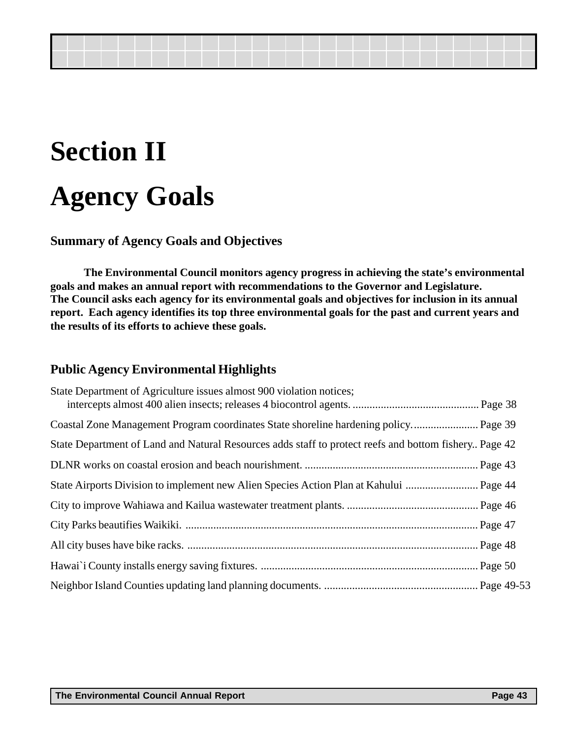# Section II

# Agency Goals

### Summary of Agency Goals and Objectives

**The Environmental Council monitors agency progress in achieving the state's environmental goals and makes an annual report with recommendations to the Governor and Legislature. The Council asks each agency for its environmental goals and objectives for inclusion in its annual report. Each agency identifies its top three environmental goals for the past and current years and the results of its efforts to achieve these goals.**

### Public Agency Environmental Highlights

State Department of Agriculture issues almost 900 violation notices; intercepts almost 400 alien insects; releases 4 biocontrol agents. ............................................ Page 38

Coastal Zone Management Program coordinates State shoreline hardening policy. ....................... Page 39

State Department of Land and Natural Resources adds staff to protect reefs and bottom fishery.. Page 42

DLNR works on coastal erosion and beach nourishment. .............................................................. Page 43

State Airports Division to implement new Alien Species Action Plan at Kahului .......................... Page 44

City to improve Wahiawa and Kailua wastewater treatment plants. ............................................... Page 46

City Parks beautifies Waikiki. ........................................................................................................ Page 47

All city buses have bike racks. ....................................................................................................... Page 48

Hawai`i County installs energy saving fixtures. ............................................................................. Page 50

Neighbor Island Counties updating land planning documents. ....................................................... Page 49-53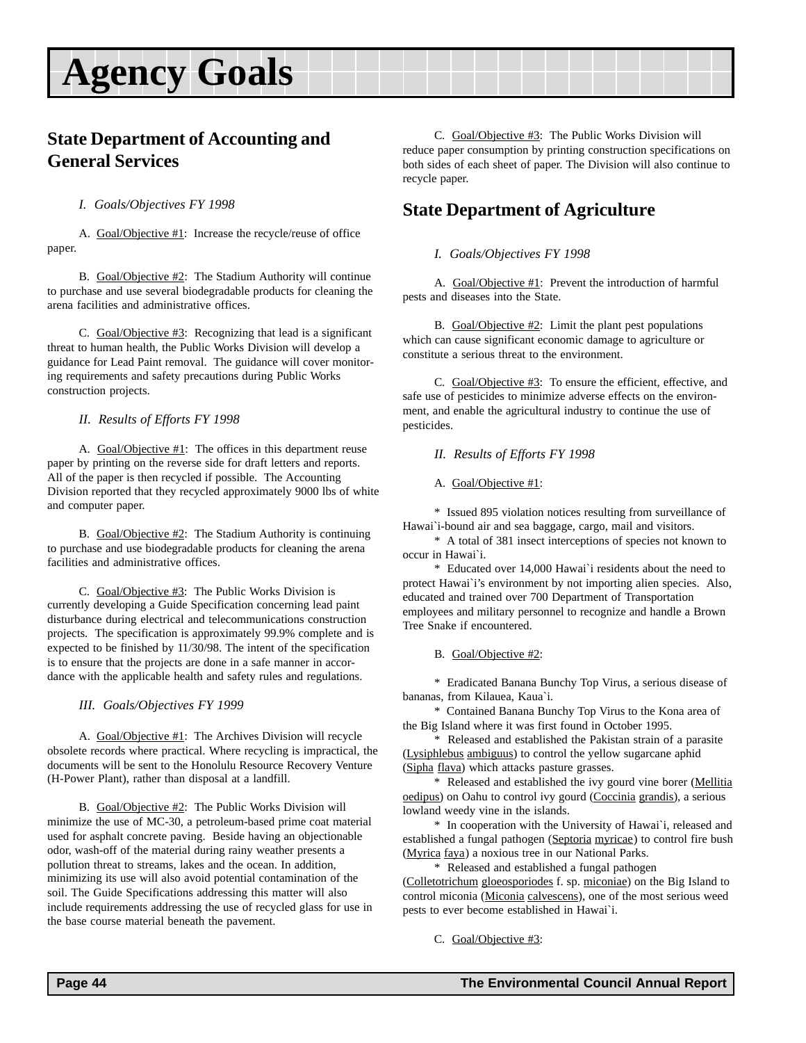# Agency Goals

## State Department of Accounting and General Services

*I. Goals/Objectives FY 1998*

A. Goal/Objective #1: Increase the recycle/reuse of office paper.

B. Goal/Objective #2: The Stadium Authority will continue to purchase and use several biodegradable products for cleaning the arena facilities and administrative offices.

C. Goal/Objective #3: Recognizing that lead is a significant threat to human health, the Public Works Division will develop a guidance for Lead Paint removal. The guidance will cover monitoring requirements and safety precautions during Public Works construction projects.

*II. Results of Efforts FY 1998*

A. Goal/Objective #1: The offices in this department reuse paper by printing on the reverse side for draft letters and reports. All of the paper is then recycled if possible. The Accounting Division reported that they recycled approximately 9000 lbs of white and computer paper.

B. Goal/Objective #2: The Stadium Authority is continuing to purchase and use biodegradable products for cleaning the arena facilities and administrative offices.

C. Goal/Objective #3: The Public Works Division is currently developing a Guide Specification concerning lead paint disturbance during electrical and telecommunications construction projects. The specification is approximately 99.9% complete and is expected to be finished by 11/30/98. The intent of the specification is to ensure that the projects are done in a safe manner in accordance with the applicable health and safety rules and regulations.

*III. Goals/Objectives FY 1999*

A. Goal/Objective #1: The Archives Division will recycle obsolete records where practical. Where recycling is impractical, the documents will be sent to the Honolulu Resource Recovery Venture (H-Power Plant), rather than disposal at a landfill.

B. Goal/Objective #2: The Public Works Division will minimize the use of MC-30, a petroleum-based prime coat material used for asphalt concrete paving. Beside having an objectionable odor, wash-off of the material during rainy weather presents a pollution threat to streams, lakes and the ocean. In addition, minimizing its use will also avoid potential contamination of the soil. The Guide Specifications addressing this matter will also include requirements addressing the use of recycled glass for use in the base course material beneath the pavement.

C. Goal/Objective #3: The Public Works Division will reduce paper consumption by printing construction specifications on both sides of each sheet of paper. The Division will also continue to recycle paper.

## State Department of Agriculture

*I. Goals/Objectives FY 1998*

A. Goal/Objective #1: Prevent the introduction of harmful pests and diseases into the State.

B. Goal/Objective #2: Limit the plant pest populations which can cause significant economic damage to agriculture or constitute a serious threat to the environment.

C. Goal/Objective #3: To ensure the efficient, effective, and safe use of pesticides to minimize adverse effects on the environment, and enable the agricultural industry to continue the use of pesticides.

*II. Results of Efforts FY 1998*

A. Goal/Objective #1:

\* Issued 895 violation notices resulting from surveillance of Hawai`i-bound air and sea baggage, cargo, mail and visitors.
\* A total of 381 insect interceptions of species not known to occur in Hawai`i.
\* Educated over 14,000 Hawai`i residents about the need to protect Hawai`i's environment by not importing alien species. Also, educated and trained over 700 Department of Transportation employees and military personnel to recognize and handle a Brown Tree Snake if encountered.

B. Goal/Objective #2:

\* Eradicated Banana Bunchy Top Virus, a serious disease of bananas, from Kilauea, Kaua`i.
\* Contained Banana Bunchy Top Virus to the Kona area of the Big Island where it was first found in October 1995.
\* Released and established the Pakistan strain of a parasite (Lysiphlebus ambiguus) to control the yellow sugarcane aphid (Sipha flava) which attacks pasture grasses.
\* Released and established the ivy gourd vine borer (Mellitia oedipus) on Oahu to control ivy gourd (Coccinia grandis), a serious lowland weedy vine in the islands.
\* In cooperation with the University of Hawai`i, released and established a fungal pathogen (Septoria myricae) to control fire bush (Myrica faya) a noxious tree in our National Parks.
\* Released and established a fungal pathogen (Colletotrichum gloeosporiodes f. sp. miconiae) on the Big Island to control miconia (Miconia calvescens), one of the most serious weed pests to ever become established in Hawai`i.

C. Goal/Objective #3: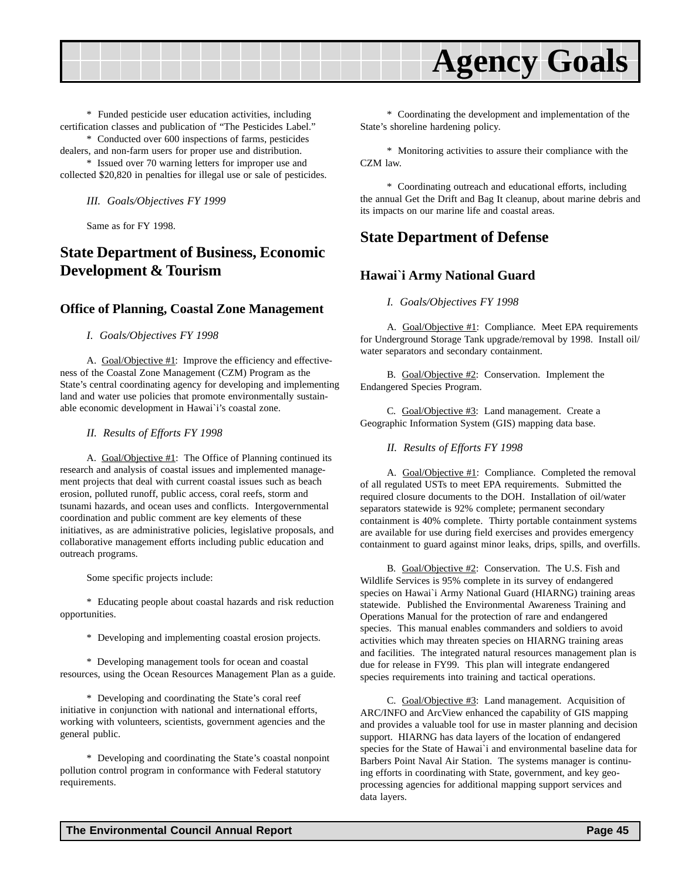\* Funded pesticide user education activities, including certification classes and publication of “The Pesticides Label.”

\* Conducted over 600 inspections of farms, pesticides dealers, and non-farm users for proper use and distribution.

\* Issued over 70 warning letters for improper use and collected $20,820 in penalties for illegal use or sale of pesticides.

*III. Goals/Objectives FY 1999*

Same as for FY 1998.

## State Department of Business, Economic Development & Tourism

### Office of Planning, Coastal Zone Management

*I. Goals/Objectives FY 1998*

A. Goal/Objective #1: Improve the efficiency and effectiveness of the Coastal Zone Management (CZM) Program as the State’s central coordinating agency for developing and implementing land and water use policies that promote environmentally sustainable economic development in Hawai`i’s coastal zone.

*II. Results of Efforts FY 1998*

A. Goal/Objective #1: The Office of Planning continued its research and analysis of coastal issues and implemented management projects that deal with current coastal issues such as beach erosion, polluted runoff, public access, coral reefs, storm and tsunami hazards, and ocean uses and conflicts. Intergovernmental coordination and public comment are key elements of these initiatives, as are administrative policies, legislative proposals, and collaborative management efforts including public education and outreach programs.

Some specific projects include:

\* Educating people about coastal hazards and risk reduction opportunities.

\* Developing and implementing coastal erosion projects.

\* Developing management tools for ocean and coastal resources, using the Ocean Resources Management Plan as a guide.

\* Developing and coordinating the State’s coral reef initiative in conjunction with national and international efforts, working with volunteers, scientists, government agencies and the general public.

\* Developing and coordinating the State’s coastal nonpoint pollution control program in conformance with Federal statutory requirements.

\* Coordinating the development and implementation of the State’s shoreline hardening policy.

\* Monitoring activities to assure their compliance with the CZM law.

\* Coordinating outreach and educational efforts, including the annual Get the Drift and Bag It cleanup, about marine debris and its impacts on our marine life and coastal areas.

## State Department of Defense

### Hawai`i Army National Guard

*I. Goals/Objectives FY 1998*

A. Goal/Objective #1: Compliance. Meet EPA requirements for Underground Storage Tank upgrade/removal by 1998. Install oil/water separators and secondary containment.

B. Goal/Objective #2: Conservation. Implement the Endangered Species Program.

C. Goal/Objective #3: Land management. Create a Geographic Information System (GIS) mapping data base.

*II. Results of Efforts FY 1998*

A. Goal/Objective #1: Compliance. Completed the removal of all regulated USTs to meet EPA requirements. Submitted the required closure documents to the DOH. Installation of oil/water separators statewide is 92% complete; permanent secondary containment is 40% complete. Thirty portable containment systems are available for use during field exercises and provides emergency containment to guard against minor leaks, drips, spills, and overfills.

B. Goal/Objective #2: Conservation. The U.S. Fish and Wildlife Services is 95% complete in its survey of endangered species on Hawai`i Army National Guard (HIARNG) training areas statewide. Published the Environmental Awareness Training and Operations Manual for the protection of rare and endangered species. This manual enables commanders and soldiers to avoid activities which may threaten species on HIARNG training areas and facilities. The integrated natural resources management plan is due for release in FY99. This plan will integrate endangered species requirements into training and tactical operations.

C. Goal/Objective #3: Land management. Acquisition of ARC/INFO and ArcView enhanced the capability of GIS mapping and provides a valuable tool for use in master planning and decision support. HIARNG has data layers of the location of endangered species for the State of Hawai`i and environmental baseline data for Barbers Point Naval Air Station. The systems manager is continuing efforts in coordinating with State, government, and key geoprocessing agencies for additional mapping support services and data layers.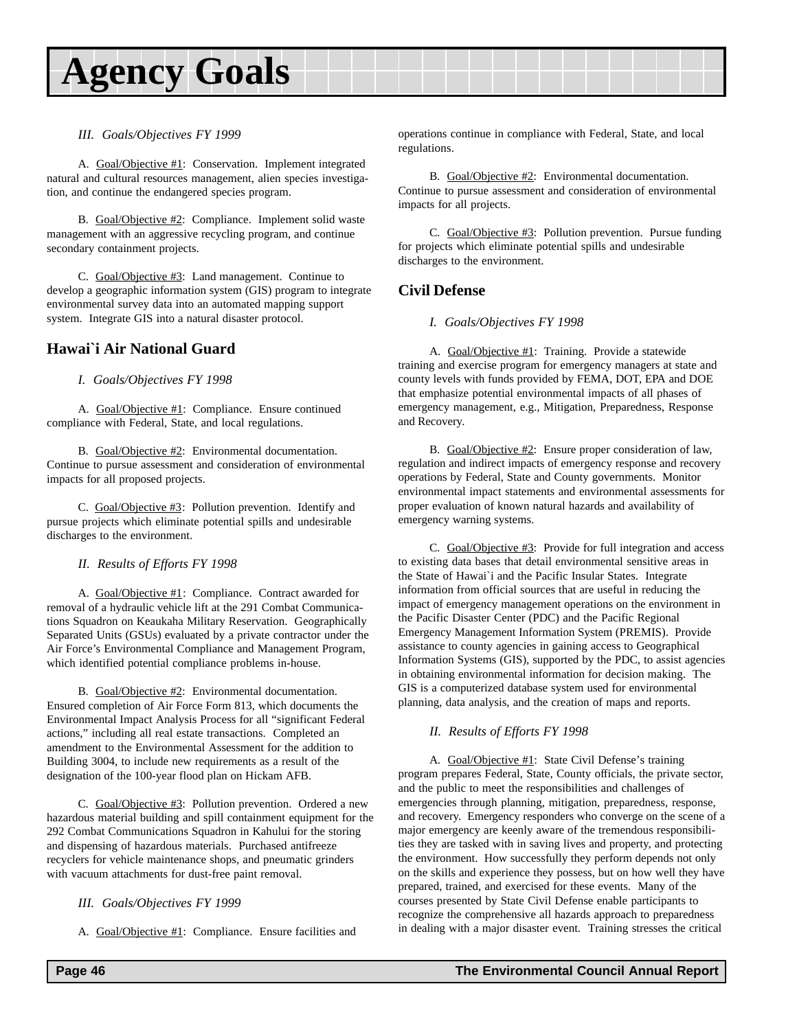# Agency Goals

*III. Goals/Objectives FY 1999*

A. Goal/Objective #1: Conservation. Implement integrated natural and cultural resources management, alien species investigation, and continue the endangered species program.

B. Goal/Objective #2: Compliance. Implement solid waste management with an aggressive recycling program, and continue secondary containment projects.

C. Goal/Objective #3: Land management. Continue to develop a geographic information system (GIS) program to integrate environmental survey data into an automated mapping support system. Integrate GIS into a natural disaster protocol.

## Hawai`i Air National Guard

*I. Goals/Objectives FY 1998*

A. Goal/Objective #1: Compliance. Ensure continued compliance with Federal, State, and local regulations.

B. Goal/Objective #2: Environmental documentation. Continue to pursue assessment and consideration of environmental impacts for all proposed projects.

C. Goal/Objective #3: Pollution prevention. Identify and pursue projects which eliminate potential spills and undesirable discharges to the environment.

*II. Results of Efforts FY 1998*

A. Goal/Objective #1: Compliance. Contract awarded for removal of a hydraulic vehicle lift at the 291 Combat Communications Squadron on Keaukaha Military Reservation. Geographically Separated Units (GSUs) evaluated by a private contractor under the Air Force's Environmental Compliance and Management Program, which identified potential compliance problems in-house.

B. Goal/Objective #2: Environmental documentation. Ensured completion of Air Force Form 813, which documents the Environmental Impact Analysis Process for all "significant Federal actions," including all real estate transactions. Completed an amendment to the Environmental Assessment for the addition to Building 3004, to include new requirements as a result of the designation of the 100-year flood plan on Hickam AFB.

C. Goal/Objective #3: Pollution prevention. Ordered a new hazardous material building and spill containment equipment for the 292 Combat Communications Squadron in Kahului for the storing and dispensing of hazardous materials. Purchased antifreeze recyclers for vehicle maintenance shops, and pneumatic grinders with vacuum attachments for dust-free paint removal.

*III. Goals/Objectives FY 1999*

A. Goal/Objective #1: Compliance. Ensure facilities and operations continue in compliance with Federal, State, and local regulations.

B. Goal/Objective #2: Environmental documentation. Continue to pursue assessment and consideration of environmental impacts for all projects.

C. Goal/Objective #3: Pollution prevention. Pursue funding for projects which eliminate potential spills and undesirable discharges to the environment.

## Civil Defense

*I. Goals/Objectives FY 1998*

A. Goal/Objective #1: Training. Provide a statewide training and exercise program for emergency managers at state and county levels with funds provided by FEMA, DOT, EPA and DOE that emphasize potential environmental impacts of all phases of emergency management, e.g., Mitigation, Preparedness, Response and Recovery.

B. Goal/Objective #2: Ensure proper consideration of law, regulation and indirect impacts of emergency response and recovery operations by Federal, State and County governments. Monitor environmental impact statements and environmental assessments for proper evaluation of known natural hazards and availability of emergency warning systems.

C. Goal/Objective #3: Provide for full integration and access to existing data bases that detail environmental sensitive areas in the State of Hawai`i and the Pacific Insular States. Integrate information from official sources that are useful in reducing the impact of emergency management operations on the environment in the Pacific Disaster Center (PDC) and the Pacific Regional Emergency Management Information System (PREMIS). Provide assistance to county agencies in gaining access to Geographical Information Systems (GIS), supported by the PDC, to assist agencies in obtaining environmental information for decision making. The GIS is a computerized database system used for environmental planning, data analysis, and the creation of maps and reports.

*II. Results of Efforts FY 1998*

A. Goal/Objective #1: State Civil Defense's training program prepares Federal, State, County officials, the private sector, and the public to meet the responsibilities and challenges of emergencies through planning, mitigation, preparedness, response, and recovery. Emergency responders who converge on the scene of a major emergency are keenly aware of the tremendous responsibilities they are tasked with in saving lives and property, and protecting the environment. How successfully they perform depends not only on the skills and experience they possess, but on how well they have prepared, trained, and exercised for these events. Many of the courses presented by State Civil Defense enable participants to recognize the comprehensive all hazards approach to preparedness in dealing with a major disaster event. Training stresses the critical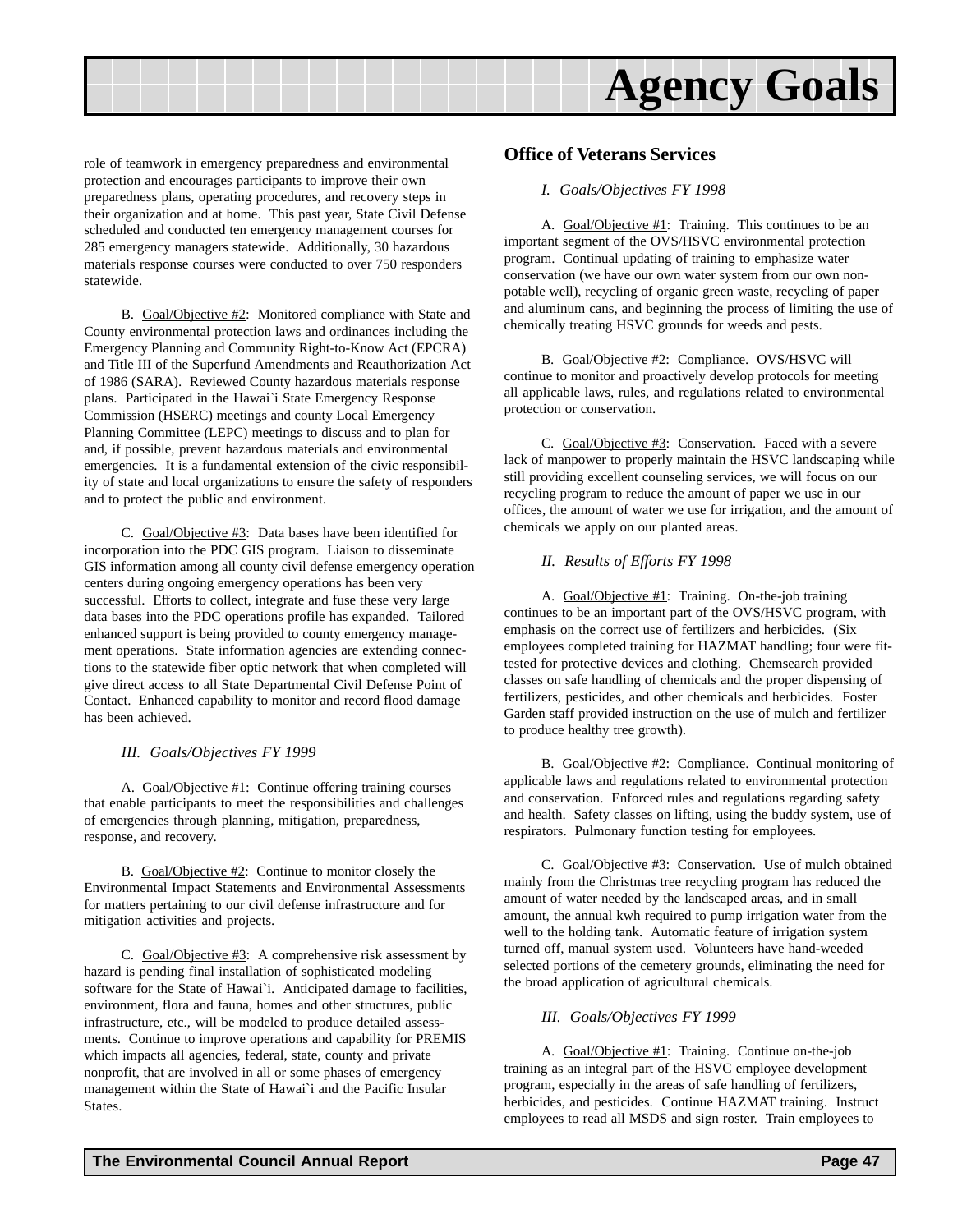role of teamwork in emergency preparedness and environmental protection and encourages participants to improve their own preparedness plans, operating procedures, and recovery steps in their organization and at home. This past year, State Civil Defense scheduled and conducted ten emergency management courses for 285 emergency managers statewide. Additionally, 30 hazardous materials response courses were conducted to over 750 responders statewide.

B. Goal/Objective #2: Monitored compliance with State and County environmental protection laws and ordinances including the Emergency Planning and Community Right-to-Know Act (EPCRA) and Title III of the Superfund Amendments and Reauthorization Act of 1986 (SARA). Reviewed County hazardous materials response plans. Participated in the Hawai`i State Emergency Response Commission (HSERC) meetings and county Local Emergency Planning Committee (LEPC) meetings to discuss and to plan for and, if possible, prevent hazardous materials and environmental emergencies. It is a fundamental extension of the civic responsibility of state and local organizations to ensure the safety of responders and to protect the public and environment.

C. Goal/Objective #3: Data bases have been identified for incorporation into the PDC GIS program. Liaison to disseminate GIS information among all county civil defense emergency operation centers during ongoing emergency operations has been very successful. Efforts to collect, integrate and fuse these very large data bases into the PDC operations profile has expanded. Tailored enhanced support is being provided to county emergency management operations. State information agencies are extending connections to the statewide fiber optic network that when completed will give direct access to all State Departmental Civil Defense Point of Contact. Enhanced capability to monitor and record flood damage has been achieved.

*III. Goals/Objectives FY 1999*

A. Goal/Objective #1: Continue offering training courses that enable participants to meet the responsibilities and challenges of emergencies through planning, mitigation, preparedness, response, and recovery.

B. Goal/Objective #2: Continue to monitor closely the Environmental Impact Statements and Environmental Assessments for matters pertaining to our civil defense infrastructure and for mitigation activities and projects.

C. Goal/Objective #3: A comprehensive risk assessment by hazard is pending final installation of sophisticated modeling software for the State of Hawai`i. Anticipated damage to facilities, environment, flora and fauna, homes and other structures, public infrastructure, etc., will be modeled to produce detailed assessments. Continue to improve operations and capability for PREMIS which impacts all agencies, federal, state, county and private nonprofit, that are involved in all or some phases of emergency management within the State of Hawai`i and the Pacific Insular States.

## Office of Veterans Services

*I. Goals/Objectives FY 1998*

A. Goal/Objective #1: Training. This continues to be an important segment of the OVS/HSVC environmental protection program. Continual updating of training to emphasize water conservation (we have our own water system from our own non-potable well), recycling of organic green waste, recycling of paper and aluminum cans, and beginning the process of limiting the use of chemically treating HSVC grounds for weeds and pests.

B. Goal/Objective #2: Compliance. OVS/HSVC will continue to monitor and proactively develop protocols for meeting all applicable laws, rules, and regulations related to environmental protection or conservation.

C. Goal/Objective #3: Conservation. Faced with a severe lack of manpower to properly maintain the HSVC landscaping while still providing excellent counseling services, we will focus on our recycling program to reduce the amount of paper we use in our offices, the amount of water we use for irrigation, and the amount of chemicals we apply on our planted areas.

*II. Results of Efforts FY 1998*

A. Goal/Objective #1: Training. On-the-job training continues to be an important part of the OVS/HSVC program, with emphasis on the correct use of fertilizers and herbicides. (Six employees completed training for HAZMAT handling; four were fit-tested for protective devices and clothing. Chemsearch provided classes on safe handling of chemicals and the proper dispensing of fertilizers, pesticides, and other chemicals and herbicides. Foster Garden staff provided instruction on the use of mulch and fertilizer to produce healthy tree growth).

B. Goal/Objective #2: Compliance. Continual monitoring of applicable laws and regulations related to environmental protection and conservation. Enforced rules and regulations regarding safety and health. Safety classes on lifting, using the buddy system, use of respirators. Pulmonary function testing for employees.

C. Goal/Objective #3: Conservation. Use of mulch obtained mainly from the Christmas tree recycling program has reduced the amount of water needed by the landscaped areas, and in small amount, the annual kwh required to pump irrigation water from the well to the holding tank. Automatic feature of irrigation system turned off, manual system used. Volunteers have hand-weeded selected portions of the cemetery grounds, eliminating the need for the broad application of agricultural chemicals.

*III. Goals/Objectives FY 1999*

A. Goal/Objective #1: Training. Continue on-the-job training as an integral part of the HSVC employee development program, especially in the areas of safe handling of fertilizers, herbicides, and pesticides. Continue HAZMAT training. Instruct employees to read all MSDS and sign roster. Train employees to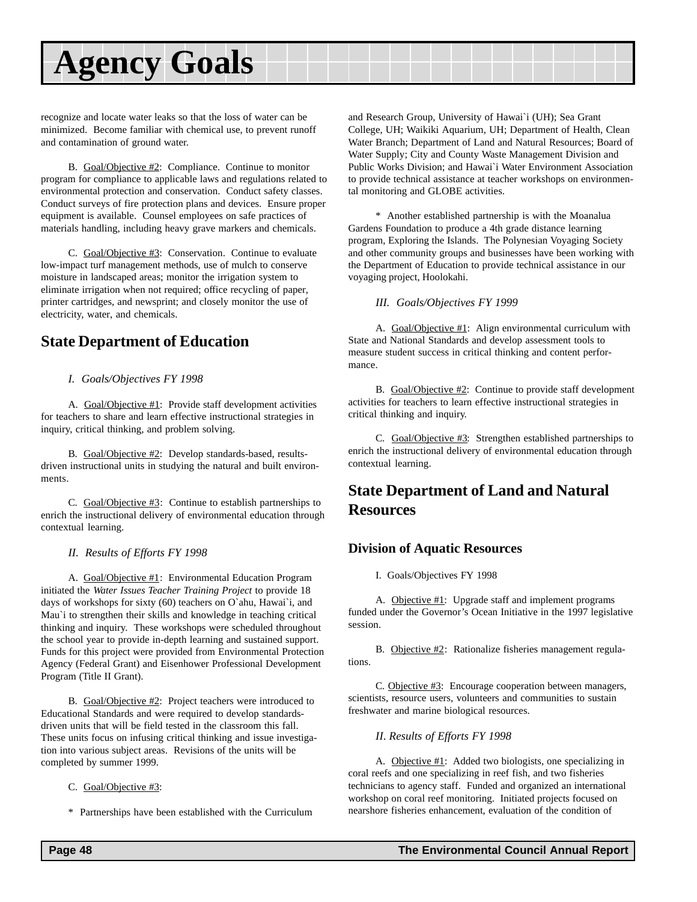# Agency Goals

recognize and locate water leaks so that the loss of water can be minimized. Become familiar with chemical use, to prevent runoff and contamination of ground water.

B. Goal/Objective #2: Compliance. Continue to monitor program for compliance to applicable laws and regulations related to environmental protection and conservation. Conduct safety classes. Conduct surveys of fire protection plans and devices. Ensure proper equipment is available. Counsel employees on safe practices of materials handling, including heavy grave markers and chemicals.

C. Goal/Objective #3: Conservation. Continue to evaluate low-impact turf management methods, use of mulch to conserve moisture in landscaped areas; monitor the irrigation system to eliminate irrigation when not required; office recycling of paper, printer cartridges, and newsprint; and closely monitor the use of electricity, water, and chemicals.

## State Department of Education

*I. Goals/Objectives FY 1998*

A. Goal/Objective #1: Provide staff development activities for teachers to share and learn effective instructional strategies in inquiry, critical thinking, and problem solving.

B. Goal/Objective #2: Develop standards-based, results-driven instructional units in studying the natural and built environments.

C. Goal/Objective #3: Continue to establish partnerships to enrich the instructional delivery of environmental education through contextual learning.

*II. Results of Efforts FY 1998*

A. Goal/Objective #1: Environmental Education Program initiated the *Water Issues Teacher Training Project* to provide 18 days of workshops for sixty (60) teachers on O`ahu, Hawai`i, and Mau`i to strengthen their skills and knowledge in teaching critical thinking and inquiry. These workshops were scheduled throughout the school year to provide in-depth learning and sustained support. Funds for this project were provided from Environmental Protection Agency (Federal Grant) and Eisenhower Professional Development Program (Title II Grant).

B. Goal/Objective #2: Project teachers were introduced to Educational Standards and were required to develop standards-driven units that will be field tested in the classroom this fall. These units focus on infusing critical thinking and issue investigation into various subject areas. Revisions of the units will be completed by summer 1999.

C. Goal/Objective #3:

* Partnerships have been established with the Curriculum and Research Group, University of Hawai`i (UH); Sea Grant College, UH; Waikiki Aquarium, UH; Department of Health, Clean Water Branch; Department of Land and Natural Resources; Board of Water Supply; City and County Waste Management Division and Public Works Division; and Hawai`i Water Environment Association to provide technical assistance at teacher workshops on environmental monitoring and GLOBE activities.

* Another established partnership is with the Moanalua Gardens Foundation to produce a 4th grade distance learning program, Exploring the Islands. The Polynesian Voyaging Society and other community groups and businesses have been working with the Department of Education to provide technical assistance in our voyaging project, Hoolokahi.

*III. Goals/Objectives FY 1999*

A. Goal/Objective #1: Align environmental curriculum with State and National Standards and develop assessment tools to measure student success in critical thinking and content performance.

B. Goal/Objective #2: Continue to provide staff development activities for teachers to learn effective instructional strategies in critical thinking and inquiry.

C. Goal/Objective #3: Strengthen established partnerships to enrich the instructional delivery of environmental education through contextual learning.

## State Department of Land and Natural Resources

### Division of Aquatic Resources

I. Goals/Objectives FY 1998

A. Objective #1: Upgrade staff and implement programs funded under the Governor's Ocean Initiative in the 1997 legislative session.

B. Objective #2: Rationalize fisheries management regulations.

C. Objective #3: Encourage cooperation between managers, scientists, resource users, volunteers and communities to sustain freshwater and marine biological resources.

*II. Results of Efforts FY 1998*

A. Objective #1: Added two biologists, one specializing in coral reefs and one specializing in reef fish, and two fisheries technicians to agency staff. Funded and organized an international workshop on coral reef monitoring. Initiated projects focused on nearshore fisheries enhancement, evaluation of the condition of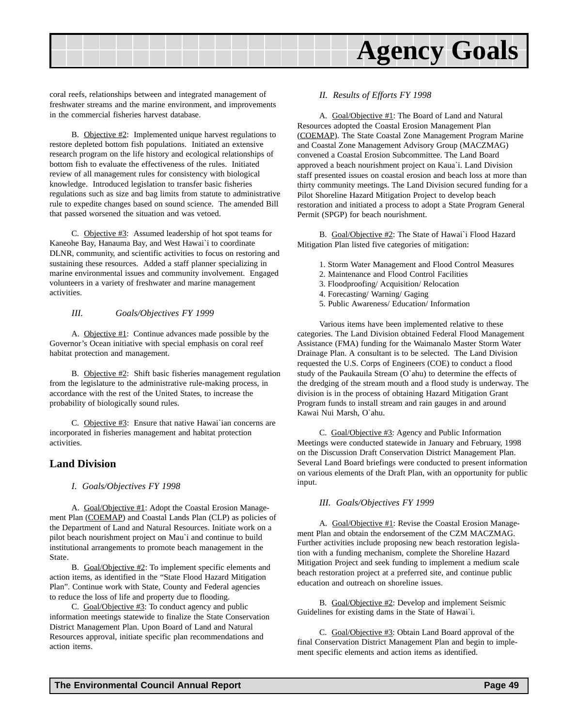coral reefs, relationships between and integrated management of freshwater streams and the marine environment, and improvements in the commercial fisheries harvest database.

B. Objective #2: Implemented unique harvest regulations to restore depleted bottom fish populations. Initiated an extensive research program on the life history and ecological relationships of bottom fish to evaluate the effectiveness of the rules. Initiated review of all management rules for consistency with biological knowledge. Introduced legislation to transfer basic fisheries regulations such as size and bag limits from statute to administrative rule to expedite changes based on sound science. The amended Bill that passed worsened the situation and was vetoed.

C. Objective #3: Assumed leadership of hot spot teams for Kaneohe Bay, Hanauma Bay, and West Hawai`i to coordinate DLNR, community, and scientific activities to focus on restoring and sustaining these resources. Added a staff planner specializing in marine environmental issues and community involvement. Engaged volunteers in a variety of freshwater and marine management activities.

*III. Goals/Objectives FY 1999*

A. Objective #1: Continue advances made possible by the Governor's Ocean initiative with special emphasis on coral reef habitat protection and management.

B. Objective #2: Shift basic fisheries management regulation from the legislature to the administrative rule-making process, in accordance with the rest of the United States, to increase the probability of biologically sound rules.

C. Objective #3: Ensure that native Hawai`ian concerns are incorporated in fisheries management and habitat protection activities.

## Land Division

*I. Goals/Objectives FY 1998*

A. Goal/Objective #1: Adopt the Coastal Erosion Management Plan (COEMAP) and Coastal Lands Plan (CLP) as policies of the Department of Land and Natural Resources. Initiate work on a pilot beach nourishment project on Mau`i and continue to build institutional arrangements to promote beach management in the State.

B. Goal/Objective #2: To implement specific elements and action items, as identified in the "State Flood Hazard Mitigation Plan". Continue work with State, County and Federal agencies to reduce the loss of life and property due to flooding.

C. Goal/Objective #3: To conduct agency and public information meetings statewide to finalize the State Conservation District Management Plan. Upon Board of Land and Natural Resources approval, initiate specific plan recommendations and action items.

*II. Results of Efforts FY 1998*

A. Goal/Objective #1: The Board of Land and Natural Resources adopted the Coastal Erosion Management Plan (COEMAP). The State Coastal Zone Management Program Marine and Coastal Zone Management Advisory Group (MACZMAG) convened a Coastal Erosion Subcommittee. The Land Board approved a beach nourishment project on Kaua`i. Land Division staff presented issues on coastal erosion and beach loss at more than thirty community meetings. The Land Division secured funding for a Pilot Shoreline Hazard Mitigation Project to develop beach restoration and initiated a process to adopt a State Program General Permit (SPGP) for beach nourishment.

B. Goal/Objective #2: The State of Hawai`i Flood Hazard Mitigation Plan listed five categories of mitigation:

1. Storm Water Management and Flood Control Measures
2. Maintenance and Flood Control Facilities
3. Floodproofing/ Acquisition/ Relocation
4. Forecasting/ Warning/ Gaging
5. Public Awareness/ Education/ Information

Various items have been implemented relative to these categories. The Land Division obtained Federal Flood Management Assistance (FMA) funding for the Waimanalo Master Storm Water Drainage Plan. A consultant is to be selected. The Land Division requested the U.S. Corps of Engineers (COE) to conduct a flood study of the Paukauila Stream (O`ahu) to determine the effects of the dredging of the stream mouth and a flood study is underway. The division is in the process of obtaining Hazard Mitigation Grant Program funds to install stream and rain gauges in and around Kawai Nui Marsh, O`ahu.

C. Goal/Objective #3: Agency and Public Information Meetings were conducted statewide in January and February, 1998 on the Discussion Draft Conservation District Management Plan. Several Land Board briefings were conducted to present information on various elements of the Draft Plan, with an opportunity for public input.

*III. Goals/Objectives FY 1999*

A. Goal/Objective #1: Revise the Coastal Erosion Management Plan and obtain the endorsement of the CZM MACZMAG. Further activities include proposing new beach restoration legislation with a funding mechanism, complete the Shoreline Hazard Mitigation Project and seek funding to implement a medium scale beach restoration project at a preferred site, and continue public education and outreach on shoreline issues.

B. Goal/Objective #2: Develop and implement Seismic Guidelines for existing dams in the State of Hawai`i.

C. Goal/Objective #3: Obtain Land Board approval of the final Conservation District Management Plan and begin to implement specific elements and action items as identified.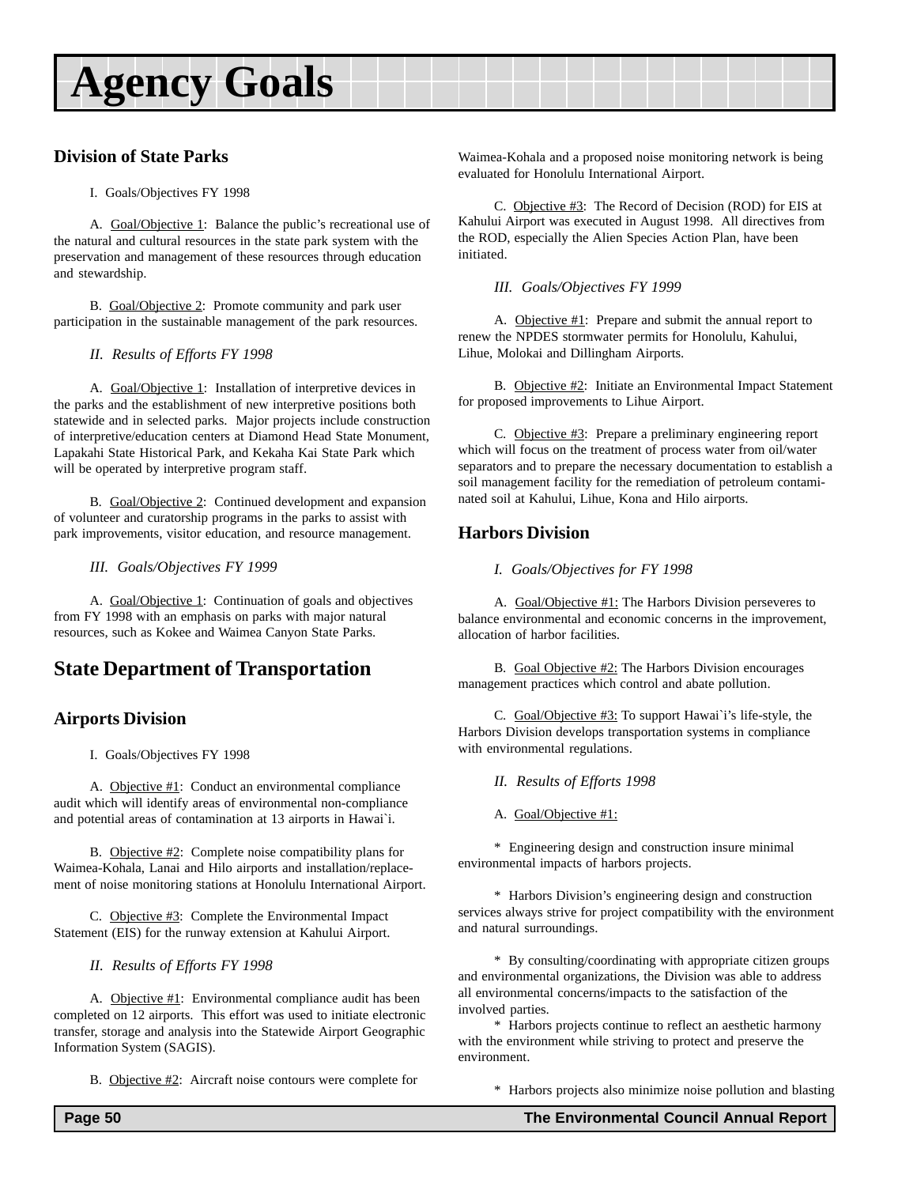# Agency Goals

## Division of State Parks

I. Goals/Objectives FY 1998

A. Goal/Objective 1: Balance the public's recreational use of the natural and cultural resources in the state park system with the preservation and management of these resources through education and stewardship.

B. Goal/Objective 2: Promote community and park user participation in the sustainable management of the park resources.

*II. Results of Efforts FY 1998*

A. Goal/Objective 1: Installation of interpretive devices in the parks and the establishment of new interpretive positions both statewide and in selected parks. Major projects include construction of interpretive/education centers at Diamond Head State Monument, Lapakahi State Historical Park, and Kekaha Kai State Park which will be operated by interpretive program staff.

B. Goal/Objective 2: Continued development and expansion of volunteer and curatorship programs in the parks to assist with park improvements, visitor education, and resource management.

*III. Goals/Objectives FY 1999*

A. Goal/Objective 1: Continuation of goals and objectives from FY 1998 with an emphasis on parks with major natural resources, such as Kokee and Waimea Canyon State Parks.

## State Department of Transportation

### Airports Division

I. Goals/Objectives FY 1998

A. Objective #1: Conduct an environmental compliance audit which will identify areas of environmental non-compliance and potential areas of contamination at 13 airports in Hawai`i.

B. Objective #2: Complete noise compatibility plans for Waimea-Kohala, Lanai and Hilo airports and installation/replacement of noise monitoring stations at Honolulu International Airport.

C. Objective #3: Complete the Environmental Impact Statement (EIS) for the runway extension at Kahului Airport.

*II. Results of Efforts FY 1998*

A. Objective #1: Environmental compliance audit has been completed on 12 airports. This effort was used to initiate electronic transfer, storage and analysis into the Statewide Airport Geographic Information System (SAGIS).

B. Objective #2: Aircraft noise contours were complete for Waimea-Kohala and a proposed noise monitoring network is being evaluated for Honolulu International Airport.

C. Objective #3: The Record of Decision (ROD) for EIS at Kahului Airport was executed in August 1998. All directives from the ROD, especially the Alien Species Action Plan, have been initiated.

*III. Goals/Objectives FY 1999*

A. Objective #1: Prepare and submit the annual report to renew the NPDES stormwater permits for Honolulu, Kahului, Lihue, Molokai and Dillingham Airports.

B. Objective #2: Initiate an Environmental Impact Statement for proposed improvements to Lihue Airport.

C. Objective #3: Prepare a preliminary engineering report which will focus on the treatment of process water from oil/water separators and to prepare the necessary documentation to establish a soil management facility for the remediation of petroleum contaminated soil at Kahului, Lihue, Kona and Hilo airports.

### Harbors Division

*I. Goals/Objectives for FY 1998*

A. Goal/Objective #1: The Harbors Division perseveres to balance environmental and economic concerns in the improvement, allocation of harbor facilities.

B. Goal Objective #2: The Harbors Division encourages management practices which control and abate pollution.

C. Goal/Objective #3: To support Hawai`i's life-style, the Harbors Division develops transportation systems in compliance with environmental regulations.

*II. Results of Efforts 1998*

A. Goal/Objective #1:

* Engineering design and construction insure minimal environmental impacts of harbors projects.

* Harbors Division's engineering design and construction services always strive for project compatibility with the environment and natural surroundings.

* By consulting/coordinating with appropriate citizen groups and environmental organizations, the Division was able to address all environmental concerns/impacts to the satisfaction of the involved parties.

* Harbors projects continue to reflect an aesthetic harmony with the environment while striving to protect and preserve the environment.

* Harbors projects also minimize noise pollution and blasting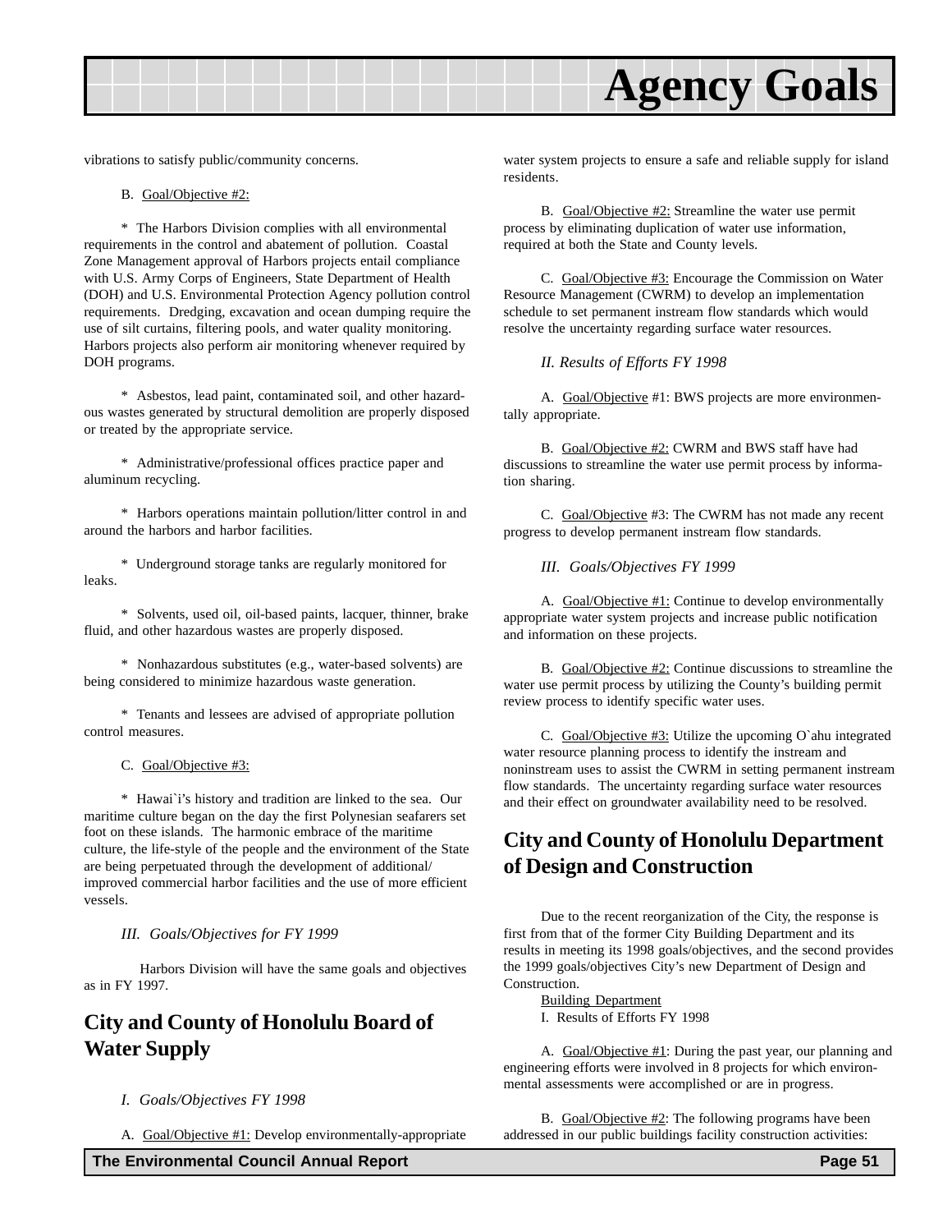vibrations to satisfy public/community concerns.

B. Goal/Objective #2:

* The Harbors Division complies with all environmental requirements in the control and abatement of pollution. Coastal Zone Management approval of Harbors projects entail compliance with U.S. Army Corps of Engineers, State Department of Health (DOH) and U.S. Environmental Protection Agency pollution control requirements. Dredging, excavation and ocean dumping require the use of silt curtains, filtering pools, and water quality monitoring. Harbors projects also perform air monitoring whenever required by DOH programs.

* Asbestos, lead paint, contaminated soil, and other hazardous wastes generated by structural demolition are properly disposed or treated by the appropriate service.

* Administrative/professional offices practice paper and aluminum recycling.

* Harbors operations maintain pollution/litter control in and around the harbors and harbor facilities.

* Underground storage tanks are regularly monitored for leaks.

* Solvents, used oil, oil-based paints, lacquer, thinner, brake fluid, and other hazardous wastes are properly disposed.

* Nonhazardous substitutes (e.g., water-based solvents) are being considered to minimize hazardous waste generation.

* Tenants and lessees are advised of appropriate pollution control measures.

C. Goal/Objective #3:

* Hawai`i's history and tradition are linked to the sea. Our maritime culture began on the day the first Polynesian seafarers set foot on these islands. The harmonic embrace of the maritime culture, the life-style of the people and the environment of the State are being perpetuated through the development of additional/improved commercial harbor facilities and the use of more efficient vessels.

*III. Goals/Objectives for FY 1999*

Harbors Division will have the same goals and objectives as in FY 1997.

## City and County of Honolulu Board of Water Supply

*I. Goals/Objectives FY 1998*

A. Goal/Objective #1: Develop environmentally-appropriate water system projects to ensure a safe and reliable supply for island residents.

B. Goal/Objective #2: Streamline the water use permit process by eliminating duplication of water use information, required at both the State and County levels.

C. Goal/Objective #3: Encourage the Commission on Water Resource Management (CWRM) to develop an implementation schedule to set permanent instream flow standards which would resolve the uncertainty regarding surface water resources.

*II. Results of Efforts FY 1998*

A. Goal/Objective #1: BWS projects are more environmentally appropriate.

B. Goal/Objective #2: CWRM and BWS staff have had discussions to streamline the water use permit process by information sharing.

C. Goal/Objective #3: The CWRM has not made any recent progress to develop permanent instream flow standards.

*III. Goals/Objectives FY 1999*

A. Goal/Objective #1: Continue to develop environmentally appropriate water system projects and increase public notification and information on these projects.

B. Goal/Objective #2: Continue discussions to streamline the water use permit process by utilizing the County's building permit review process to identify specific water uses.

C. Goal/Objective #3: Utilize the upcoming O`ahu integrated water resource planning process to identify the instream and noninstream uses to assist the CWRM in setting permanent instream flow standards. The uncertainty regarding surface water resources and their effect on groundwater availability need to be resolved.

## City and County of Honolulu Department of Design and Construction

Due to the recent reorganization of the City, the response is first from that of the former City Building Department and its results in meeting its 1998 goals/objectives, and the second provides the 1999 goals/objectives City's new Department of Design and Construction.

Building Department

I. Results of Efforts FY 1998

A. Goal/Objective #1: During the past year, our planning and engineering efforts were involved in 8 projects for which environmental assessments were accomplished or are in progress.

B. Goal/Objective #2: The following programs have been addressed in our public buildings facility construction activities: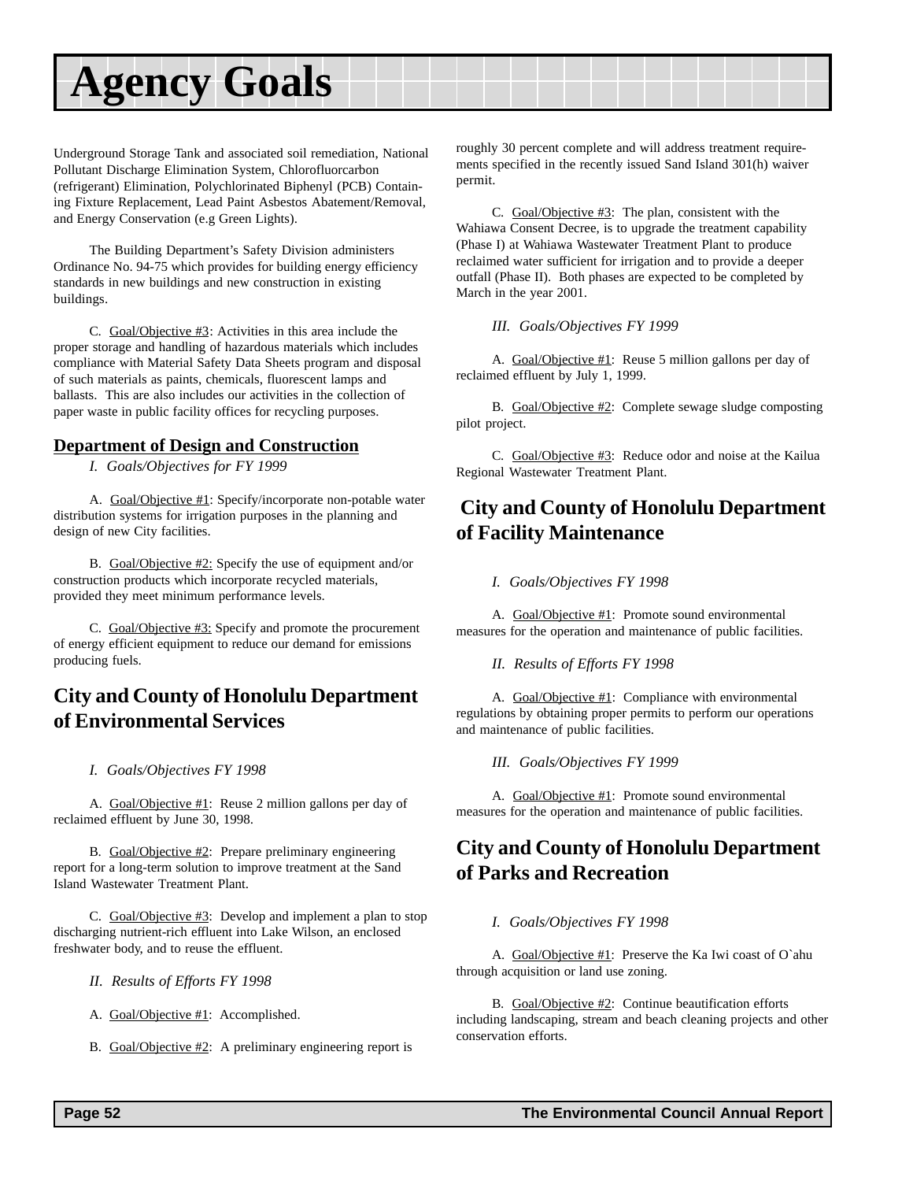# Agency Goals

Underground Storage Tank and associated soil remediation, National Pollutant Discharge Elimination System, Chlorofluorcarbon (refrigerant) Elimination, Polychlorinated Biphenyl (PCB) Containing Fixture Replacement, Lead Paint Asbestos Abatement/Removal, and Energy Conservation (e.g Green Lights).

The Building Department's Safety Division administers Ordinance No. 94-75 which provides for building energy efficiency standards in new buildings and new construction in existing buildings.

C. Goal/Objective #3: Activities in this area include the proper storage and handling of hazardous materials which includes compliance with Material Safety Data Sheets program and disposal of such materials as paints, chemicals, fluorescent lamps and ballasts. This are also includes our activities in the collection of paper waste in public facility offices for recycling purposes.

### Department of Design and Construction

*I. Goals/Objectives for FY 1999*

A. Goal/Objective #1: Specify/incorporate non-potable water distribution systems for irrigation purposes in the planning and design of new City facilities.

B. Goal/Objective #2: Specify the use of equipment and/or construction products which incorporate recycled materials, provided they meet minimum performance levels.

C. Goal/Objective #3: Specify and promote the procurement of energy efficient equipment to reduce our demand for emissions producing fuels.

## City and County of Honolulu Department of Environmental Services

*I. Goals/Objectives FY 1998*

A. Goal/Objective #1: Reuse 2 million gallons per day of reclaimed effluent by June 30, 1998.

B. Goal/Objective #2: Prepare preliminary engineering report for a long-term solution to improve treatment at the Sand Island Wastewater Treatment Plant.

C. Goal/Objective #3: Develop and implement a plan to stop discharging nutrient-rich effluent into Lake Wilson, an enclosed freshwater body, and to reuse the effluent.

*II. Results of Efforts FY 1998*

A. Goal/Objective #1: Accomplished.

B. Goal/Objective #2: A preliminary engineering report is roughly 30 percent complete and will address treatment requirements specified in the recently issued Sand Island 301(h) waiver permit.

C. Goal/Objective #3: The plan, consistent with the Wahiawa Consent Decree, is to upgrade the treatment capability (Phase I) at Wahiawa Wastewater Treatment Plant to produce reclaimed water sufficient for irrigation and to provide a deeper outfall (Phase II). Both phases are expected to be completed by March in the year 2001.

*III. Goals/Objectives FY 1999*

A. Goal/Objective #1: Reuse 5 million gallons per day of reclaimed effluent by July 1, 1999.

B. Goal/Objective #2: Complete sewage sludge composting pilot project.

C. Goal/Objective #3: Reduce odor and noise at the Kailua Regional Wastewater Treatment Plant.

## City and County of Honolulu Department of Facility Maintenance

*I. Goals/Objectives FY 1998*

A. Goal/Objective #1: Promote sound environmental measures for the operation and maintenance of public facilities.

*II. Results of Efforts FY 1998*

A. Goal/Objective #1: Compliance with environmental regulations by obtaining proper permits to perform our operations and maintenance of public facilities.

*III. Goals/Objectives FY 1999*

A. Goal/Objective #1: Promote sound environmental measures for the operation and maintenance of public facilities.

## City and County of Honolulu Department of Parks and Recreation

*I. Goals/Objectives FY 1998*

A. Goal/Objective #1: Preserve the Ka Iwi coast of O`ahu through acquisition or land use zoning.

B. Goal/Objective #2: Continue beautification efforts including landscaping, stream and beach cleaning projects and other conservation efforts.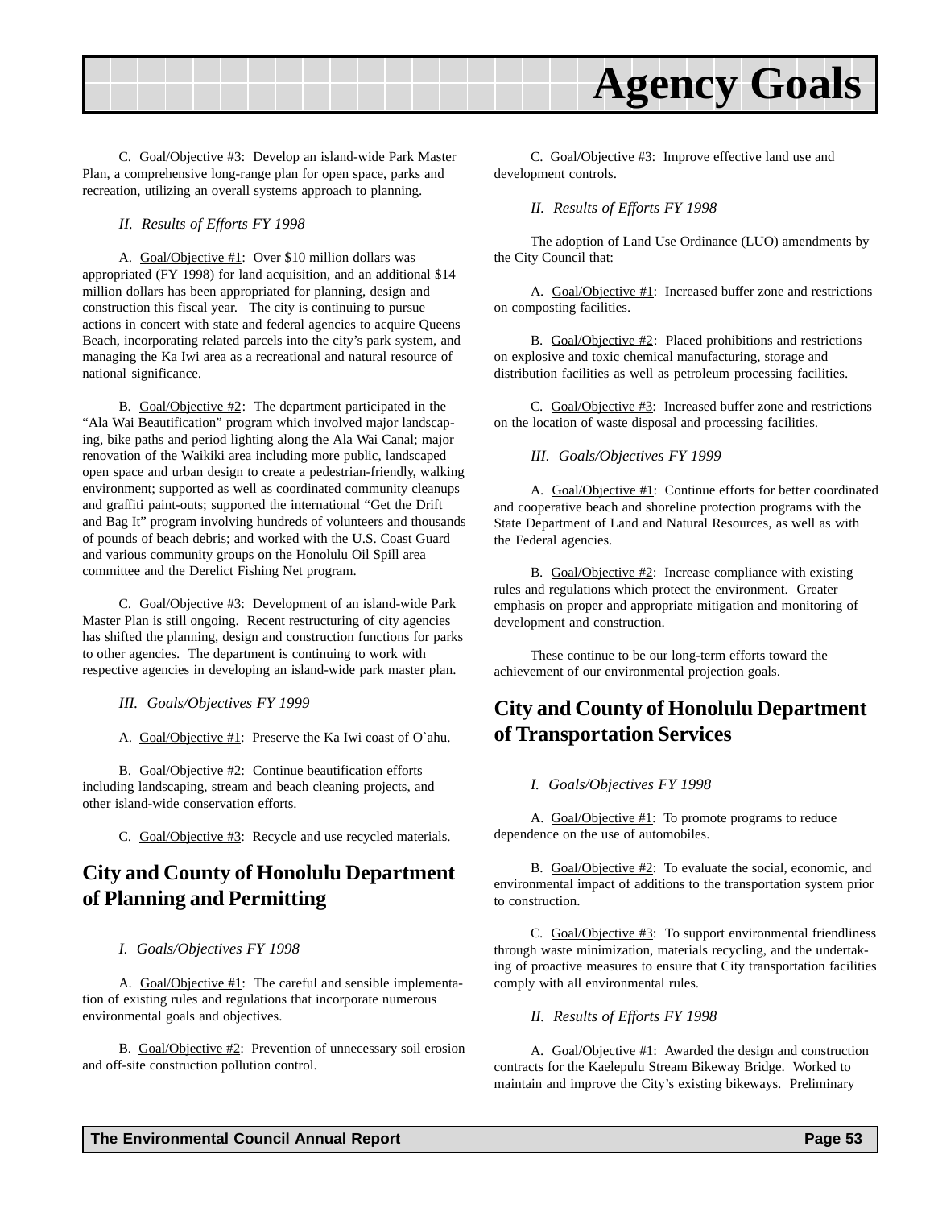C. Goal/Objective #3: Develop an island-wide Park Master Plan, a comprehensive long-range plan for open space, parks and recreation, utilizing an overall systems approach to planning.

*II. Results of Efforts FY 1998*

A. Goal/Objective #1: Over $10 million dollars was appropriated (FY 1998) for land acquisition, and an additional $14 million dollars has been appropriated for planning, design and construction this fiscal year. The city is continuing to pursue actions in concert with state and federal agencies to acquire Queens Beach, incorporating related parcels into the city's park system, and managing the Ka Iwi area as a recreational and natural resource of national significance.

B. Goal/Objective #2: The department participated in the "Ala Wai Beautification" program which involved major landscaping, bike paths and period lighting along the Ala Wai Canal; major renovation of the Waikiki area including more public, landscaped open space and urban design to create a pedestrian-friendly, walking environment; supported as well as coordinated community cleanups and graffiti paint-outs; supported the international "Get the Drift and Bag It" program involving hundreds of volunteers and thousands of pounds of beach debris; and worked with the U.S. Coast Guard and various community groups on the Honolulu Oil Spill area committee and the Derelict Fishing Net program.

C. Goal/Objective #3: Development of an island-wide Park Master Plan is still ongoing. Recent restructuring of city agencies has shifted the planning, design and construction functions for parks to other agencies. The department is continuing to work with respective agencies in developing an island-wide park master plan.

*III. Goals/Objectives FY 1999*

A. Goal/Objective #1: Preserve the Ka Iwi coast of O`ahu.

B. Goal/Objective #2: Continue beautification efforts including landscaping, stream and beach cleaning projects, and other island-wide conservation efforts.

C. Goal/Objective #3: Recycle and use recycled materials.

## City and County of Honolulu Department of Planning and Permitting

*I. Goals/Objectives FY 1998*

A. Goal/Objective #1: The careful and sensible implementation of existing rules and regulations that incorporate numerous environmental goals and objectives.

B. Goal/Objective #2: Prevention of unnecessary soil erosion and off-site construction pollution control.

C. Goal/Objective #3: Improve effective land use and development controls.

*II. Results of Efforts FY 1998*

The adoption of Land Use Ordinance (LUO) amendments by the City Council that:

A. Goal/Objective #1: Increased buffer zone and restrictions on composting facilities.

B. Goal/Objective #2: Placed prohibitions and restrictions on explosive and toxic chemical manufacturing, storage and distribution facilities as well as petroleum processing facilities.

C. Goal/Objective #3: Increased buffer zone and restrictions on the location of waste disposal and processing facilities.

*III. Goals/Objectives FY 1999*

A. Goal/Objective #1: Continue efforts for better coordinated and cooperative beach and shoreline protection programs with the State Department of Land and Natural Resources, as well as with the Federal agencies.

B. Goal/Objective #2: Increase compliance with existing rules and regulations which protect the environment. Greater emphasis on proper and appropriate mitigation and monitoring of development and construction.

These continue to be our long-term efforts toward the achievement of our environmental projection goals.

## City and County of Honolulu Department of Transportation Services

*I. Goals/Objectives FY 1998*

A. Goal/Objective #1: To promote programs to reduce dependence on the use of automobiles.

B. Goal/Objective #2: To evaluate the social, economic, and environmental impact of additions to the transportation system prior to construction.

C. Goal/Objective #3: To support environmental friendliness through waste minimization, materials recycling, and the undertaking of proactive measures to ensure that City transportation facilities comply with all environmental rules.

*II. Results of Efforts FY 1998*

A. Goal/Objective #1: Awarded the design and construction contracts for the Kaelepulu Stream Bikeway Bridge. Worked to maintain and improve the City's existing bikeways. Preliminary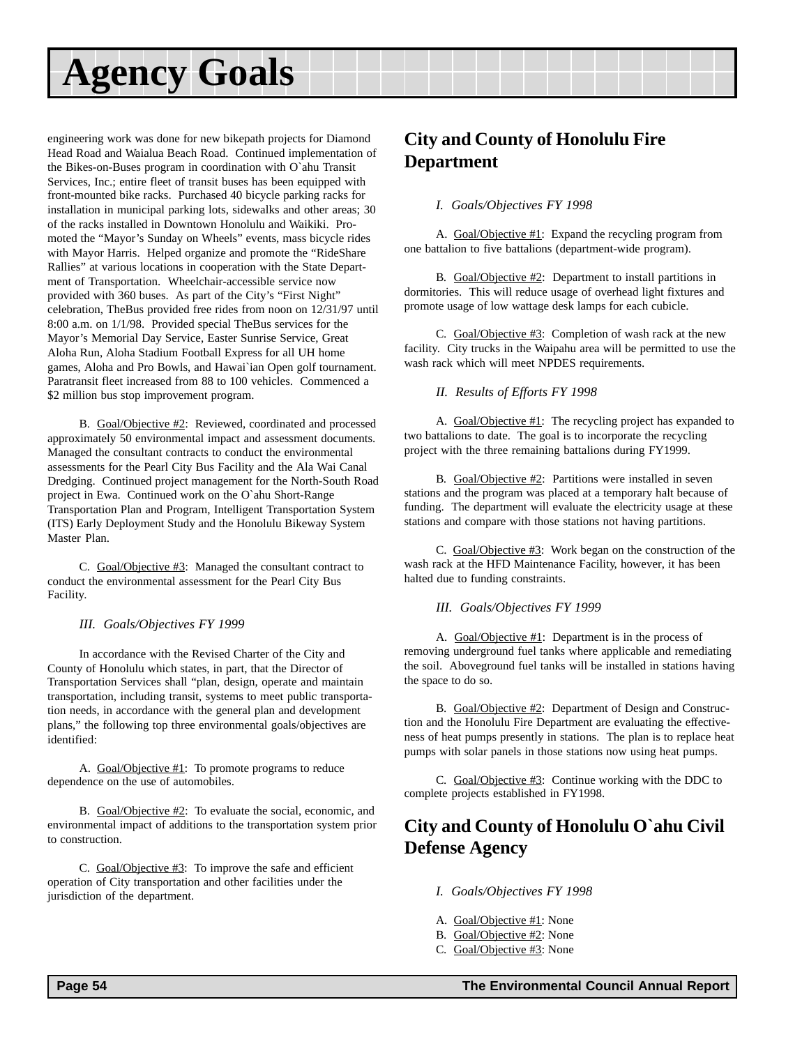# Agency Goals

engineering work was done for new bikepath projects for Diamond Head Road and Waialua Beach Road. Continued implementation of the Bikes-on-Buses program in coordination with O`ahu Transit Services, Inc.; entire fleet of transit buses has been equipped with front-mounted bike racks. Purchased 40 bicycle parking racks for installation in municipal parking lots, sidewalks and other areas; 30 of the racks installed in Downtown Honolulu and Waikiki. Promoted the "Mayor's Sunday on Wheels" events, mass bicycle rides with Mayor Harris. Helped organize and promote the "RideShare Rallies" at various locations in cooperation with the State Department of Transportation. Wheelchair-accessible service now provided with 360 buses. As part of the City's "First Night" celebration, TheBus provided free rides from noon on 12/31/97 until 8:00 a.m. on 1/1/98. Provided special TheBus services for the Mayor's Memorial Day Service, Easter Sunrise Service, Great Aloha Run, Aloha Stadium Football Express for all UH home games, Aloha and Pro Bowls, and Hawai`ian Open golf tournament. Paratransit fleet increased from 88 to 100 vehicles. Commenced a $2 million bus stop improvement program.

B. Goal/Objective #2: Reviewed, coordinated and processed approximately 50 environmental impact and assessment documents. Managed the consultant contracts to conduct the environmental assessments for the Pearl City Bus Facility and the Ala Wai Canal Dredging. Continued project management for the North-South Road project in Ewa. Continued work on the O`ahu Short-Range Transportation Plan and Program, Intelligent Transportation System (ITS) Early Deployment Study and the Honolulu Bikeway System Master Plan.

C. Goal/Objective #3: Managed the consultant contract to conduct the environmental assessment for the Pearl City Bus Facility.

*III. Goals/Objectives FY 1999*

In accordance with the Revised Charter of the City and County of Honolulu which states, in part, that the Director of Transportation Services shall "plan, design, operate and maintain transportation, including transit, systems to meet public transportation needs, in accordance with the general plan and development plans," the following top three environmental goals/objectives are identified:

A. Goal/Objective #1: To promote programs to reduce dependence on the use of automobiles.

B. Goal/Objective #2: To evaluate the social, economic, and environmental impact of additions to the transportation system prior to construction.

C. Goal/Objective #3: To improve the safe and efficient operation of City transportation and other facilities under the jurisdiction of the department.

## City and County of Honolulu Fire Department

*I. Goals/Objectives FY 1998*

A. Goal/Objective #1: Expand the recycling program from one battalion to five battalions (department-wide program).

B. Goal/Objective #2: Department to install partitions in dormitories. This will reduce usage of overhead light fixtures and promote usage of low wattage desk lamps for each cubicle.

C. Goal/Objective #3: Completion of wash rack at the new facility. City trucks in the Waipahu area will be permitted to use the wash rack which will meet NPDES requirements.

*II. Results of Efforts FY 1998*

A. Goal/Objective #1: The recycling project has expanded to two battalions to date. The goal is to incorporate the recycling project with the three remaining battalions during FY1999.

B. Goal/Objective #2: Partitions were installed in seven stations and the program was placed at a temporary halt because of funding. The department will evaluate the electricity usage at these stations and compare with those stations not having partitions.

C. Goal/Objective #3: Work began on the construction of the wash rack at the HFD Maintenance Facility, however, it has been halted due to funding constraints.

*III. Goals/Objectives FY 1999*

A. Goal/Objective #1: Department is in the process of removing underground fuel tanks where applicable and remediating the soil. Aboveground fuel tanks will be installed in stations having the space to do so.

B. Goal/Objective #2: Department of Design and Construction and the Honolulu Fire Department are evaluating the effectiveness of heat pumps presently in stations. The plan is to replace heat pumps with solar panels in those stations now using heat pumps.

C. Goal/Objective #3: Continue working with the DDC to complete projects established in FY1998.

## City and County of Honolulu O`ahu Civil Defense Agency

*I. Goals/Objectives FY 1998*

A. Goal/Objective #1: None
B. Goal/Objective #2: None
C. Goal/Objective #3: None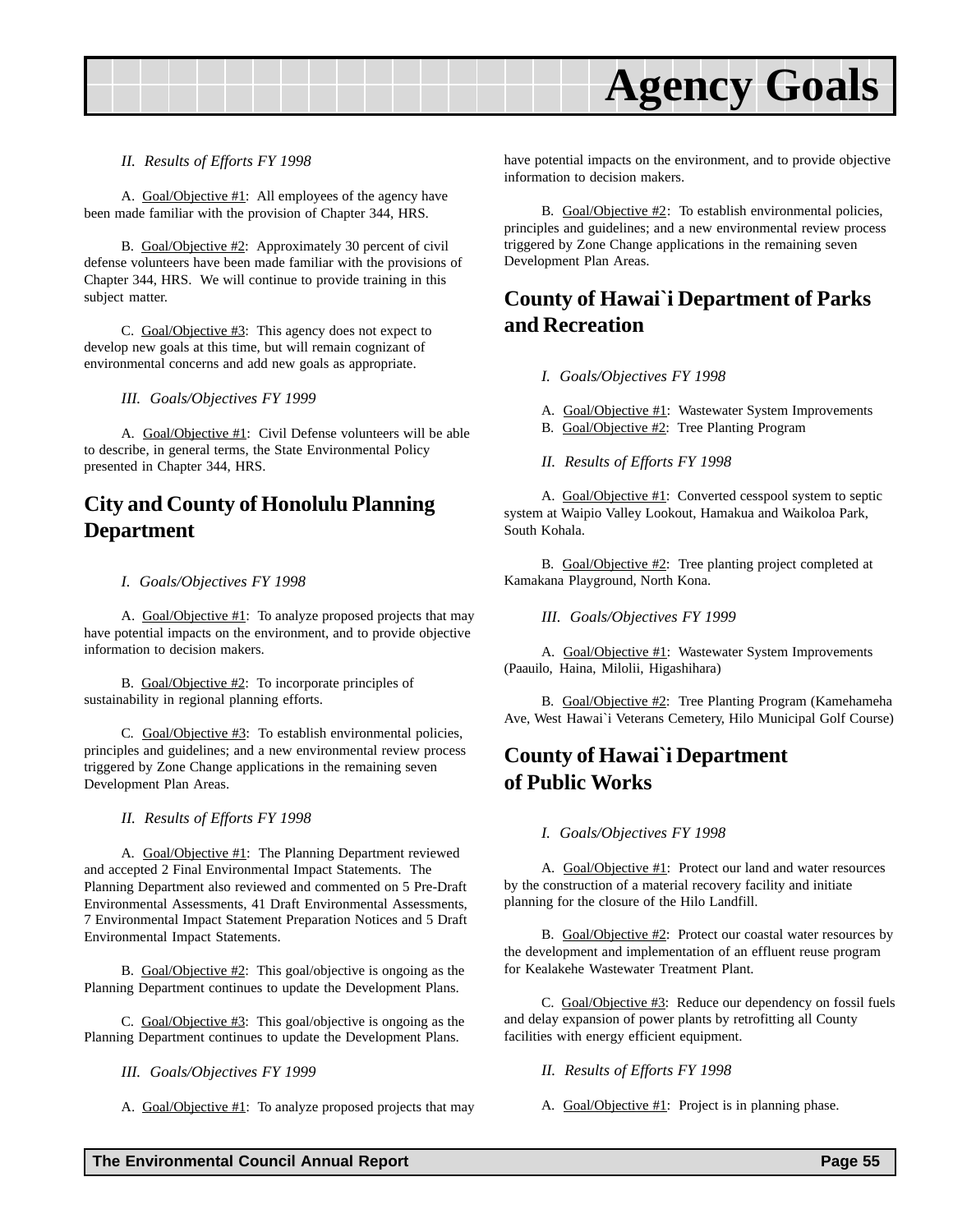*II. Results of Efforts FY 1998*

A. Goal/Objective #1: All employees of the agency have been made familiar with the provision of Chapter 344, HRS.

B. Goal/Objective #2: Approximately 30 percent of civil defense volunteers have been made familiar with the provisions of Chapter 344, HRS. We will continue to provide training in this subject matter.

C. Goal/Objective #3: This agency does not expect to develop new goals at this time, but will remain cognizant of environmental concerns and add new goals as appropriate.

*III. Goals/Objectives FY 1999*

A. Goal/Objective #1: Civil Defense volunteers will be able to describe, in general terms, the State Environmental Policy presented in Chapter 344, HRS.

## City and County of Honolulu Planning Department

*I. Goals/Objectives FY 1998*

A. Goal/Objective #1: To analyze proposed projects that may have potential impacts on the environment, and to provide objective information to decision makers.

B. Goal/Objective #2: To incorporate principles of sustainability in regional planning efforts.

C. Goal/Objective #3: To establish environmental policies, principles and guidelines; and a new environmental review process triggered by Zone Change applications in the remaining seven Development Plan Areas.

*II. Results of Efforts FY 1998*

A. Goal/Objective #1: The Planning Department reviewed and accepted 2 Final Environmental Impact Statements. The Planning Department also reviewed and commented on 5 Pre-Draft Environmental Assessments, 41 Draft Environmental Assessments, 7 Environmental Impact Statement Preparation Notices and 5 Draft Environmental Impact Statements.

B. Goal/Objective #2: This goal/objective is ongoing as the Planning Department continues to update the Development Plans.

C. Goal/Objective #3: This goal/objective is ongoing as the Planning Department continues to update the Development Plans.

*III. Goals/Objectives FY 1999*

A. Goal/Objective #1: To analyze proposed projects that may have potential impacts on the environment, and to provide objective information to decision makers.

B. Goal/Objective #2: To establish environmental policies, principles and guidelines; and a new environmental review process triggered by Zone Change applications in the remaining seven Development Plan Areas.

## County of Hawai`i Department of Parks and Recreation

*I. Goals/Objectives FY 1998*

A. Goal/Objective #1: Wastewater System Improvements
B. Goal/Objective #2: Tree Planting Program

*II. Results of Efforts FY 1998*

A. Goal/Objective #1: Converted cesspool system to septic system at Waipio Valley Lookout, Hamakua and Waikoloa Park, South Kohala.

B. Goal/Objective #2: Tree planting project completed at Kamakana Playground, North Kona.

*III. Goals/Objectives FY 1999*

A. Goal/Objective #1: Wastewater System Improvements (Paauilo, Haina, Milolii, Higashihara)

B. Goal/Objective #2: Tree Planting Program (Kamehameha Ave, West Hawai`i Veterans Cemetery, Hilo Municipal Golf Course)

## County of Hawai`i Department of Public Works

*I. Goals/Objectives FY 1998*

A. Goal/Objective #1: Protect our land and water resources by the construction of a material recovery facility and initiate planning for the closure of the Hilo Landfill.

B. Goal/Objective #2: Protect our coastal water resources by the development and implementation of an effluent reuse program for Kealakehe Wastewater Treatment Plant.

C. Goal/Objective #3: Reduce our dependency on fossil fuels and delay expansion of power plants by retrofitting all County facilities with energy efficient equipment.

*II. Results of Efforts FY 1998*

A. Goal/Objective #1: Project is in planning phase.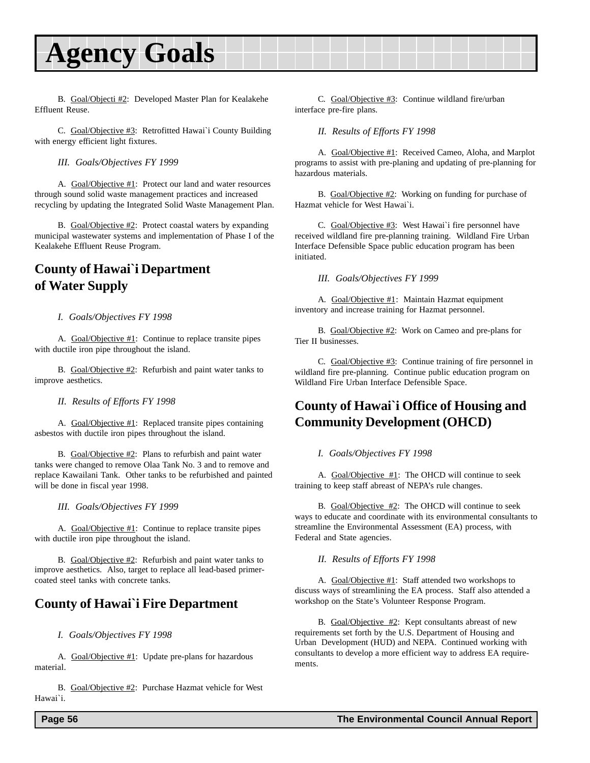# Agency Goals

B. Goal/Objecti #2: Developed Master Plan for Kealakehe Effluent Reuse.

C. Goal/Objective #3: Retrofitted Hawai`i County Building with energy efficient light fixtures.

*III. Goals/Objectives FY 1999*

A. Goal/Objective #1: Protect our land and water resources through sound solid waste management practices and increased recycling by updating the Integrated Solid Waste Management Plan.

B. Goal/Objective #2: Protect coastal waters by expanding municipal wastewater systems and implementation of Phase I of the Kealakehe Effluent Reuse Program.

## County of Hawai`i Department of Water Supply

*I. Goals/Objectives FY 1998*

A. Goal/Objective #1: Continue to replace transite pipes with ductile iron pipe throughout the island.

B. Goal/Objective #2: Refurbish and paint water tanks to improve aesthetics.

*II. Results of Efforts FY 1998*

A. Goal/Objective #1: Replaced transite pipes containing asbestos with ductile iron pipes throughout the island.

B. Goal/Objective #2: Plans to refurbish and paint water tanks were changed to remove Olaa Tank No. 3 and to remove and replace Kawailani Tank. Other tanks to be refurbished and painted will be done in fiscal year 1998.

*III. Goals/Objectives FY 1999*

A. Goal/Objective #1: Continue to replace transite pipes with ductile iron pipe throughout the island.

B. Goal/Objective #2: Refurbish and paint water tanks to improve aesthetics. Also, target to replace all lead-based primer-coated steel tanks with concrete tanks.

## County of Hawai`i Fire Department

*I. Goals/Objectives FY 1998*

A. Goal/Objective #1: Update pre-plans for hazardous material.

B. Goal/Objective #2: Purchase Hazmat vehicle for West Hawai`i.

C. Goal/Objective #3: Continue wildland fire/urban interface pre-fire plans.

*II. Results of Efforts FY 1998*

A. Goal/Objective #1: Received Cameo, Aloha, and Marplot programs to assist with pre-planing and updating of pre-planning for hazardous materials.

B. Goal/Objective #2: Working on funding for purchase of Hazmat vehicle for West Hawai`i.

C. Goal/Objective #3: West Hawai`i fire personnel have received wildland fire pre-planning training. Wildland Fire Urban Interface Defensible Space public education program has been initiated.

*III. Goals/Objectives FY 1999*

A. Goal/Objective #1: Maintain Hazmat equipment inventory and increase training for Hazmat personnel.

B. Goal/Objective #2: Work on Cameo and pre-plans for Tier II businesses.

C. Goal/Objective #3: Continue training of fire personnel in wildland fire pre-planning. Continue public education program on Wildland Fire Urban Interface Defensible Space.

## County of Hawai`i Office of Housing and Community Development (OHCD)

*I. Goals/Objectives FY 1998*

A. Goal/Objective #1: The OHCD will continue to seek training to keep staff abreast of NEPA's rule changes.

B. Goal/Objective #2: The OHCD will continue to seek ways to educate and coordinate with its environmental consultants to streamline the Environmental Assessment (EA) process, with Federal and State agencies.

*II. Results of Efforts FY 1998*

A. Goal/Objective #1: Staff attended two workshops to discuss ways of streamlining the EA process. Staff also attended a workshop on the State's Volunteer Response Program.

B. Goal/Objective #2: Kept consultants abreast of new requirements set forth by the U.S. Department of Housing and Urban Development (HUD) and NEPA. Continued working with consultants to develop a more efficient way to address EA requirements.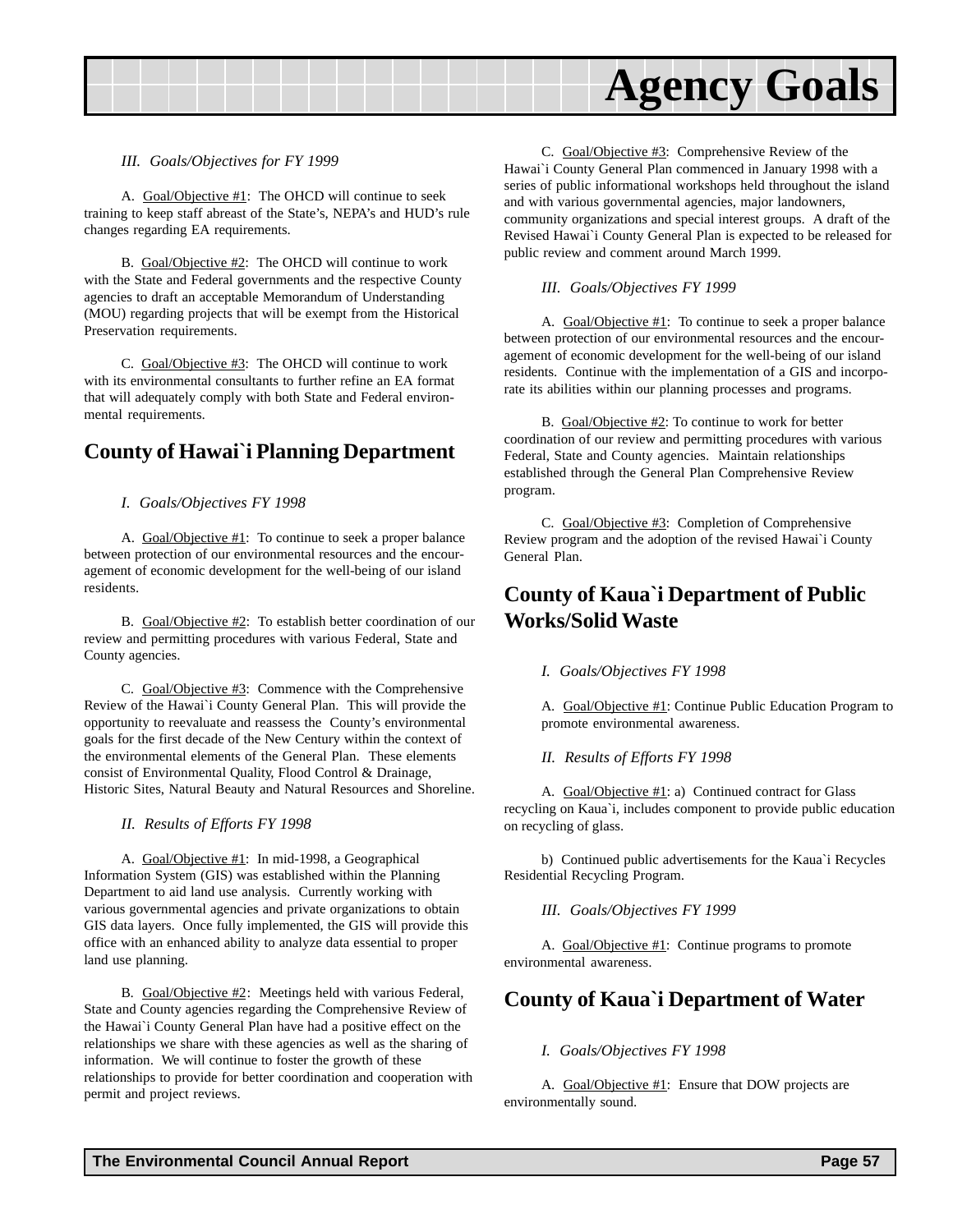*III. Goals/Objectives for FY 1999*

A. Goal/Objective #1: The OHCD will continue to seek training to keep staff abreast of the State's, NEPA's and HUD's rule changes regarding EA requirements.

B. Goal/Objective #2: The OHCD will continue to work with the State and Federal governments and the respective County agencies to draft an acceptable Memorandum of Understanding (MOU) regarding projects that will be exempt from the Historical Preservation requirements.

C. Goal/Objective #3: The OHCD will continue to work with its environmental consultants to further refine an EA format that will adequately comply with both State and Federal environmental requirements.

## County of Hawai`i Planning Department

*I. Goals/Objectives FY 1998*

A. Goal/Objective #1: To continue to seek a proper balance between protection of our environmental resources and the encouragement of economic development for the well-being of our island residents.

B. Goal/Objective #2: To establish better coordination of our review and permitting procedures with various Federal, State and County agencies.

C. Goal/Objective #3: Commence with the Comprehensive Review of the Hawai`i County General Plan. This will provide the opportunity to reevaluate and reassess the County's environmental goals for the first decade of the New Century within the context of the environmental elements of the General Plan. These elements consist of Environmental Quality, Flood Control & Drainage, Historic Sites, Natural Beauty and Natural Resources and Shoreline.

*II. Results of Efforts FY 1998*

A. Goal/Objective #1: In mid-1998, a Geographical Information System (GIS) was established within the Planning Department to aid land use analysis. Currently working with various governmental agencies and private organizations to obtain GIS data layers. Once fully implemented, the GIS will provide this office with an enhanced ability to analyze data essential to proper land use planning.

B. Goal/Objective #2: Meetings held with various Federal, State and County agencies regarding the Comprehensive Review of the Hawai`i County General Plan have had a positive effect on the relationships we share with these agencies as well as the sharing of information. We will continue to foster the growth of these relationships to provide for better coordination and cooperation with permit and project reviews.

C. Goal/Objective #3: Comprehensive Review of the Hawai`i County General Plan commenced in January 1998 with a series of public informational workshops held throughout the island and with various governmental agencies, major landowners, community organizations and special interest groups. A draft of the Revised Hawai`i County General Plan is expected to be released for public review and comment around March 1999.

*III. Goals/Objectives FY 1999*

A. Goal/Objective #1: To continue to seek a proper balance between protection of our environmental resources and the encouragement of economic development for the well-being of our island residents. Continue with the implementation of a GIS and incorporate its abilities within our planning processes and programs.

B. Goal/Objective #2: To continue to work for better coordination of our review and permitting procedures with various Federal, State and County agencies. Maintain relationships established through the General Plan Comprehensive Review program.

C. Goal/Objective #3: Completion of Comprehensive Review program and the adoption of the revised Hawai`i County General Plan.

## County of Kaua`i Department of Public Works/Solid Waste

*I. Goals/Objectives FY 1998*

A. Goal/Objective #1: Continue Public Education Program to promote environmental awareness.

*II. Results of Efforts FY 1998*

A. Goal/Objective #1: a) Continued contract for Glass recycling on Kaua`i, includes component to provide public education on recycling of glass.

b) Continued public advertisements for the Kaua`i Recycles Residential Recycling Program.

*III. Goals/Objectives FY 1999*

A. Goal/Objective #1: Continue programs to promote environmental awareness.

## County of Kaua`i Department of Water

*I. Goals/Objectives FY 1998*

A. Goal/Objective #1: Ensure that DOW projects are environmentally sound.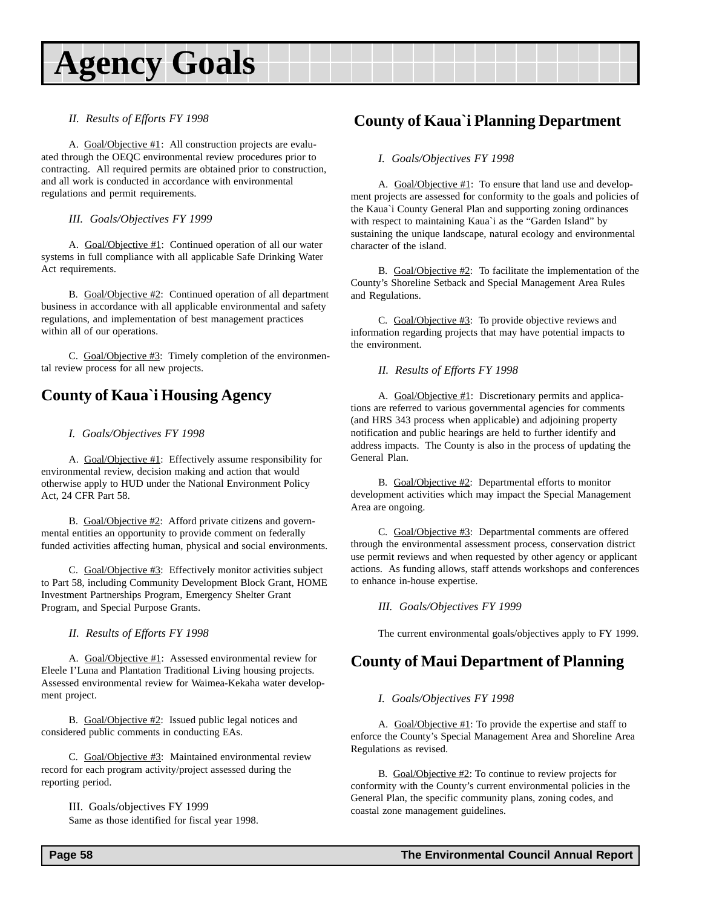# Agency Goals

*II. Results of Efforts FY 1998*

A. Goal/Objective #1: All construction projects are evaluated through the OEQC environmental review procedures prior to contracting. All required permits are obtained prior to construction, and all work is conducted in accordance with environmental regulations and permit requirements.

*III. Goals/Objectives FY 1999*

A. Goal/Objective #1: Continued operation of all our water systems in full compliance with all applicable Safe Drinking Water Act requirements.

B. Goal/Objective #2: Continued operation of all department business in accordance with all applicable environmental and safety regulations, and implementation of best management practices within all of our operations.

C. Goal/Objective #3: Timely completion of the environmental review process for all new projects.

## County of Kaua`i Housing Agency

*I. Goals/Objectives FY 1998*

A. Goal/Objective #1: Effectively assume responsibility for environmental review, decision making and action that would otherwise apply to HUD under the National Environment Policy Act, 24 CFR Part 58.

B. Goal/Objective #2: Afford private citizens and governmental entities an opportunity to provide comment on federally funded activities affecting human, physical and social environments.

C. Goal/Objective #3: Effectively monitor activities subject to Part 58, including Community Development Block Grant, HOME Investment Partnerships Program, Emergency Shelter Grant Program, and Special Purpose Grants.

*II. Results of Efforts FY 1998*

A. Goal/Objective #1: Assessed environmental review for Eleele I'Luna and Plantation Traditional Living housing projects. Assessed environmental review for Waimea-Kekaha water development project.

B. Goal/Objective #2: Issued public legal notices and considered public comments in conducting EAs.

C. Goal/Objective #3: Maintained environmental review record for each program activity/project assessed during the reporting period.

III. Goals/objectives FY 1999
Same as those identified for fiscal year 1998.

## County of Kaua`i Planning Department

*I. Goals/Objectives FY 1998*

A. Goal/Objective #1: To ensure that land use and development projects are assessed for conformity to the goals and policies of the Kaua`i County General Plan and supporting zoning ordinances with respect to maintaining Kaua`i as the "Garden Island" by sustaining the unique landscape, natural ecology and environmental character of the island.

B. Goal/Objective #2: To facilitate the implementation of the County's Shoreline Setback and Special Management Area Rules and Regulations.

C. Goal/Objective #3: To provide objective reviews and information regarding projects that may have potential impacts to the environment.

*II. Results of Efforts FY 1998*

A. Goal/Objective #1: Discretionary permits and applications are referred to various governmental agencies for comments (and HRS 343 process when applicable) and adjoining property notification and public hearings are held to further identify and address impacts. The County is also in the process of updating the General Plan.

B. Goal/Objective #2: Departmental efforts to monitor development activities which may impact the Special Management Area are ongoing.

C. Goal/Objective #3: Departmental comments are offered through the environmental assessment process, conservation district use permit reviews and when requested by other agency or applicant actions. As funding allows, staff attends workshops and conferences to enhance in-house expertise.

*III. Goals/Objectives FY 1999*

The current environmental goals/objectives apply to FY 1999.

## County of Maui Department of Planning

*I. Goals/Objectives FY 1998*

A. Goal/Objective #1: To provide the expertise and staff to enforce the County's Special Management Area and Shoreline Area Regulations as revised.

B. Goal/Objective #2: To continue to review projects for conformity with the County's current environmental policies in the General Plan, the specific community plans, zoning codes, and coastal zone management guidelines.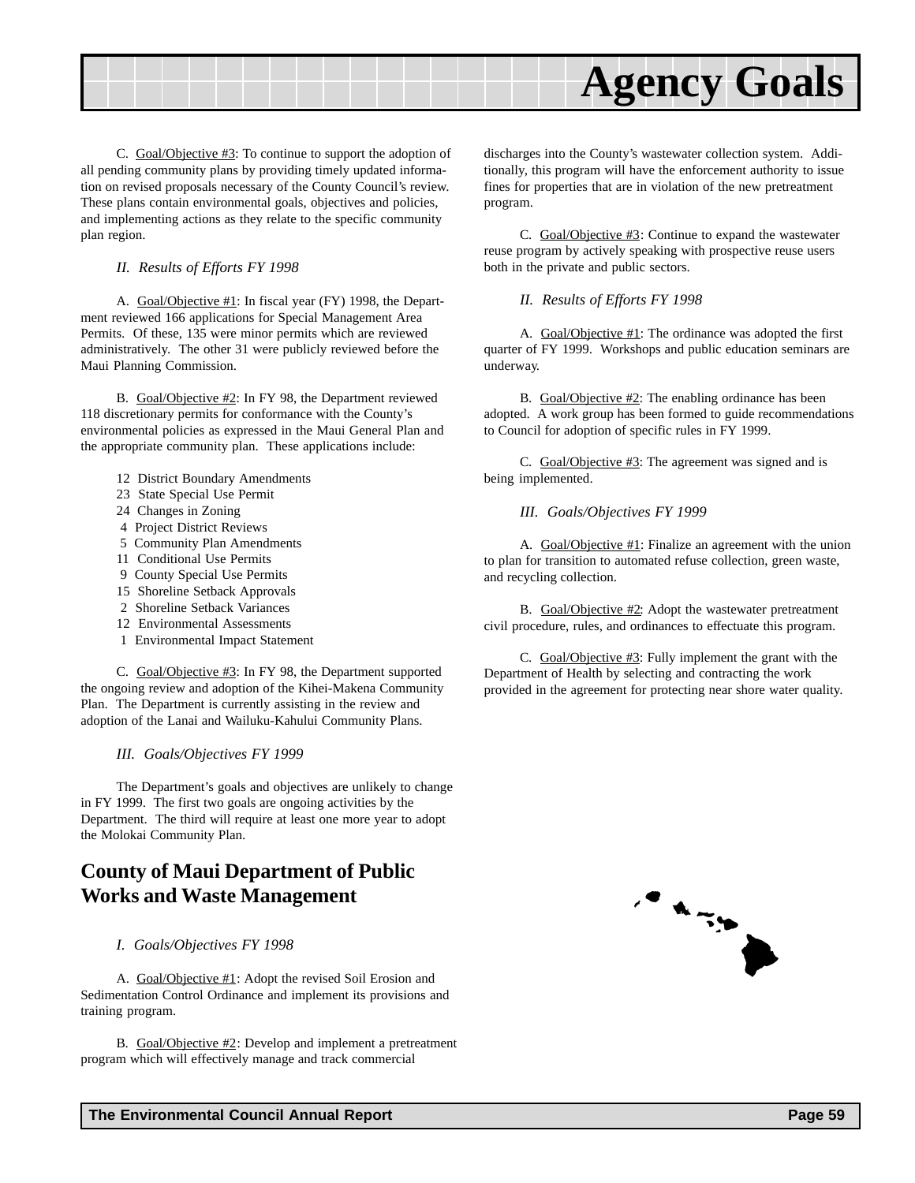C. Goal/Objective #3: To continue to support the adoption of all pending community plans by providing timely updated information on revised proposals necessary of the County Council's review. These plans contain environmental goals, objectives and policies, and implementing actions as they relate to the specific community plan region.

*II. Results of Efforts FY 1998*

A. Goal/Objective #1: In fiscal year (FY) 1998, the Department reviewed 166 applications for Special Management Area Permits. Of these, 135 were minor permits which are reviewed administratively. The other 31 were publicly reviewed before the Maui Planning Commission.

B. Goal/Objective #2: In FY 98, the Department reviewed 118 discretionary permits for conformance with the County's environmental policies as expressed in the Maui General Plan and the appropriate community plan. These applications include:

- 12 District Boundary Amendments
- 23 State Special Use Permit
- 24 Changes in Zoning
- 4 Project District Reviews
- 5 Community Plan Amendments
- 11 Conditional Use Permits
- 9 County Special Use Permits
- 15 Shoreline Setback Approvals
- 2 Shoreline Setback Variances
- 12 Environmental Assessments
- 1 Environmental Impact Statement

C. Goal/Objective #3: In FY 98, the Department supported the ongoing review and adoption of the Kihei-Makena Community Plan. The Department is currently assisting in the review and adoption of the Lanai and Wailuku-Kahului Community Plans.

*III. Goals/Objectives FY 1999*

The Department's goals and objectives are unlikely to change in FY 1999. The first two goals are ongoing activities by the Department. The third will require at least one more year to adopt the Molokai Community Plan.

## County of Maui Department of Public Works and Waste Management

*I. Goals/Objectives FY 1998*

A. Goal/Objective #1: Adopt the revised Soil Erosion and Sedimentation Control Ordinance and implement its provisions and training program.

B. Goal/Objective #2: Develop and implement a pretreatment program which will effectively manage and track commercial discharges into the County's wastewater collection system. Additionally, this program will have the enforcement authority to issue fines for properties that are in violation of the new pretreatment program.

C. Goal/Objective #3: Continue to expand the wastewater reuse program by actively speaking with prospective reuse users both in the private and public sectors.

*II. Results of Efforts FY 1998*

A. Goal/Objective #1: The ordinance was adopted the first quarter of FY 1999. Workshops and public education seminars are underway.

B. Goal/Objective #2: The enabling ordinance has been adopted. A work group has been formed to guide recommendations to Council for adoption of specific rules in FY 1999.

C. Goal/Objective #3: The agreement was signed and is being implemented.

*III. Goals/Objectives FY 1999*

A. Goal/Objective #1: Finalize an agreement with the union to plan for transition to automated refuse collection, green waste, and recycling collection.

B. Goal/Objective #2: Adopt the wastewater pretreatment civil procedure, rules, and ordinances to effectuate this program.

C. Goal/Objective #3: Fully implement the grant with the Department of Health by selecting and contracting the work provided in the agreement for protecting near shore water quality.